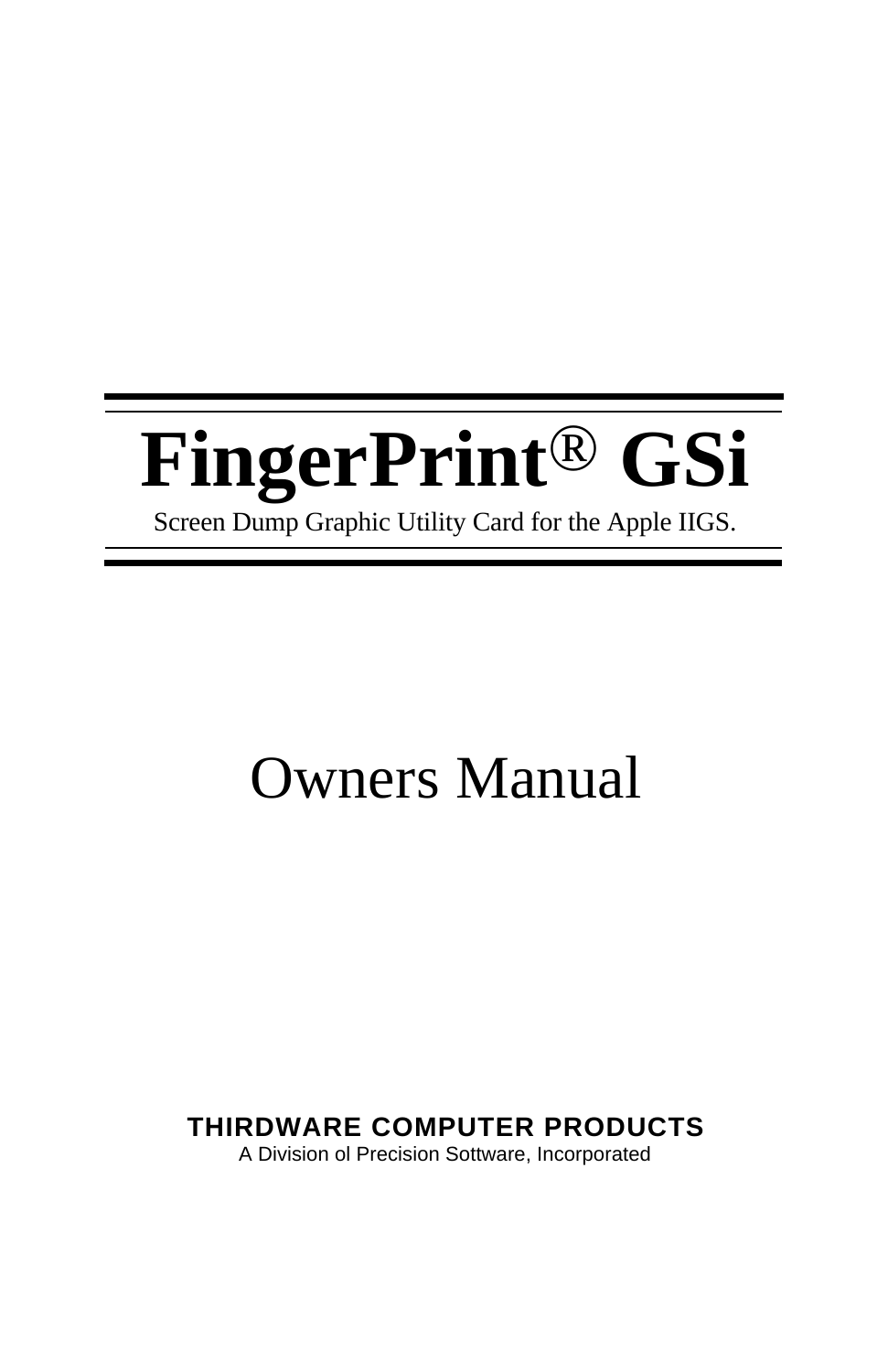# FingerPrint® GSi

Screen Dump Graphic Utility Card for the Apple IIGS.

# Owners Manual

**THIRDWARE COMPUTER PRODUCTS**

A Division ol Precision Sottware, Incorporated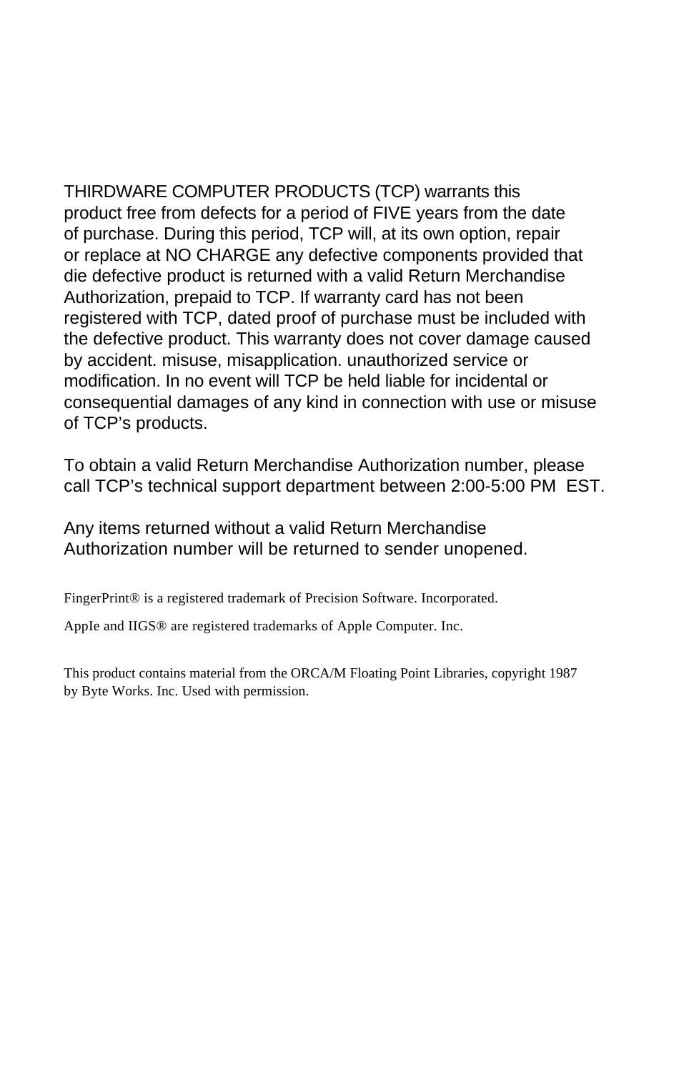THIRDWARE COMPUTER PRODUCTS (TCP) warrants this product free from defects for a period of FIVE years from the date of purchase. During this period, TCP will, at its own option, repair or replace at NO CHARGE any defective components provided that die defective product is returned with a valid Return Merchandise Authorization, prepaid to TCP. If warranty card has not been registered with TCP, dated proof of purchase must be included with the defective product. This warranty does not cover damage caused by accident. misuse, misapplication. unauthorized service or modification. In no event will TCP be held liable for incidental or consequential damages of any kind in connection with use or misuse of TCP's products.

To obtain a valid Return Merchandise Authorization number, please call TCP's technical support department between 2:00-5:00 PM EST.

Any items returned without a valid Return Merchandise Authorization number will be returned to sender unopened.

FingerPrint® is a registered trademark of Precision Software. Incorporated.

AppIe and IIGS® are registered trademarks of Apple Computer. Inc.

This product contains material from the ORCA/M Floating Point Libraries, copyright 1987 by Byte Works. Inc. Used with permission.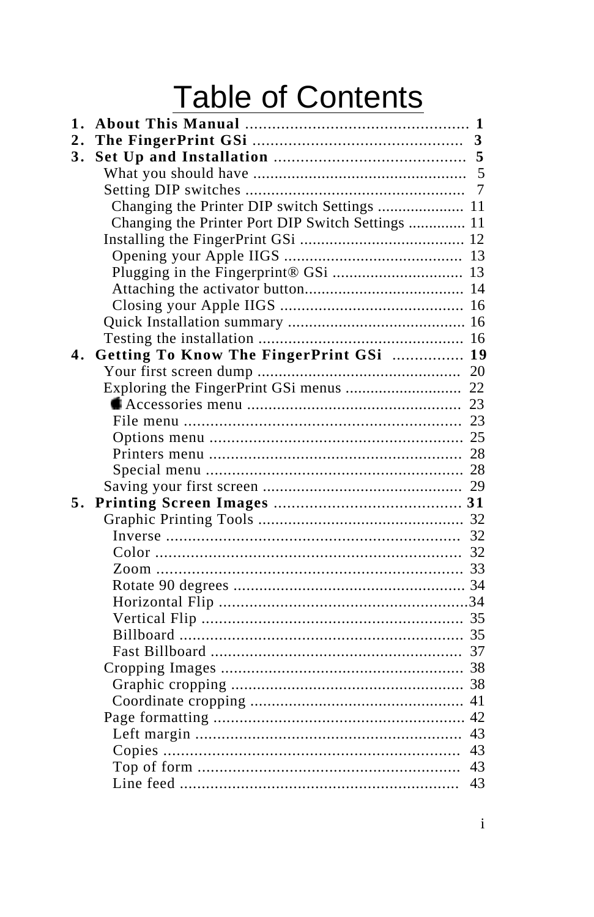# Table of Contents

**1. About This Manual** .................................................. **1**

**2. The FingerPrint GSi** ................................................ **3**

**3. Set Up and Installation** ............................................ **5**

- What you should have .................................................. 5
- Setting DIP switches ................................................... 7
  - Changing the Printer DIP switch Settings ..................... 11
  - Changing the Printer Port DIP Switch Settings ............. 11
- Installing the FingerPrint GSi ....................................... 12
  - Opening your Apple IIGS .......................................... 13
  - Plugging in the Fingerprint® GSi ............................... 13
  - Attaching the activator button...................................... 14
  - Closing your Apple IIGS ........................................... 16
- Quick Installation summary .......................................... 16
- Testing the installation ................................................ 16

**4. Getting To Know The FingerPrint GSi** ................ **19**

- Your first screen dump ................................................ 20
- Exploring the FingerPrint GSi menus ............................ 22
  -  Accessories menu ................................................ 23
  - File menu ............................................................... 23
  - Options menu .......................................................... 25
  - Printers menu .......................................................... 28
  - Special menu ........................................................... 28
- Saving your first screen .............................................. 29

**5. Printing Screen Images** ........................................... **31**

- Graphic Printing Tools ................................................ 32
  - Inverse ................................................................... 32
  - Color ...................................................................... 32
  - Zoom ...................................................................... 33
  - Rotate 90 degrees ..................................................... 34
  - Horizontal Flip .........................................................34
  - Vertical Flip ............................................................ 35
  - Billboard ................................................................ 35
  - Fast Billboard .......................................................... 37
- Cropping Images ........................................................ 38
  - Graphic cropping ..................................................... 38
  - Coordinate cropping ................................................. 41
- Page formatting .......................................................... 42
  - Left margin ............................................................. 43
  - Copies .................................................................... 43
  - Top of form ............................................................ 43
  - Line feed ................................................................ 43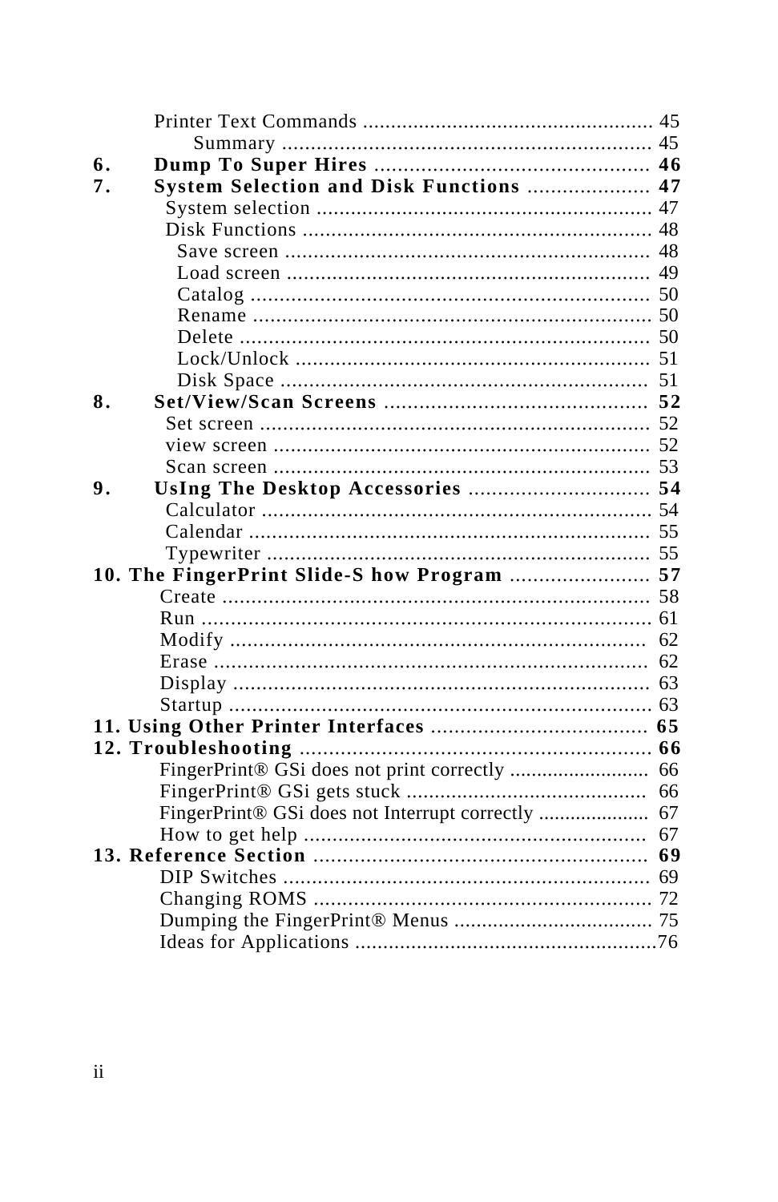Printer Text Commands .................................................... 45
Summary ................................................................ 45

**6. Dump To Super Hires ................................................ 46**

**7. System Selection and Disk Functions ..................... 47**

System selection ........................................................... 47
Disk Functions ............................................................. 48
Save screen ................................................................ 48
Load screen ................................................................ 49
Catalog ...................................................................... 50
Rename ...................................................................... 50
Delete ........................................................................ 50
Lock/Unlock ............................................................... 51
Disk Space ................................................................. 51

**8. Set/View/Scan Screens ............................................. 52**

Set screen .................................................................... 52
view screen .................................................................. 52
Scan screen .................................................................. 53

**9. UsIng The Desktop Accessories ............................... 54**

Calculator .................................................................... 54
Calendar ...................................................................... 55
Typewriter ................................................................... 55

**10. The FingerPrint Slide-S how Program ........................ 57**

Create .......................................................................... 58
Run ............................................................................. 61
Modify ......................................................................... 62
Erase ........................................................................... 62
Display ........................................................................ 63
Startup ......................................................................... 63

**11. Using Other Printer Interfaces ..................................... 65**

**12. Troubleshooting ............................................................ 66**

FingerPrint® GSi does not print correctly .......................... 66
FingerPrint® GSi gets stuck ........................................... 66
FingerPrint® GSi does not Interrupt correctly ..................... 67
How to get help ............................................................ 67

**13. Reference Section .......................................................... 69**

DIP Switches ................................................................ 69
Changing ROMS ........................................................... 72
Dumping the FingerPrint® Menus .................................... 75
Ideas for Applications .....................................................76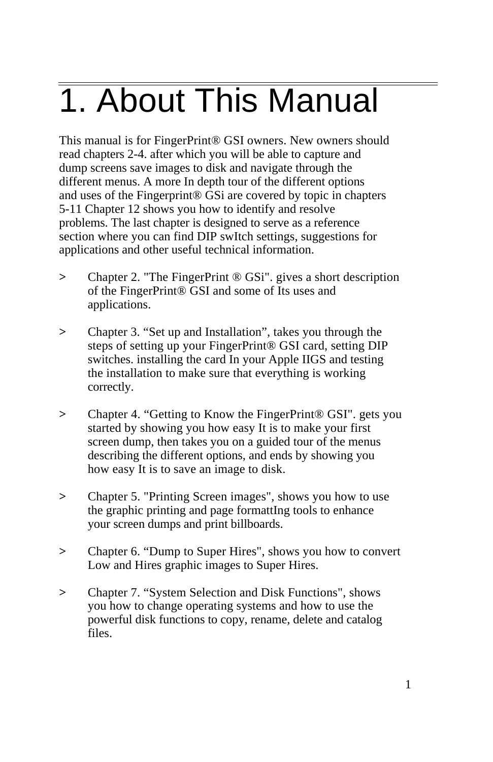# 1. About This Manual

This manual is for FingerPrint® GSI owners. New owners should read chapters 2-4. after which you will be able to capture and dump screens save images to disk and navigate through the different menus. A more In depth tour of the different options and uses of the Fingerprint® GSi are covered by topic in chapters 5-11 Chapter 12 shows you how to identify and resolve problems. The last chapter is designed to serve as a reference section where you can find DIP swItch settings, suggestions for applications and other useful technical information.

> Chapter 2. "The FingerPrint ® GSi". gives a short description of the FingerPrint® GSI and some of Its uses and applications.

> Chapter 3. “Set up and Installation”, takes you through the steps of setting up your FingerPrint® GSI card, setting DIP switches. installing the card In your Apple IIGS and testing the installation to make sure that everything is working correctly.

> Chapter 4. “Getting to Know the FingerPrint® GSI". gets you started by showing you how easy It is to make your first screen dump, then takes you on a guided tour of the menus describing the different options, and ends by showing you how easy It is to save an image to disk.

> Chapter 5. "Printing Screen images", shows you how to use the graphic printing and page formattIng tools to enhance your screen dumps and print billboards.

> Chapter 6. “Dump to Super Hires", shows you how to convert Low and Hires graphic images to Super Hires.

> Chapter 7. “System Selection and Disk Functions", shows you how to change operating systems and how to use the powerful disk functions to copy, rename, delete and catalog files.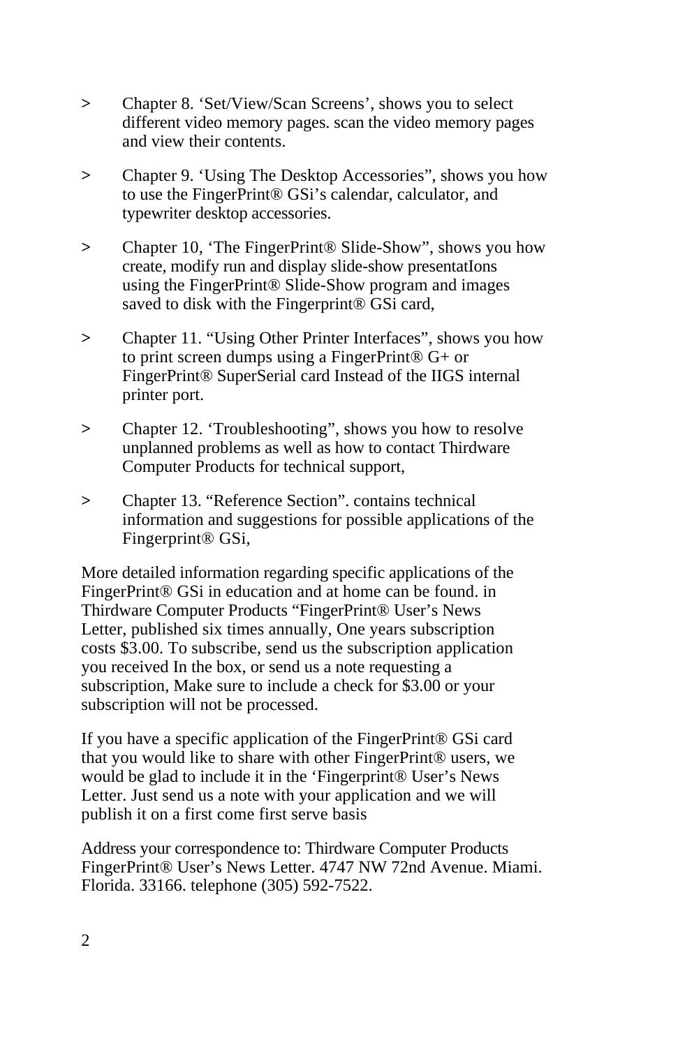> Chapter 8. ‘Set/View/Scan Screens’, shows you to select different video memory pages. scan the video memory pages and view their contents.

> Chapter 9. ‘Using The Desktop Accessories”, shows you how to use the FingerPrint® GSi’s calendar, calculator, and typewriter desktop accessories.

> Chapter 10, ‘The FingerPrint® Slide-Show”, shows you how create, modify run and display slide-show presentatIons using the FingerPrint® Slide-Show program and images saved to disk with the Fingerprint® GSi card,

> Chapter 11. “Using Other Printer Interfaces”, shows you how to print screen dumps using a FingerPrint® G+ or FingerPrint® SuperSerial card Instead of the IIGS internal printer port.

> Chapter 12. ‘Troubleshooting”, shows you how to resolve unplanned problems as well as how to contact Thirdware Computer Products for technical support,

> Chapter 13. “Reference Section”. contains technical information and suggestions for possible applications of the Fingerprint® GSi,

More detailed information regarding specific applications of the FingerPrint® GSi in education and at home can be found. in Thirdware Computer Products “FingerPrint® User’s News Letter, published six times annually, One years subscription costs $3.00. To subscribe, send us the subscription application you received In the box, or send us a note requesting a subscription, Make sure to include a check for $3.00 or your subscription will not be processed.

If you have a specific application of the FingerPrint® GSi card that you would like to share with other FingerPrint® users, we would be glad to include it in the ‘Fingerprint® User’s News Letter. Just send us a note with your application and we will publish it on a first come first serve basis

Address your correspondence to: Thirdware Computer Products FingerPrint® User’s News Letter. 4747 NW 72nd Avenue. Miami. Florida. 33166. telephone (305) 592-7522.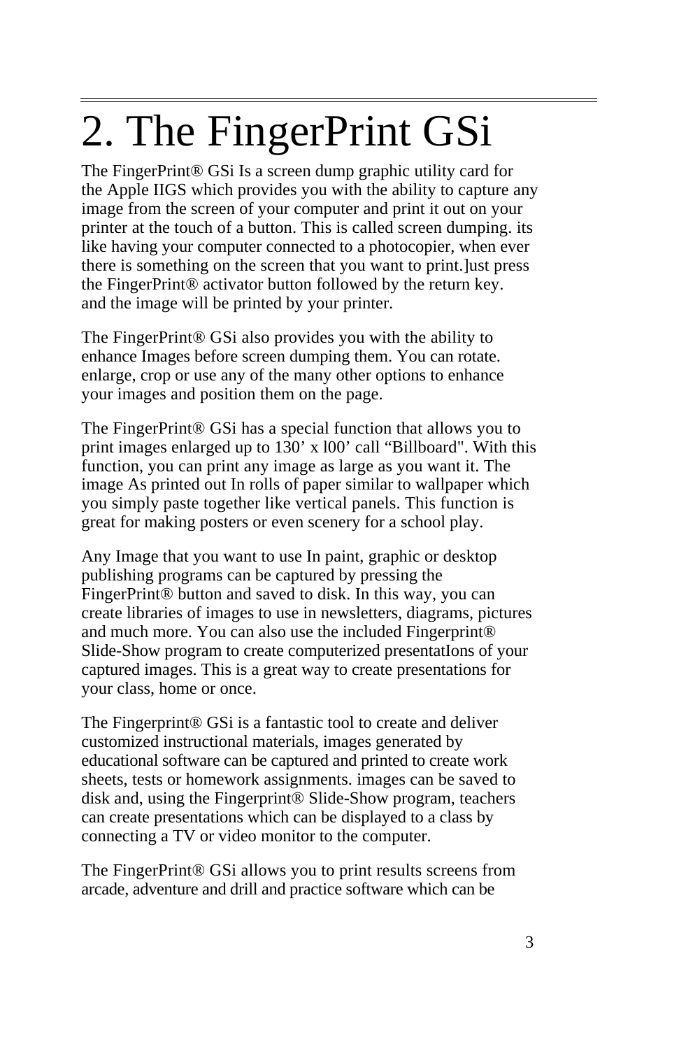# 2. The FingerPrint GSi

The FingerPrint® GSi Is a screen dump graphic utility card for the Apple IIGS which provides you with the ability to capture any image from the screen of your computer and print it out on your printer at the touch of a button. This is called screen dumping. its like having your computer connected to a photocopier, when ever there is something on the screen that you want to print.]ust press the FingerPrint® activator button followed by the return key. and the image will be printed by your printer.

The FingerPrint® GSi also provides you with the ability to enhance Images before screen dumping them. You can rotate. enlarge, crop or use any of the many other options to enhance your images and position them on the page.

The FingerPrint® GSi has a special function that allows you to print images enlarged up to 130' x l00' call "Billboard". With this function, you can print any image as large as you want it. The image As printed out In rolls of paper similar to wallpaper which you simply paste together like vertical panels. This function is great for making posters or even scenery for a school play.

Any Image that you want to use In paint, graphic or desktop publishing programs can be captured by pressing the FingerPrint® button and saved to disk. In this way, you can create libraries of images to use in newsletters, diagrams, pictures and much more. You can also use the included Fingerprint® Slide-Show program to create computerized presentatIons of your captured images. This is a great way to create presentations for your class, home or once.

The Fingerprint® GSi is a fantastic tool to create and deliver customized instructional materials, images generated by educational software can be captured and printed to create work sheets, tests or homework assignments. images can be saved to disk and, using the Fingerprint® Slide-Show program, teachers can create presentations which can be displayed to a class by connecting a TV or video monitor to the computer.

The FingerPrint® GSi allows you to print results screens from arcade, adventure and drill and practice software which can be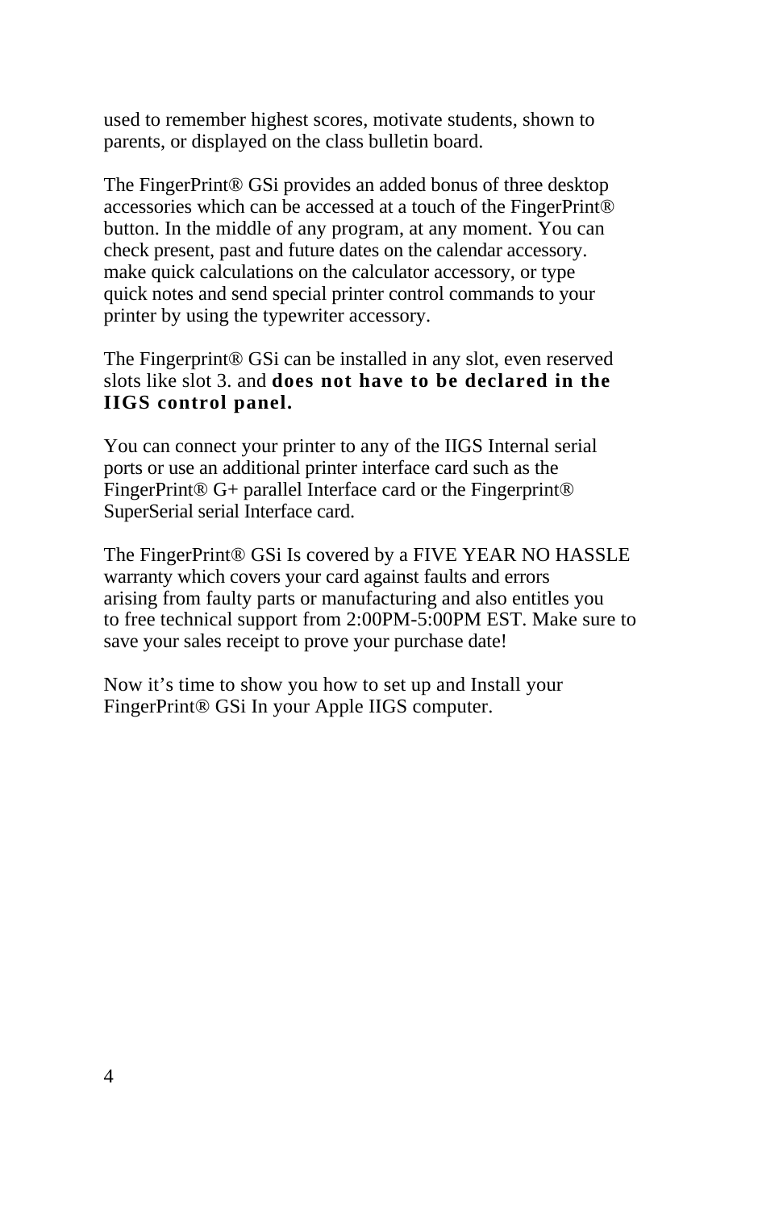used to remember highest scores, motivate students, shown to parents, or displayed on the class bulletin board.

The FingerPrint® GSi provides an added bonus of three desktop accessories which can be accessed at a touch of the FingerPrint® button. In the middle of any program, at any moment. You can check present, past and future dates on the calendar accessory. make quick calculations on the calculator accessory, or type quick notes and send special printer control commands to your printer by using the typewriter accessory.

The Fingerprint® GSi can be installed in any slot, even reserved slots like slot 3. and **does not have to be declared in the IIGS control panel.**

You can connect your printer to any of the IIGS Internal serial ports or use an additional printer interface card such as the FingerPrint® G+ parallel Interface card or the Fingerprint® SuperSerial serial Interface card.

The FingerPrint® GSi Is covered by a FIVE YEAR NO HASSLE warranty which covers your card against faults and errors arising from faulty parts or manufacturing and also entitles you to free technical support from 2:00PM-5:00PM EST. Make sure to save your sales receipt to prove your purchase date!

Now it’s time to show you how to set up and Install your FingerPrint® GSi In your Apple IIGS computer.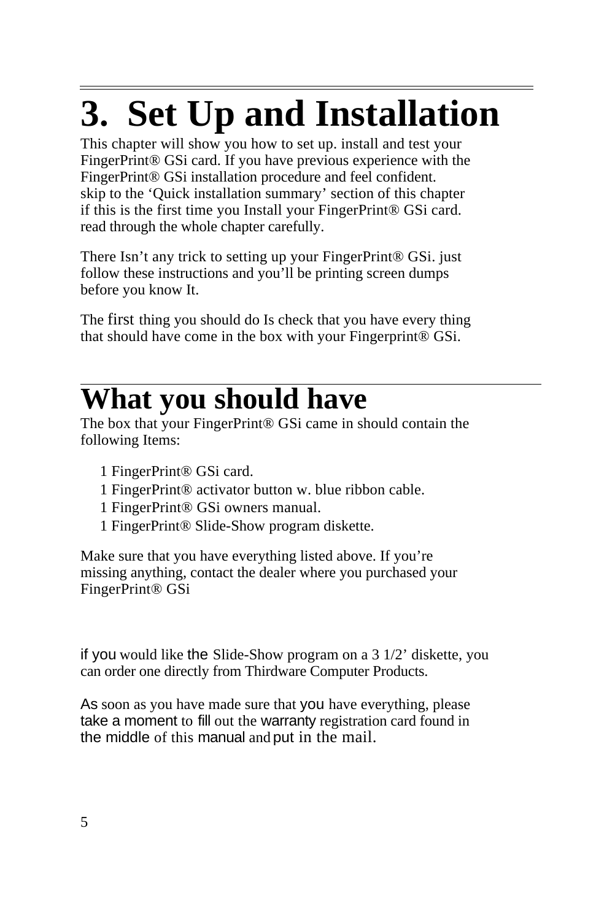# 3. Set Up and Installation

This chapter will show you how to set up. install and test your FingerPrint® GSi card. If you have previous experience with the FingerPrint® GSi installation procedure and feel confident. skip to the 'Quick installation summary' section of this chapter if this is the first time you Install your FingerPrint® GSi card. read through the whole chapter carefully.

There Isn't any trick to setting up your FingerPrint® GSi. just follow these instructions and you'll be printing screen dumps before you know It.

The first thing you should do Is check that you have every thing that should have come in the box with your Fingerprint® GSi.

## What you should have

The box that your FingerPrint® GSi came in should contain the following Items:

- 1 FingerPrint® GSi card.
- 1 FingerPrint® activator button w. blue ribbon cable.
- 1 FingerPrint® GSi owners manual.
- 1 FingerPrint® Slide-Show program diskette.

Make sure that you have everything listed above. If you're missing anything, contact the dealer where you purchased your FingerPrint® GSi

if you would like the Slide-Show program on a 3 1/2' diskette, you can order one directly from Thirdware Computer Products.

As soon as you have made sure that you have everything, please take a moment to fill out the warranty registration card found in the middle of this manual and put in the mail.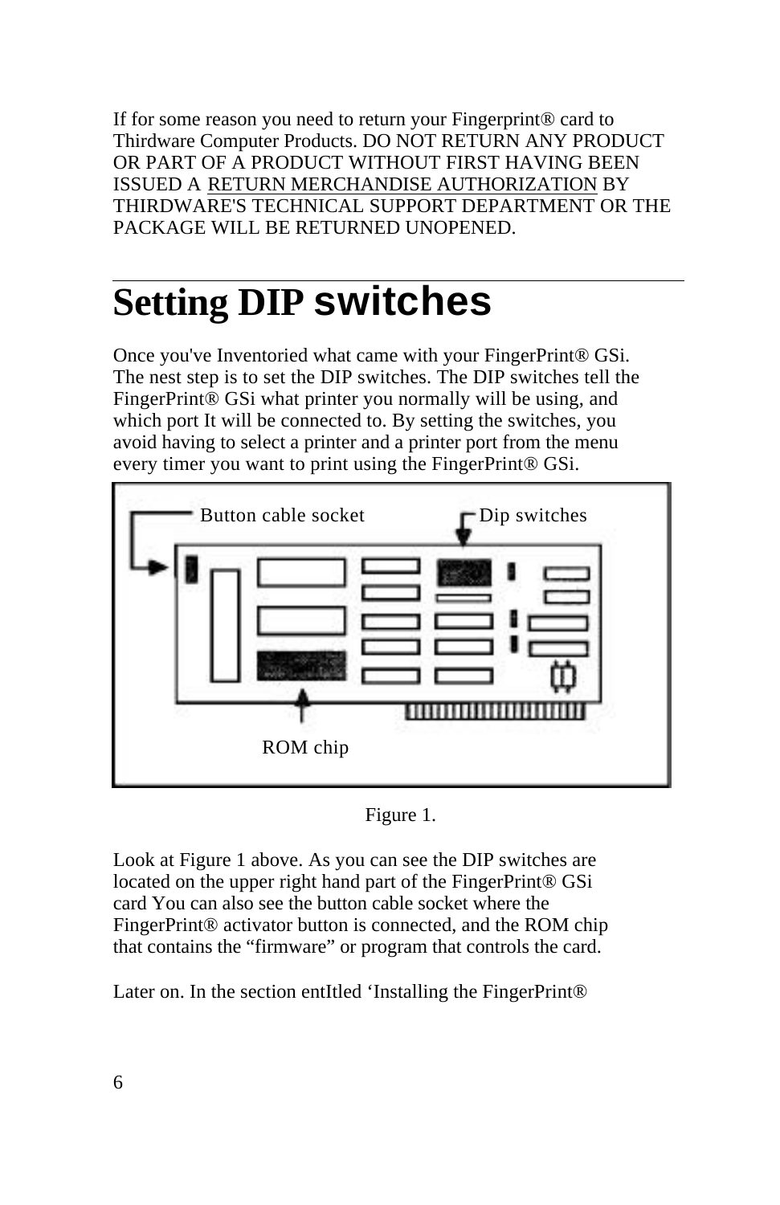If for some reason you need to return your Fingerprint® card to Thirdware Computer Products. DO NOT RETURN ANY PRODUCT OR PART OF A PRODUCT WITHOUT FIRST HAVING BEEN ISSUED A RETURN MERCHANDISE AUTHORIZATION BY THIRDWARE'S TECHNICAL SUPPORT DEPARTMENT OR THE PACKAGE WILL BE RETURNED UNOPENED.

# Setting DIP switches

Once you've Inventoried what came with your FingerPrint® GSi. The nest step is to set the DIP switches. The DIP switches tell the FingerPrint® GSi what printer you normally will be using, and which port It will be connected to. By setting the switches, you avoid having to select a printer and a printer port from the menu every timer you want to print using the FingerPrint® GSi.

Button cable socket

Dip switches

ROM chip

Figure 1.

Look at Figure 1 above. As you can see the DIP switches are located on the upper right hand part of the FingerPrint® GSi card You can also see the button cable socket where the FingerPrint® activator button is connected, and the ROM chip that contains the “firmware” or program that controls the card.

Later on. In the section entItled ‘Installing the FingerPrint®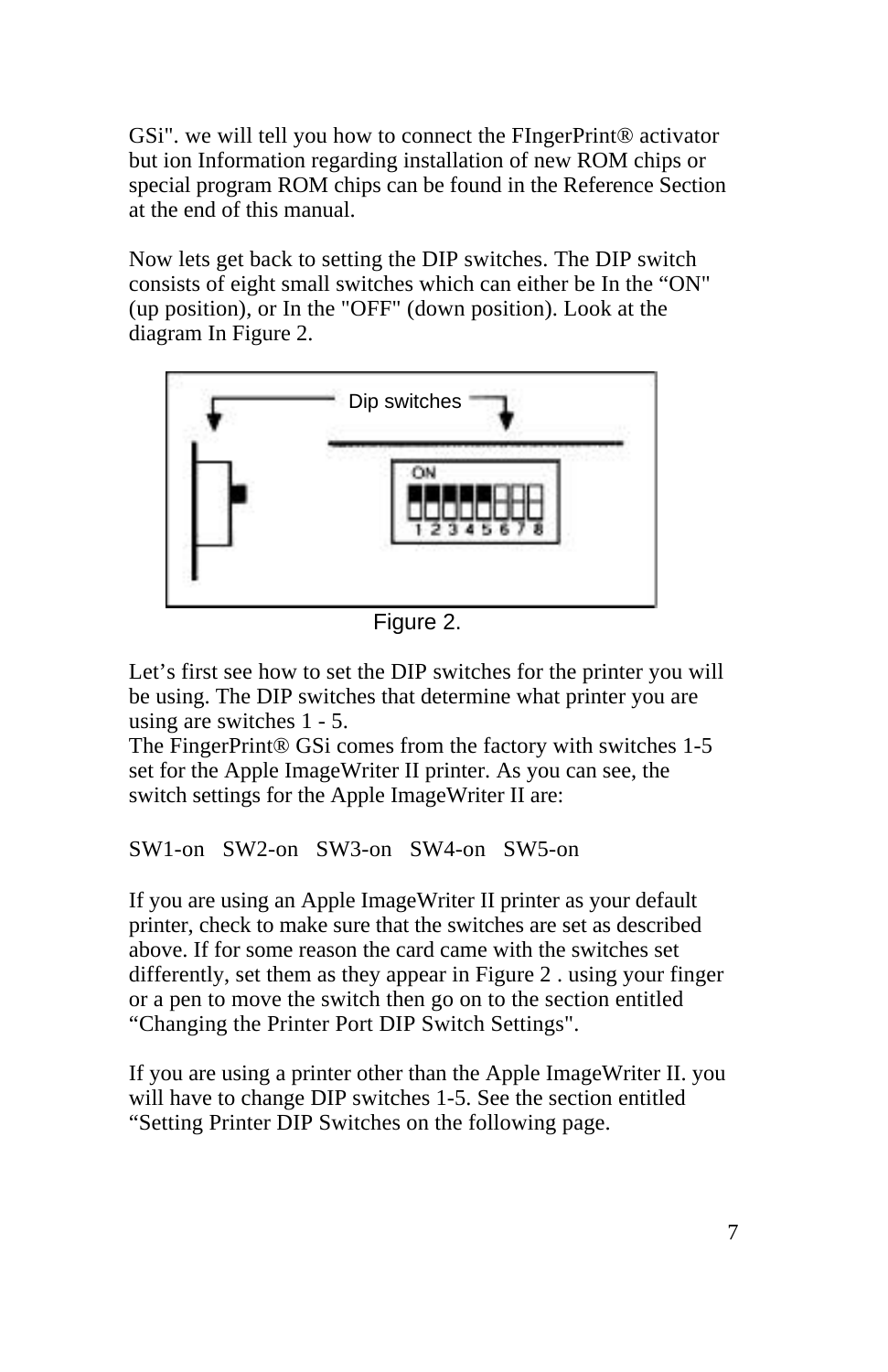GSi". we will tell you how to connect the FIngerPrint® activator but ion Information regarding installation of new ROM chips or special program ROM chips can be found in the Reference Section at the end of this manual.

Now lets get back to setting the DIP switches. The DIP switch consists of eight small switches which can either be In the “ON" (up position), or In the "OFF" (down position). Look at the diagram In Figure 2.

Dip switches

Figure 2.

Let’s first see how to set the DIP switches for the printer you will be using. The DIP switches that determine what printer you are using are switches 1 - 5.
The FingerPrint® GSi comes from the factory with switches 1-5 set for the Apple ImageWriter II printer. As you can see, the switch settings for the Apple ImageWriter II are:

SW1-on SW2-on SW3-on SW4-on SW5-on

If you are using an Apple ImageWriter II printer as your default printer, check to make sure that the switches are set as described above. If for some reason the card came with the switches set differently, set them as they appear in Figure 2 . using your finger or a pen to move the switch then go on to the section entitled “Changing the Printer Port DIP Switch Settings".

If you are using a printer other than the Apple ImageWriter II. you will have to change DIP switches 1-5. See the section entitled “Setting Printer DIP Switches on the following page.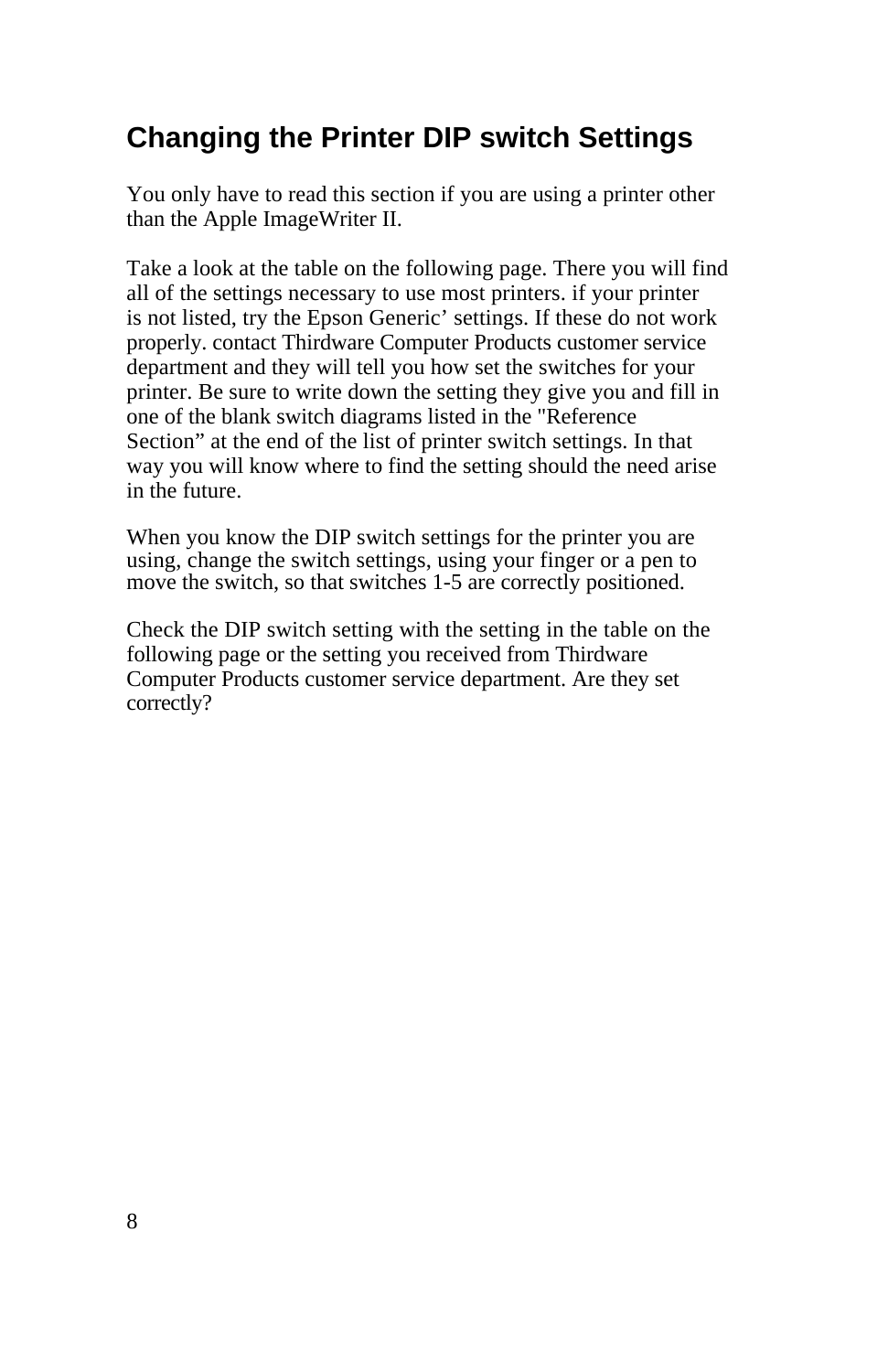## Changing the Printer DIP switch Settings

You only have to read this section if you are using a printer other than the Apple ImageWriter II.

Take a look at the table on the following page. There you will find all of the settings necessary to use most printers. if your printer is not listed, try the Epson Generic' settings. If these do not work properly. contact Thirdware Computer Products customer service department and they will tell you how set the switches for your printer. Be sure to write down the setting they give you and fill in one of the blank switch diagrams listed in the "Reference Section" at the end of the list of printer switch settings. In that way you will know where to find the setting should the need arise in the future.

When you know the DIP switch settings for the printer you are using, change the switch settings, using your finger or a pen to move the switch, so that switches 1-5 are correctly positioned.

Check the DIP switch setting with the setting in the table on the following page or the setting you received from Thirdware Computer Products customer service department. Are they set correctly?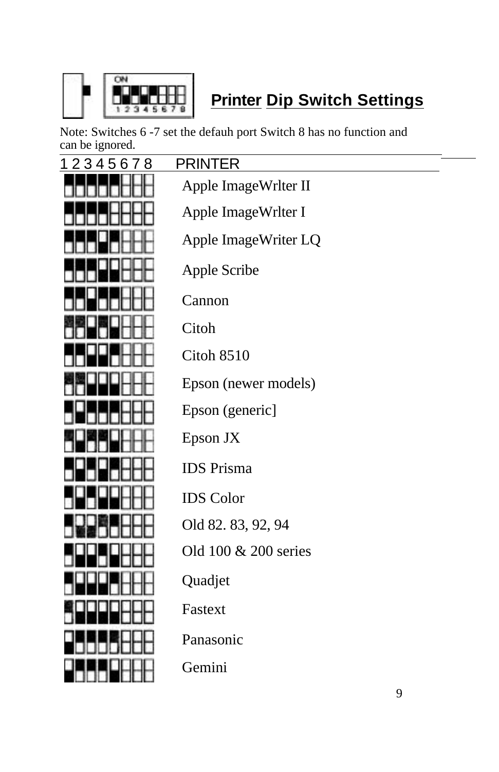## Printer Dip Switch Settings

Note: Switches 6 -7 set the defauh port Switch 8 has no function and can be ignored.

| 1 2 3 4 5 6 7 8 | PRINTER |
|---|---|
| | Apple ImageWrlter II |
| | Apple ImageWrlter I |
| | Apple ImageWriter LQ |
| | Apple Scribe |
| | Cannon |
| | Citoh |
| | Citoh 8510 |
| | Epson (newer models) |
| | Epson (generic] |
| | Epson JX |
| | IDS Prisma |
| | IDS Color |
| | Old 82. 83, 92, 94 |
| | Old 100 & 200 series |
| | Quadjet |
| | Fastext |
| | Panasonic |
| | Gemini |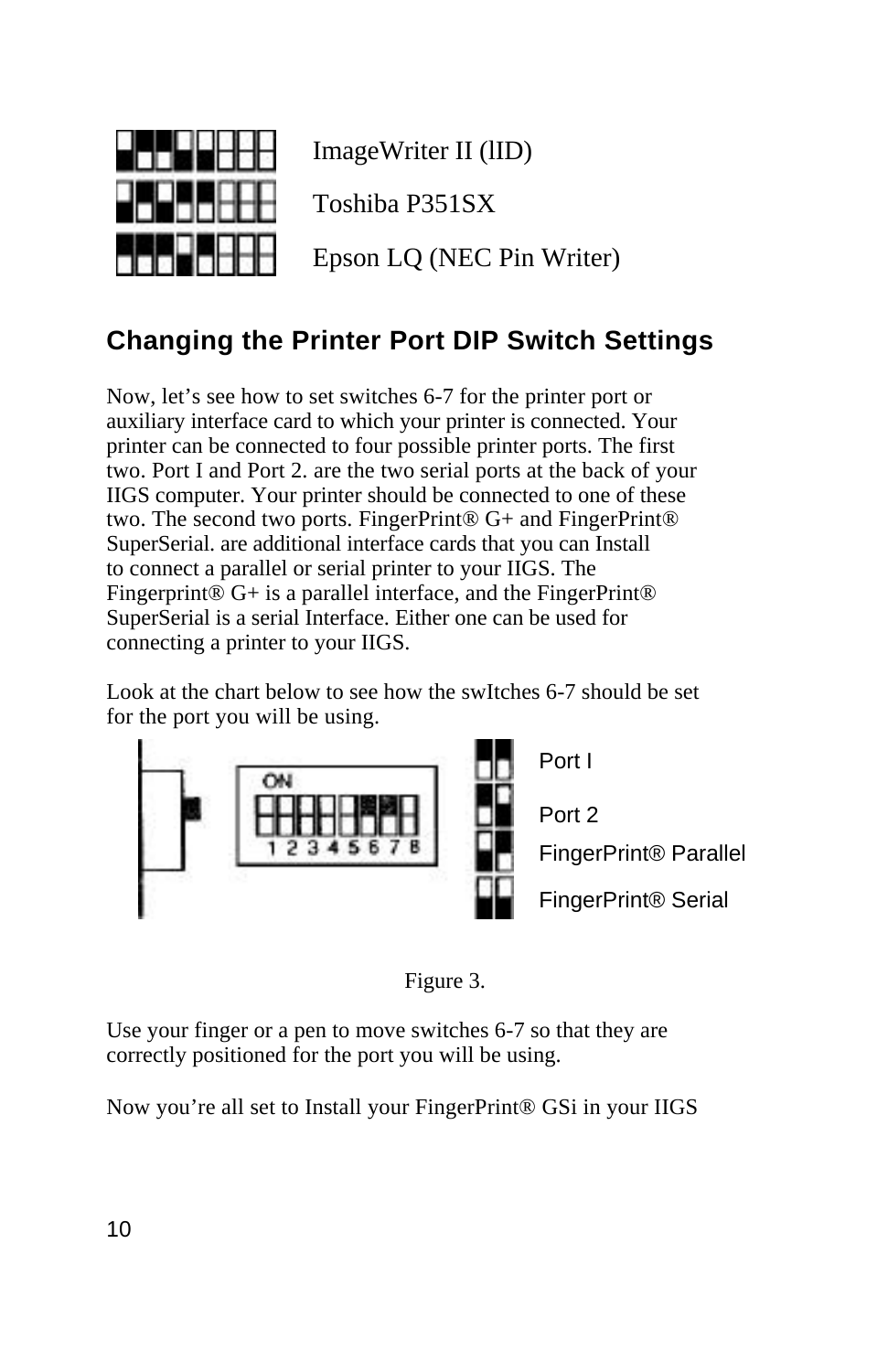ImageWriter II (lID)

Toshiba P351SX

Epson LQ (NEC Pin Writer)

## Changing the Printer Port DIP Switch Settings

Now, let's see how to set switches 6-7 for the printer port or auxiliary interface card to which your printer is connected. Your printer can be connected to four possible printer ports. The first two. Port I and Port 2. are the two serial ports at the back of your IIGS computer. Your printer should be connected to one of these two. The second two ports. FingerPrint® G+ and FingerPrint® SuperSerial. are additional interface cards that you can Install to connect a parallel or serial printer to your IIGS. The Fingerprint® G+ is a parallel interface, and the FingerPrint® SuperSerial is a serial Interface. Either one can be used for connecting a printer to your IIGS.

Look at the chart below to see how the swItches 6-7 should be set for the port you will be using.

Port I

Port 2

FingerPrint® Parallel

FingerPrint® Serial

Figure 3.

Use your finger or a pen to move switches 6-7 so that they are correctly positioned for the port you will be using.

Now you're all set to Install your FingerPrint® GSi in your IIGS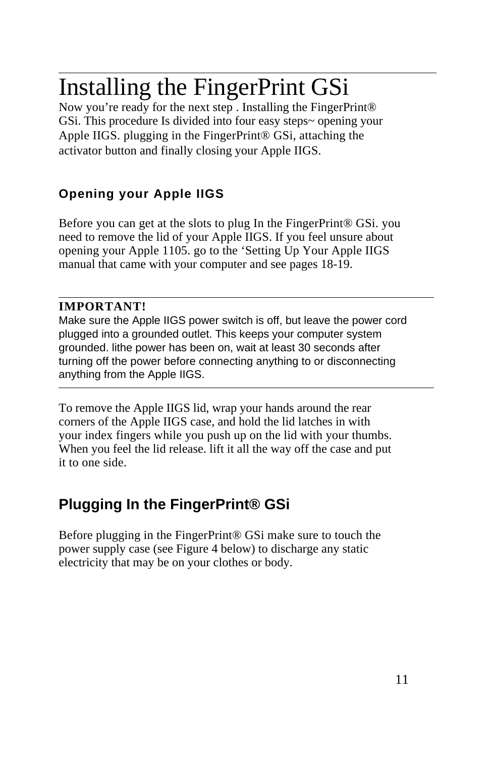# Installing the FingerPrint GSi

Now you're ready for the next step . Installing the FingerPrint® GSi. This procedure Is divided into four easy steps~ opening your Apple IIGS. plugging in the FingerPrint® GSi, attaching the activator button and finally closing your Apple IIGS.

### Opening your Apple IIGS

Before you can get at the slots to plug In the FingerPrint® GSi. you need to remove the lid of your Apple IIGS. If you feel unsure about opening your Apple 1105. go to the 'Setting Up Your Apple IIGS manual that came with your computer and see pages 18-19.

---

**IMPORTANT!**

Make sure the Apple IIGS power switch is off, but leave the power cord plugged into a grounded outlet. This keeps your computer system grounded. lithe power has been on, wait at least 30 seconds after turning off the power before connecting anything to or disconnecting anything from the Apple IIGS.

---

To remove the Apple IIGS lid, wrap your hands around the rear corners of the Apple IIGS case, and hold the lid latches in with your index fingers while you push up on the lid with your thumbs. When you feel the lid release. lift it all the way off the case and put it to one side.

## Plugging In the FingerPrint® GSi

Before plugging in the FingerPrint® GSi make sure to touch the power supply case (see Figure 4 below) to discharge any static electricity that may be on your clothes or body.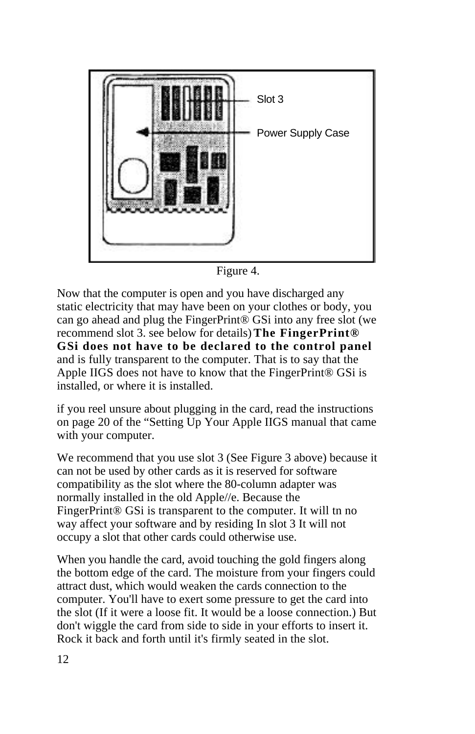Slot 3

Power Supply Case

Figure 4.

Now that the computer is open and you have discharged any static electricity that may have been on your clothes or body, you can go ahead and plug the FingerPrint® GSi into any free slot (we recommend slot 3. see below for details) **The FingerPrint® GSi does not have to be declared to the control panel** and is fully transparent to the computer. That is to say that the Apple IIGS does not have to know that the FingerPrint® GSi is installed, or where it is installed.

if you reel unsure about plugging in the card, read the instructions on page 20 of the "Setting Up Your Apple IIGS manual that came with your computer.

We recommend that you use slot 3 (See Figure 3 above) because it can not be used by other cards as it is reserved for software compatibility as the slot where the 80-column adapter was normally installed in the old Apple//e. Because the FingerPrint® GSi is transparent to the computer. It will tn no way affect your software and by residing In slot 3 It will not occupy a slot that other cards could otherwise use.

When you handle the card, avoid touching the gold fingers along the bottom edge of the card. The moisture from your fingers could attract dust, which would weaken the cards connection to the computer. You'll have to exert some pressure to get the card into the slot (If it were a loose fit. It would be a loose connection.) But don't wiggle the card from side to side in your efforts to insert it. Rock it back and forth until it's firmly seated in the slot.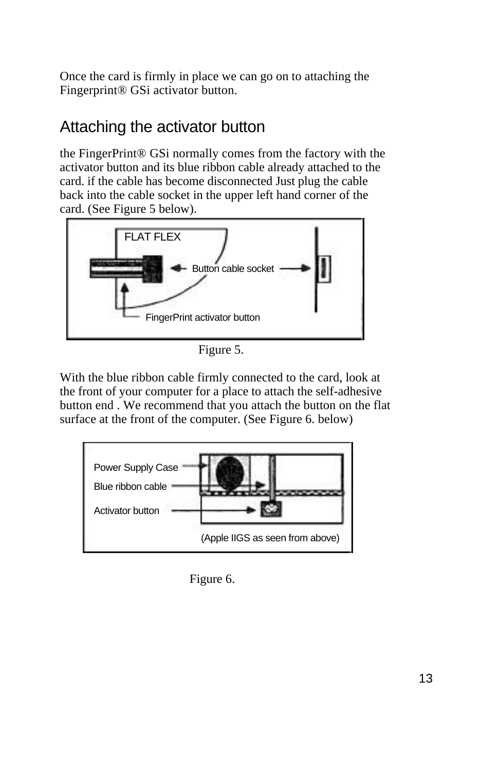Once the card is firmly in place we can go on to attaching the Fingerprint® GSi activator button.

## Attaching the activator button

the FingerPrint® GSi normally comes from the factory with the activator button and its blue ribbon cable already attached to the card. if the cable has become disconnected Just plug the cable back into the cable socket in the upper left hand corner of the card. (See Figure 5 below).

FLAT FLEX

Button cable socket

FingerPrint activator button

Figure 5.

With the blue ribbon cable firmly connected to the card, look at the front of your computer for a place to attach the self-adhesive button end . We recommend that you attach the button on the flat surface at the front of the computer. (See Figure 6. below)

Power Supply Case

Blue ribbon cable

Activator button

(Apple IIGS as seen from above)

Figure 6.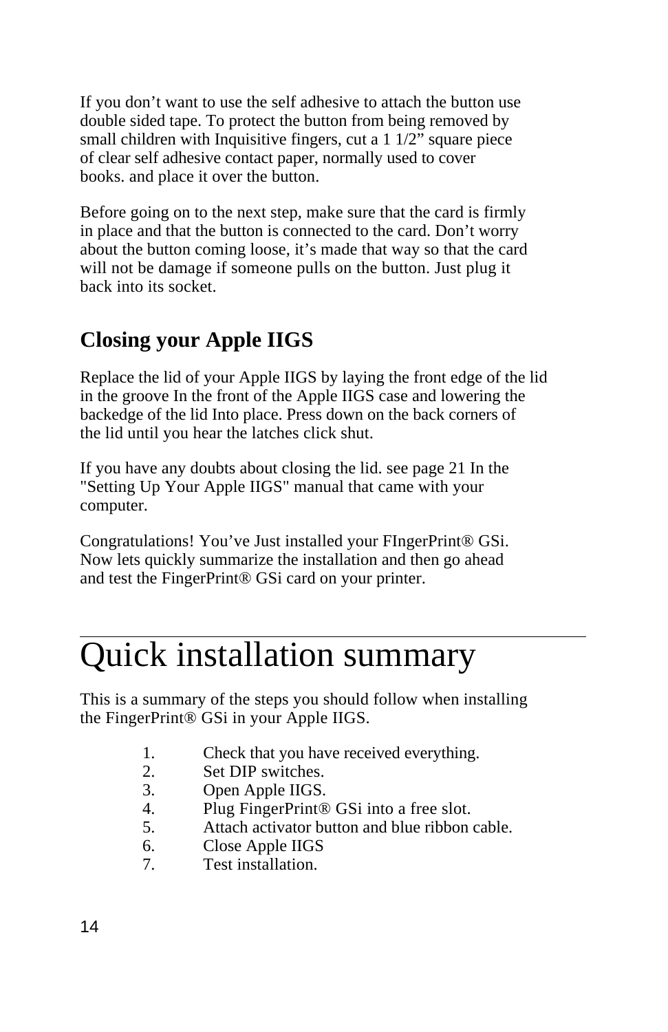If you don’t want to use the self adhesive to attach the button use double sided tape. To protect the button from being removed by small children with Inquisitive fingers, cut a 1 1/2” square piece of clear self adhesive contact paper, normally used to cover books. and place it over the button.

Before going on to the next step, make sure that the card is firmly in place and that the button is connected to the card. Don’t worry about the button coming loose, it’s made that way so that the card will not be damage if someone pulls on the button. Just plug it back into its socket.

## Closing your Apple IIGS

Replace the lid of your Apple IIGS by laying the front edge of the lid in the groove In the front of the Apple IIGS case and lowering the backedge of the lid Into place. Press down on the back corners of the lid until you hear the latches click shut.

If you have any doubts about closing the lid. see page 21 In the "Setting Up Your Apple IIGS" manual that came with your computer.

Congratulations! You’ve Just installed your FIngerPrint® GSi. Now lets quickly summarize the installation and then go ahead and test the FingerPrint® GSi card on your printer.

# Quick installation summary

This is a summary of the steps you should follow when installing the FingerPrint® GSi in your Apple IIGS.

1. Check that you have received everything.
2. Set DIP switches.
3. Open Apple IIGS.
4. Plug FingerPrint® GSi into a free slot.
5. Attach activator button and blue ribbon cable.
6. Close Apple IIGS
7. Test installation.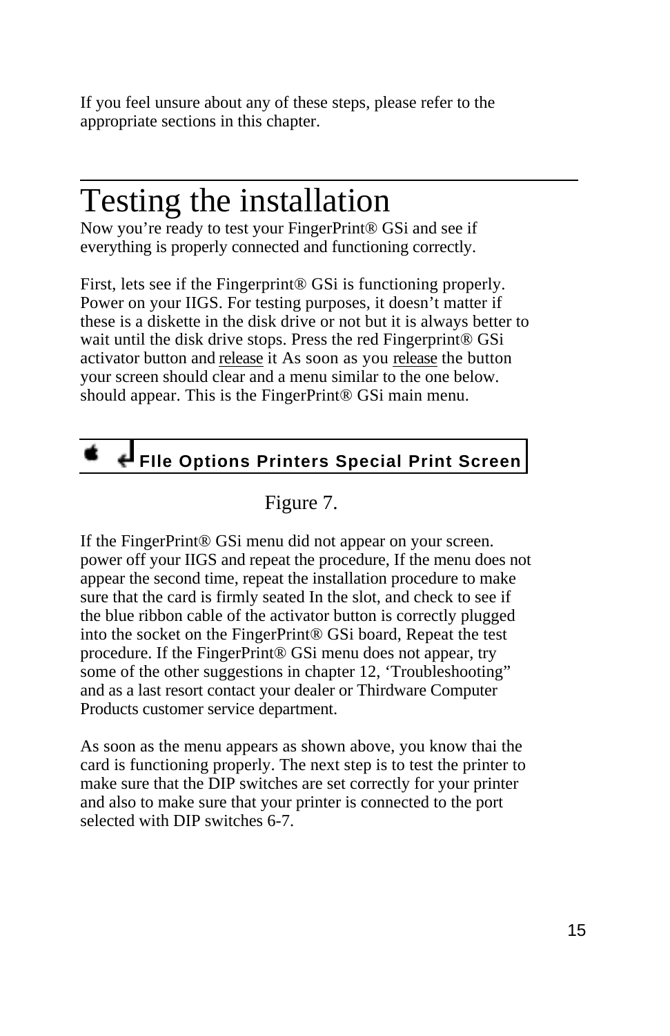If you feel unsure about any of these steps, please refer to the appropriate sections in this chapter.

# Testing the installation

Now you're ready to test your FingerPrint® GSi and see if everything is properly connected and functioning correctly.

First, lets see if the Fingerprint® GSi is functioning properly. Power on your IIGS. For testing purposes, it doesn't matter if these is a diskette in the disk drive or not but it is always better to wait until the disk drive stops. Press the red Fingerprint® GSi activator button and release it As soon as you release the button your screen should clear and a menu similar to the one below. should appear. This is the FingerPrint® GSi main menu.

**FIle Options Printers Special Print Screen**

Figure 7.

If the FingerPrint® GSi menu did not appear on your screen. power off your IIGS and repeat the procedure, If the menu does not appear the second time, repeat the installation procedure to make sure that the card is firmly seated In the slot, and check to see if the blue ribbon cable of the activator button is correctly plugged into the socket on the FingerPrint® GSi board, Repeat the test procedure. If the FingerPrint® GSi menu does not appear, try some of the other suggestions in chapter 12, 'Troubleshooting" and as a last resort contact your dealer or Thirdware Computer Products customer service department.

As soon as the menu appears as shown above, you know thai the card is functioning properly. The next step is to test the printer to make sure that the DIP switches are set correctly for your printer and also to make sure that your printer is connected to the port selected with DIP switches 6-7.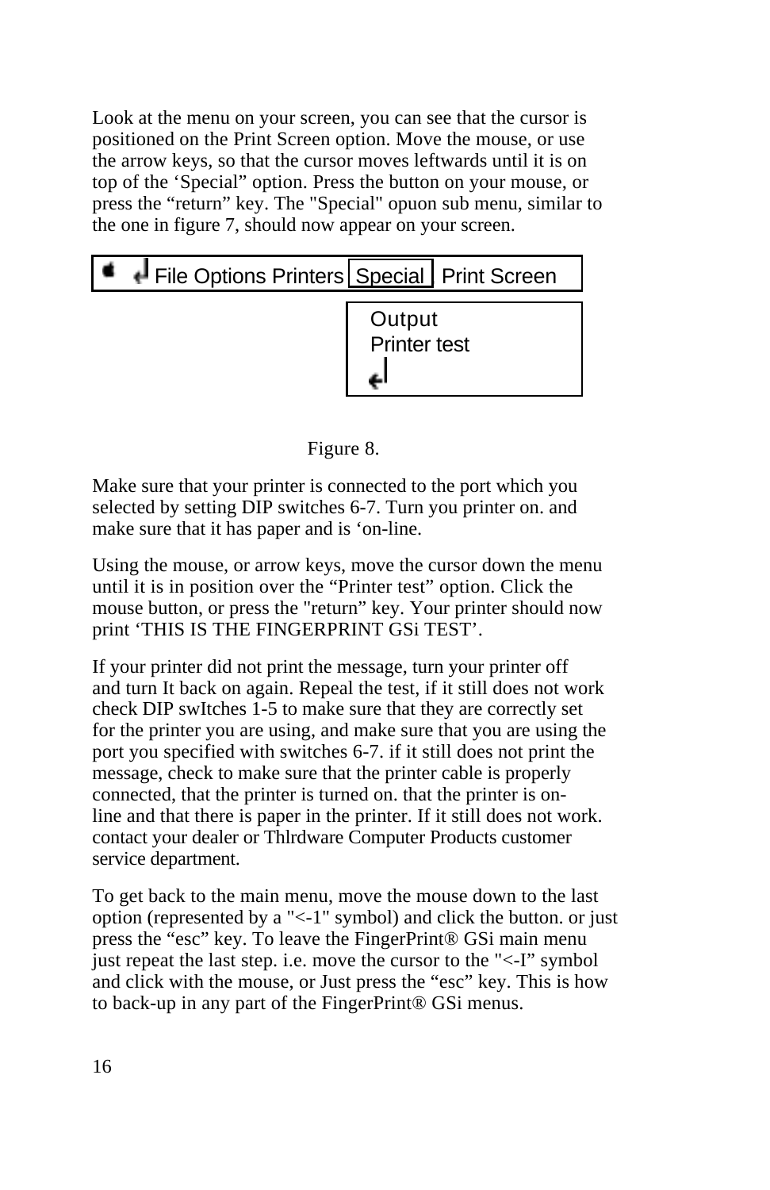Look at the menu on your screen, you can see that the cursor is positioned on the Print Screen option. Move the mouse, or use the arrow keys, so that the cursor moves leftwards until it is on top of the ‘Special” option. Press the button on your mouse, or press the “return” key. The "Special" opuon sub menu, similar to the one in figure 7, should now appear on your screen.

```
 ↵ File Options Printers [Special] Print Screen
                          Output
                          Printer test
                          ↵
```

Figure 8.

Make sure that your printer is connected to the port which you selected by setting DIP switches 6-7. Turn you printer on. and make sure that it has paper and is ‘on-line.

Using the mouse, or arrow keys, move the cursor down the menu until it is in position over the “Printer test” option. Click the mouse button, or press the "return” key. Your printer should now print ‘THIS IS THE FINGERPRINT GSi TEST’.

If your printer did not print the message, turn your printer off and turn It back on again. Repeal the test, if it still does not work check DIP swItches 1-5 to make sure that they are correctly set for the printer you are using, and make sure that you are using the port you specified with switches 6-7. if it still does not print the message, check to make sure that the printer cable is properly connected, that the printer is turned on. that the printer is on-line and that there is paper in the printer. If it still does not work. contact your dealer or Thlrdware Computer Products customer service department.

To get back to the main menu, move the mouse down to the last option (represented by a "<-1" symbol) and click the button. or just press the “esc” key. To leave the FingerPrint® GSi main menu just repeat the last step. i.e. move the cursor to the "<-I” symbol and click with the mouse, or Just press the “esc” key. This is how to back-up in any part of the FingerPrint® GSi menus.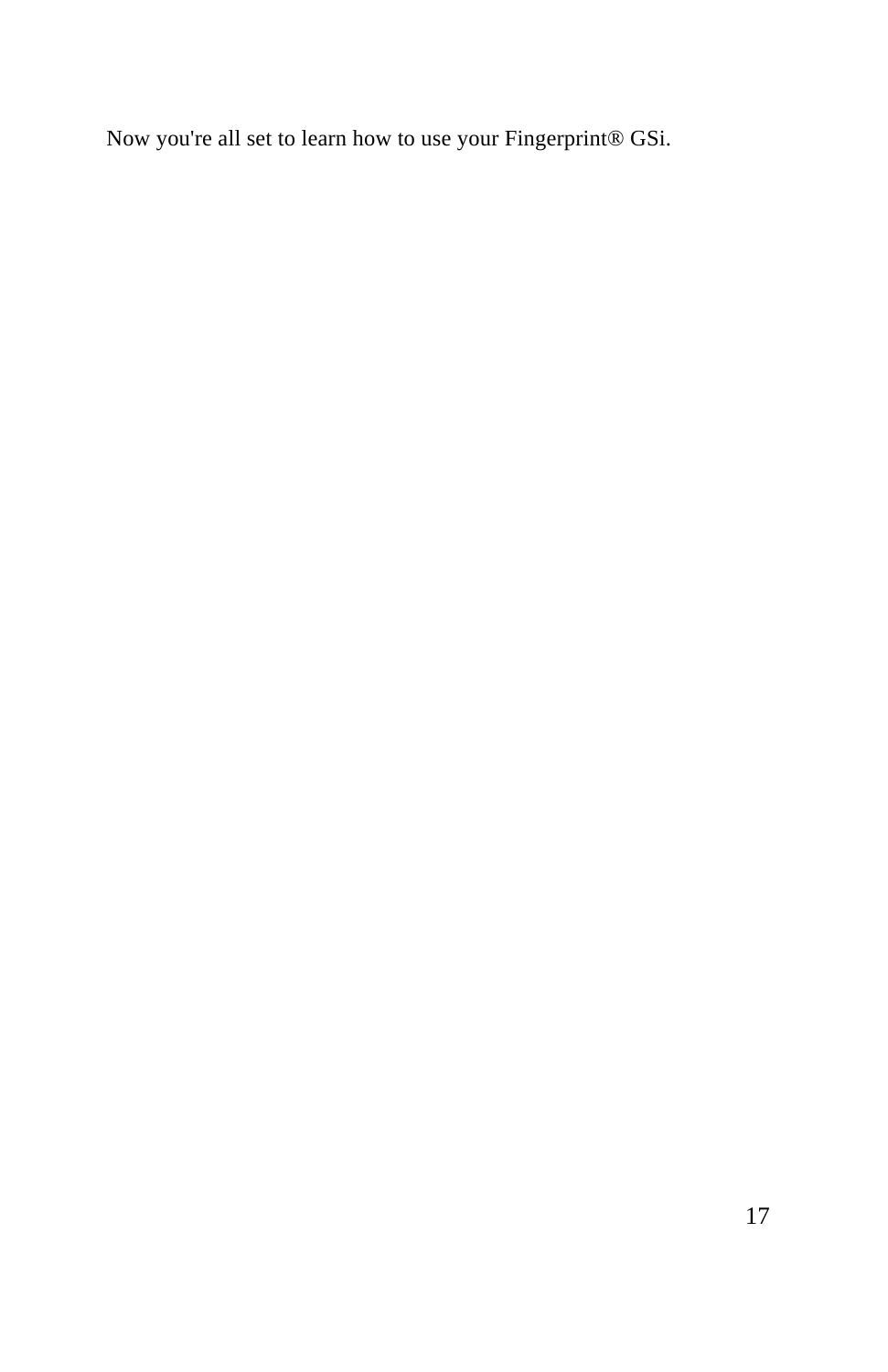Now you're all set to learn how to use your Fingerprint® GSi.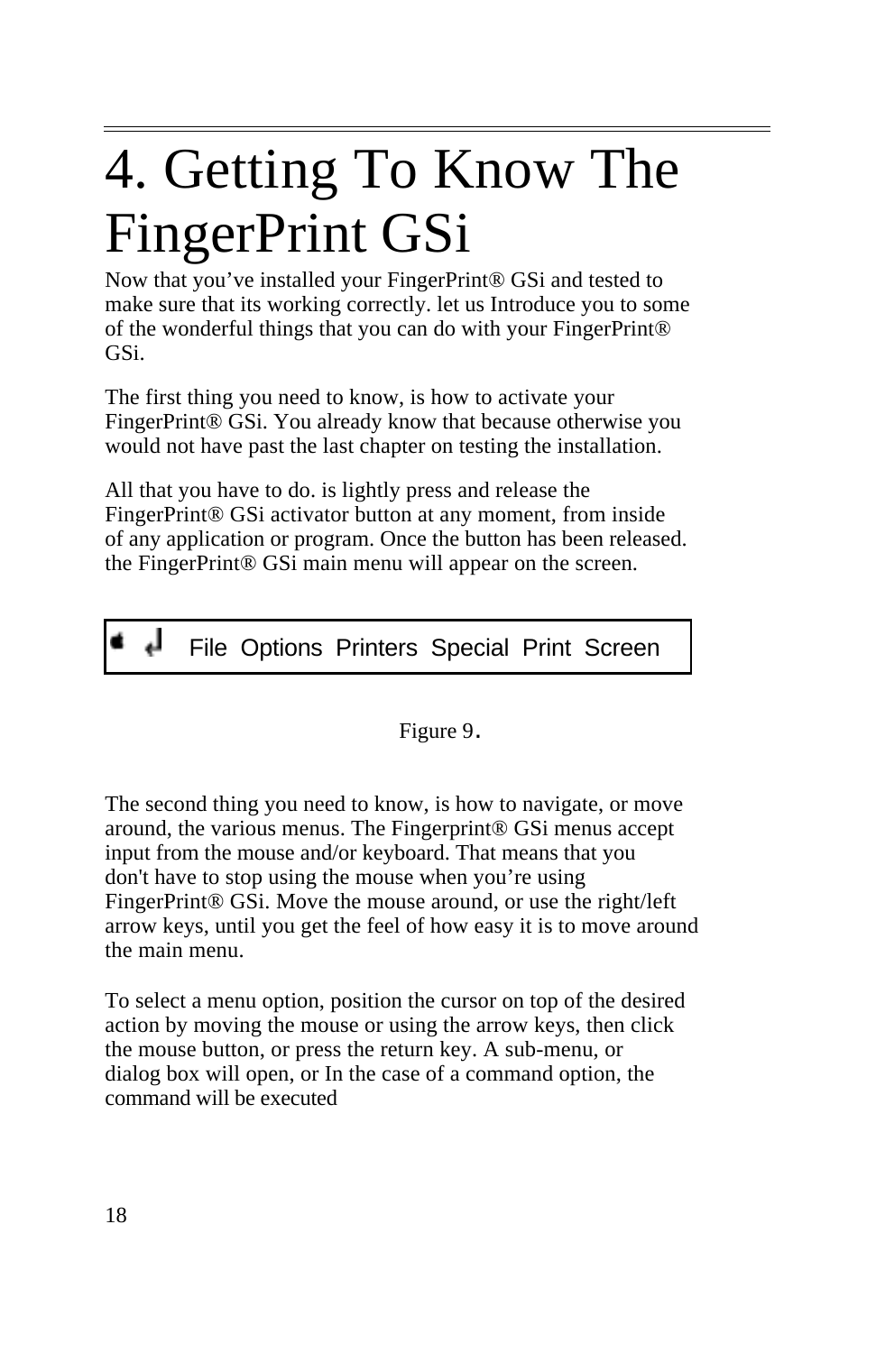# 4. Getting To Know The FingerPrint GSi

Now that you've installed your FingerPrint® GSi and tested to make sure that its working correctly. let us Introduce you to some of the wonderful things that you can do with your FingerPrint® GSi.

The first thing you need to know, is how to activate your FingerPrint® GSi. You already know that because otherwise you would not have past the last chapter on testing the installation.

All that you have to do. is lightly press and release the FingerPrint® GSi activator button at any moment, from inside of any application or program. Once the button has been released. the FingerPrint® GSi main menu will appear on the screen.

File  Options  Printers  Special  Print  Screen

Figure 9.

The second thing you need to know, is how to navigate, or move around, the various menus. The Fingerprint® GSi menus accept input from the mouse and/or keyboard. That means that you don't have to stop using the mouse when you're using FingerPrint® GSi. Move the mouse around, or use the right/left arrow keys, until you get the feel of how easy it is to move around the main menu.

To select a menu option, position the cursor on top of the desired action by moving the mouse or using the arrow keys, then click the mouse button, or press the return key. A sub-menu, or dialog box will open, or In the case of a command option, the command will be executed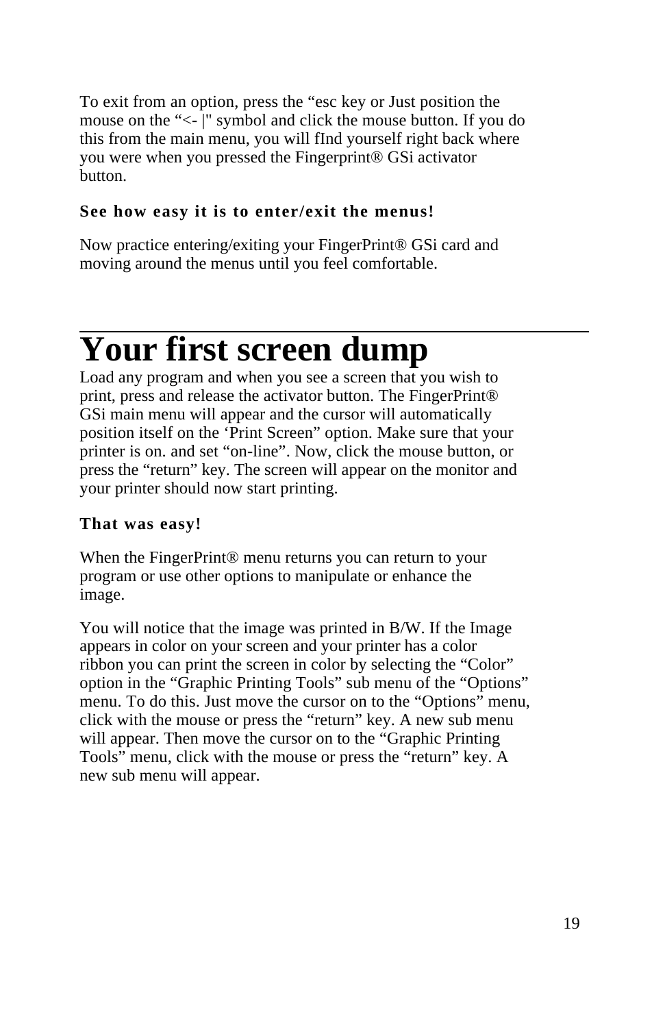To exit from an option, press the “esc key or Just position the mouse on the “<- |" symbol and click the mouse button. If you do this from the main menu, you will fInd yourself right back where you were when you pressed the Fingerprint® GSi activator button.

**See how easy it is to enter/exit the menus!**

Now practice entering/exiting your FingerPrint® GSi card and moving around the menus until you feel comfortable.

# Your first screen dump

Load any program and when you see a screen that you wish to print, press and release the activator button. The FingerPrint® GSi main menu will appear and the cursor will automatically position itself on the ‘Print Screen” option. Make sure that your printer is on. and set “on-line”. Now, click the mouse button, or press the “return” key. The screen will appear on the monitor and your printer should now start printing.

**That was easy!**

When the FingerPrint® menu returns you can return to your program or use other options to manipulate or enhance the image.

You will notice that the image was printed in B/W. If the Image appears in color on your screen and your printer has a color ribbon you can print the screen in color by selecting the “Color” option in the “Graphic Printing Tools” sub menu of the “Options” menu. To do this. Just move the cursor on to the “Options” menu, click with the mouse or press the “return” key. A new sub menu will appear. Then move the cursor on to the “Graphic Printing Tools” menu, click with the mouse or press the “return” key. A new sub menu will appear.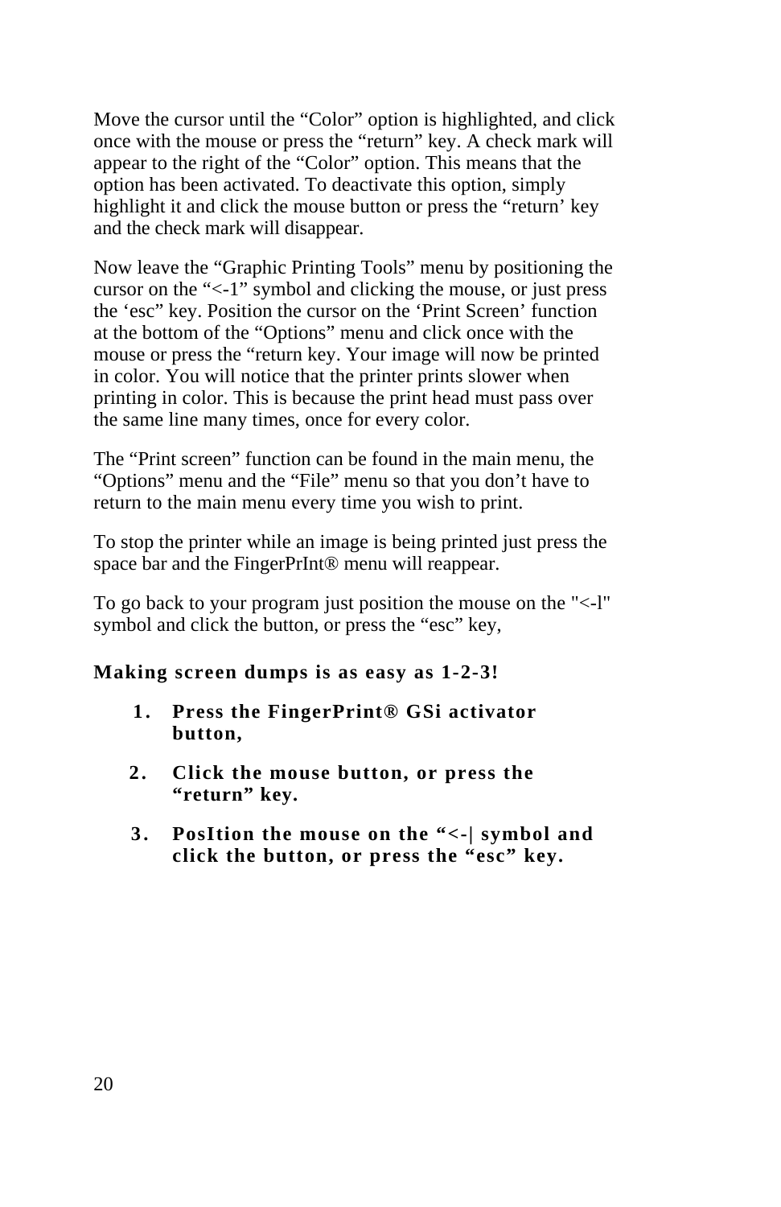Move the cursor until the “Color” option is highlighted, and click once with the mouse or press the “return” key. A check mark will appear to the right of the “Color” option. This means that the option has been activated. To deactivate this option, simply highlight it and click the mouse button or press the “return’ key and the check mark will disappear.

Now leave the “Graphic Printing Tools” menu by positioning the cursor on the “<-1” symbol and clicking the mouse, or just press the ‘esc” key. Position the cursor on the ‘Print Screen’ function at the bottom of the “Options” menu and click once with the mouse or press the “return key. Your image will now be printed in color. You will notice that the printer prints slower when printing in color. This is because the print head must pass over the same line many times, once for every color.

The “Print screen” function can be found in the main menu, the “Options” menu and the “File” menu so that you don’t have to return to the main menu every time you wish to print.

To stop the printer while an image is being printed just press the space bar and the FingerPrInt® menu will reappear.

To go back to your program just position the mouse on the "<-l" symbol and click the button, or press the “esc” key,

**Making screen dumps is as easy as 1-2-3!**

1. **Press the FingerPrint® GSi activator button,**
2. **Click the mouse button, or press the “return” key.**
3. **PosItion the mouse on the “<-| symbol and click the button, or press the “esc” key.**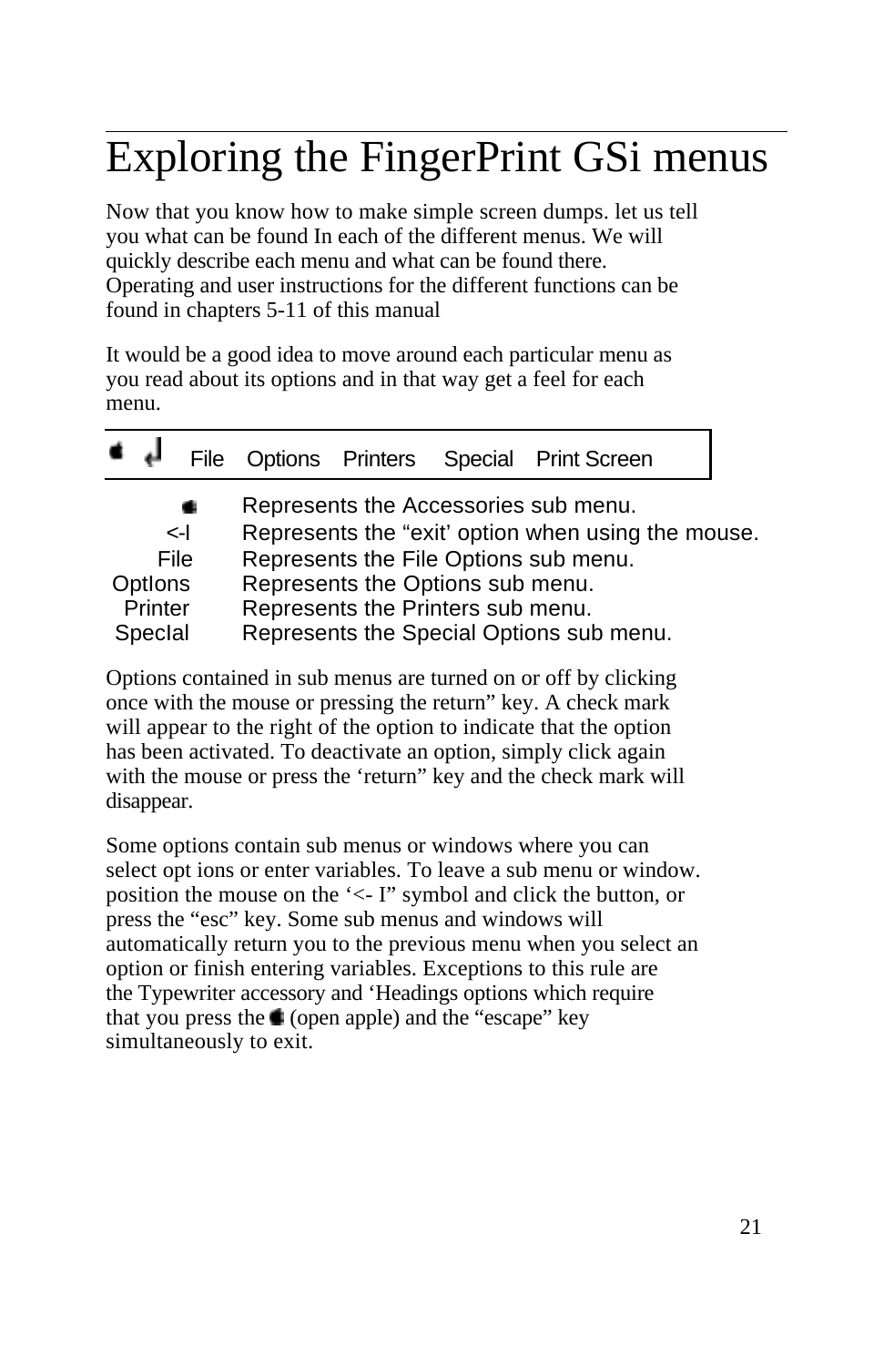# Exploring the FingerPrint GSi menus

Now that you know how to make simple screen dumps. let us tell you what can be found In each of the different menus. We will quickly describe each menu and what can be found there. Operating and user instructions for the different functions can be found in chapters 5-11 of this manual

It would be a good idea to move around each particular menu as you read about its options and in that way get a feel for each menu.

| | | File | Options | Printers | Special | Print Screen |
|---|---|---|---|---|---|---|

| | |
|---|---|
| | Represents the Accessories sub menu. |
| <-I | Represents the "exit' option when using the mouse. |
| File | Represents the File Options sub menu. |
| OptIons | Represents the Options sub menu. |
| Printer | Represents the Printers sub menu. |
| SpecIal | Represents the Special Options sub menu. |

Options contained in sub menus are turned on or off by clicking once with the mouse or pressing the return" key. A check mark will appear to the right of the option to indicate that the option has been activated. To deactivate an option, simply click again with the mouse or press the 'return" key and the check mark will disappear.

Some options contain sub menus or windows where you can select opt ions or enter variables. To leave a sub menu or window. position the mouse on the '<- I" symbol and click the button, or press the "esc" key. Some sub menus and windows will automatically return you to the previous menu when you select an option or finish entering variables. Exceptions to this rule are the Typewriter accessory and 'Headings options which require that you press the (open apple) and the "escape" key simultaneously to exit.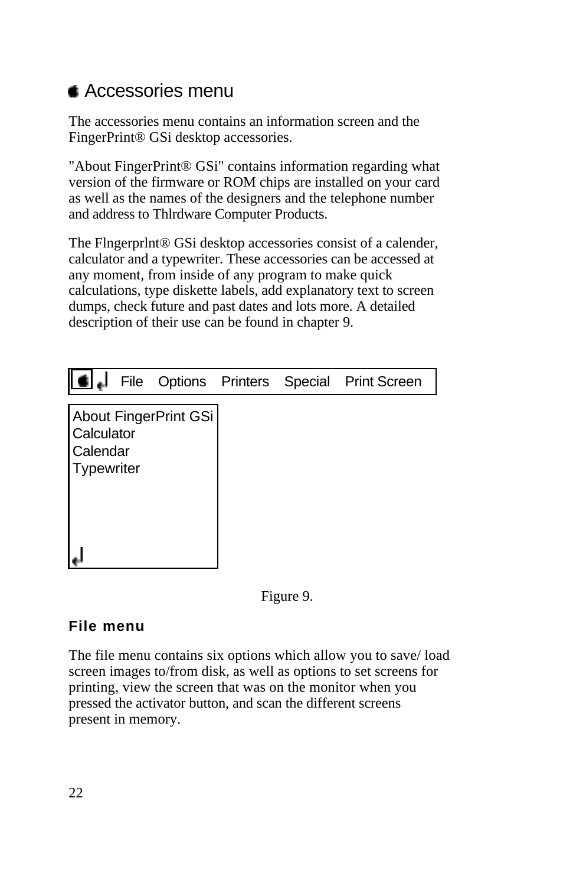## Accessories menu

The accessories menu contains an information screen and the FingerPrint® GSi desktop accessories.

"About FingerPrint® GSi" contains information regarding what version of the firmware or ROM chips are installed on your card as well as the names of the designers and the telephone number and address to Thlrdware Computer Products.

The Flngerprlnt® GSi desktop accessories consist of a calender, calculator and a typewriter. These accessories can be accessed at any moment, from inside of any program to make quick calculations, type diskette labels, add explanatory text to screen dumps, check future and past dates and lots more. A detailed description of their use can be found in chapter 9.

File Options Printers Special Print Screen

About FingerPrint GSi
Calculator
Calendar
Typewriter

Figure 9.

### File menu

The file menu contains six options which allow you to save/ load screen images to/from disk, as well as options to set screens for printing, view the screen that was on the monitor when you pressed the activator button, and scan the different screens present in memory.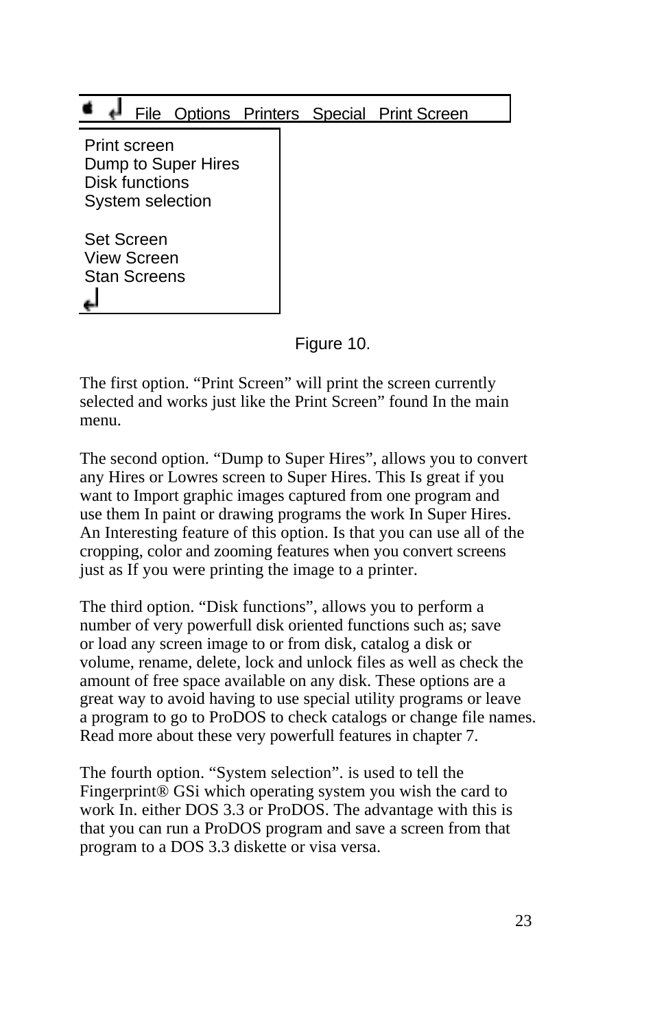File   Options   Printers   Special   Print Screen

Print screen
Dump to Super Hires
Disk functions
System selection

Set Screen
View Screen
Stan Screens

Figure 10.

The first option. “Print Screen” will print the screen currently selected and works just like the Print Screen” found In the main menu.

The second option. “Dump to Super Hires”, allows you to convert any Hires or Lowres screen to Super Hires. This Is great if you want to Import graphic images captured from one program and use them In paint or drawing programs the work In Super Hires. An Interesting feature of this option. Is that you can use all of the cropping, color and zooming features when you convert screens just as If you were printing the image to a printer.

The third option. “Disk functions”, allows you to perform a number of very powerfull disk oriented functions such as; save or load any screen image to or from disk, catalog a disk or volume, rename, delete, lock and unlock files as well as check the amount of free space available on any disk. These options are a great way to avoid having to use special utility programs or leave a program to go to ProDOS to check catalogs or change file names. Read more about these very powerfull features in chapter 7.

The fourth option. “System selection”. is used to tell the Fingerprint® GSi which operating system you wish the card to work In. either DOS 3.3 or ProDOS. The advantage with this is that you can run a ProDOS program and save a screen from that program to a DOS 3.3 diskette or visa versa.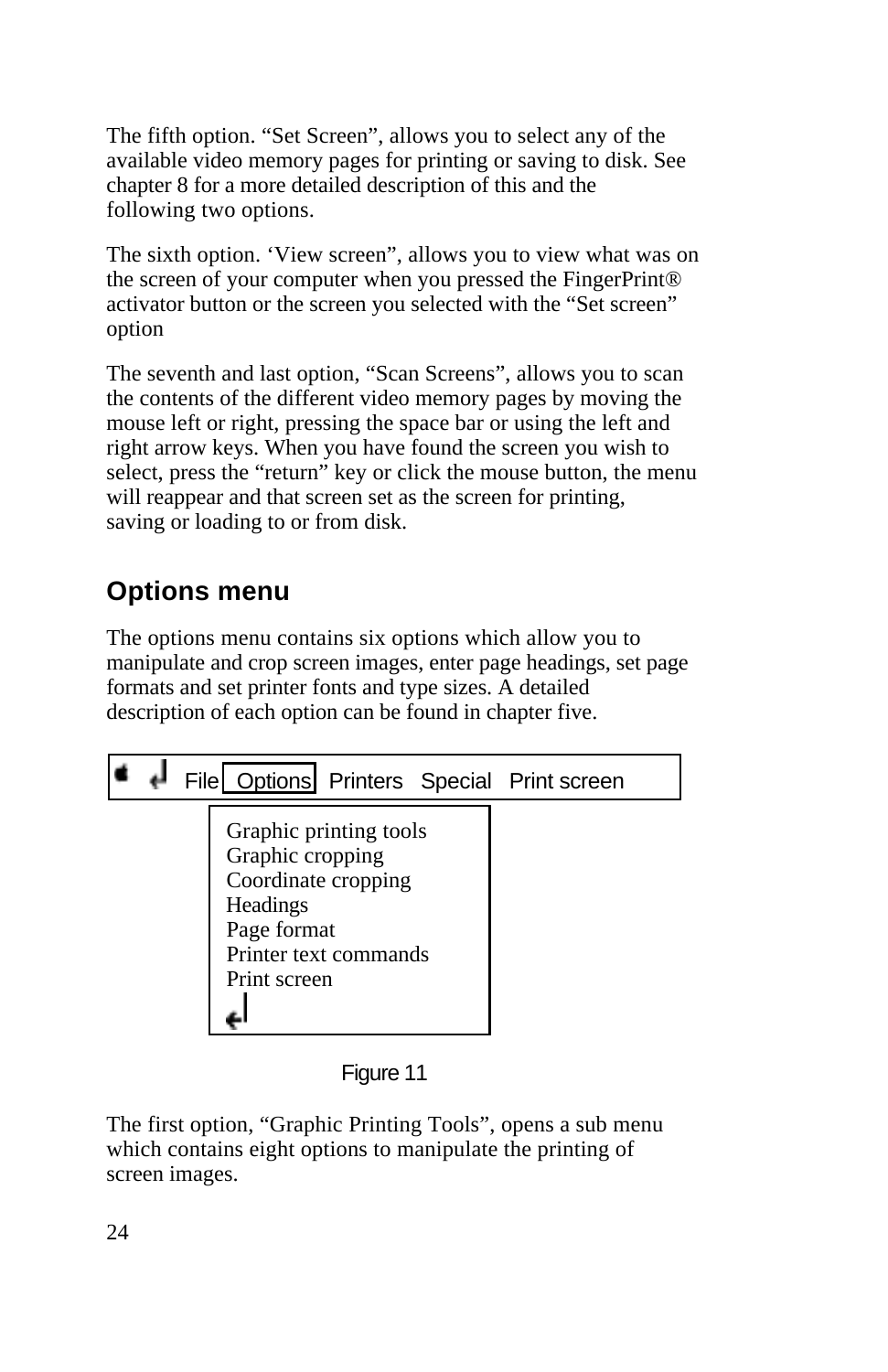The fifth option. “Set Screen”, allows you to select any of the available video memory pages for printing or saving to disk. See chapter 8 for a more detailed description of this and the following two options.

The sixth option. ‘View screen”, allows you to view what was on the screen of your computer when you pressed the FingerPrint® activator button or the screen you selected with the “Set screen” option

The seventh and last option, “Scan Screens”, allows you to scan the contents of the different video memory pages by moving the mouse left or right, pressing the space bar or using the left and right arrow keys. When you have found the screen you wish to select, press the “return” key or click the mouse button, the menu will reappear and that screen set as the screen for printing, saving or loading to or from disk.

## Options menu

The options menu contains six options which allow you to manipulate and crop screen images, enter page headings, set page formats and set printer fonts and type sizes. A detailed description of each option can be found in chapter five.

File Options Printers Special Print screen

Graphic printing tools
Graphic cropping
Coordinate cropping
Headings
Page format
Printer text commands
Print screen

Figure 11

The first option, “Graphic Printing Tools”, opens a sub menu which contains eight options to manipulate the printing of screen images.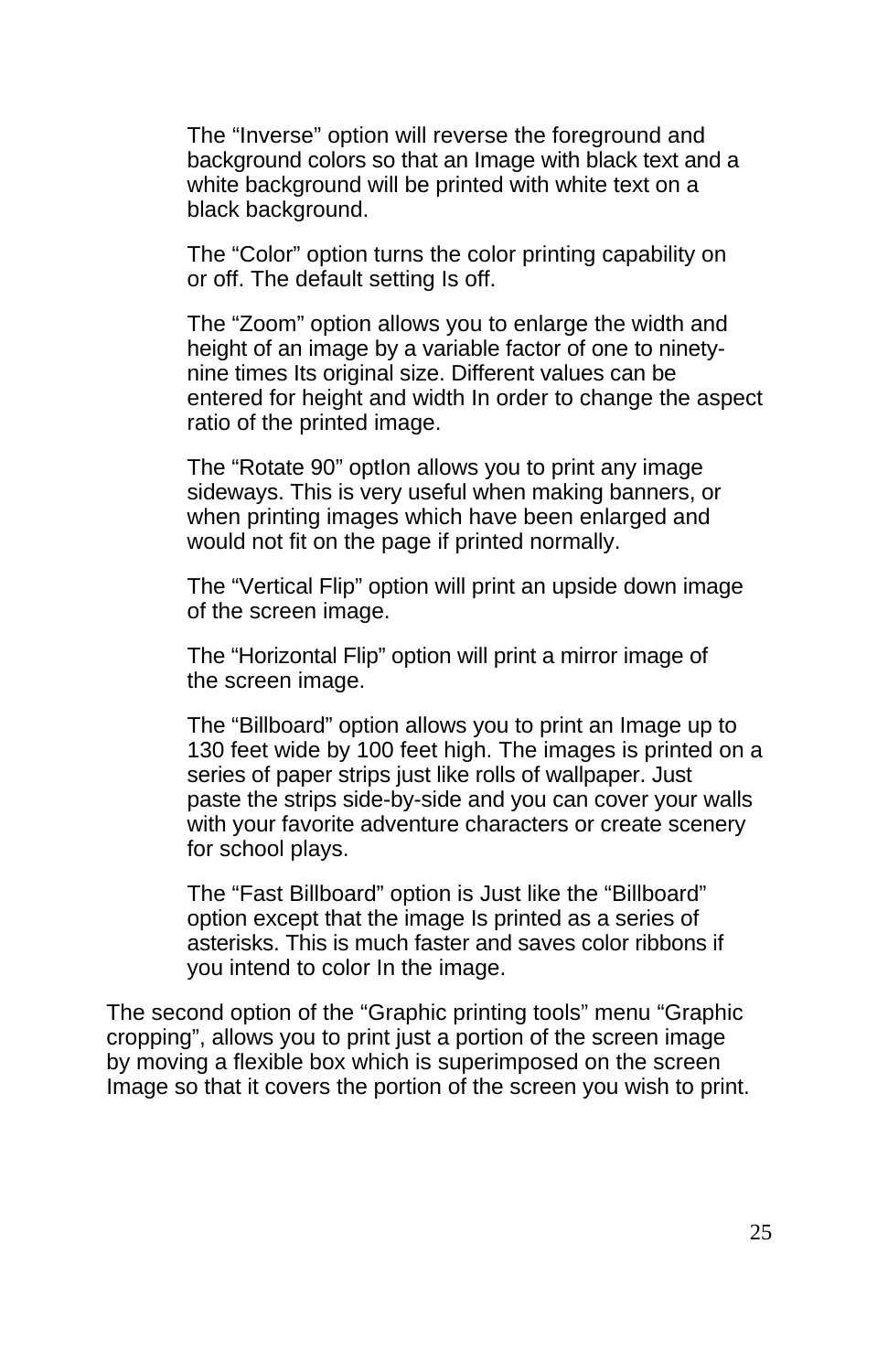The “Inverse” option will reverse the foreground and background colors so that an Image with black text and a white background will be printed with white text on a black background.

The “Color” option turns the color printing capability on or off. The default setting Is off.

The “Zoom” option allows you to enlarge the width and height of an image by a variable factor of one to ninety-nine times Its original size. Different values can be entered for height and width In order to change the aspect ratio of the printed image.

The “Rotate 90” optIon allows you to print any image sideways. This is very useful when making banners, or when printing images which have been enlarged and would not fit on the page if printed normally.

The “Vertical Flip” option will print an upside down image of the screen image.

The “Horizontal Flip” option will print a mirror image of the screen image.

The “Billboard” option allows you to print an Image up to 130 feet wide by 100 feet high. The images is printed on a series of paper strips just like rolls of wallpaper. Just paste the strips side-by-side and you can cover your walls with your favorite adventure characters or create scenery for school plays.

The “Fast Billboard” option is Just like the “Billboard” option except that the image Is printed as a series of asterisks. This is much faster and saves color ribbons if you intend to color In the image.

The second option of the “Graphic printing tools” menu “Graphic cropping”, allows you to print just a portion of the screen image by moving a flexible box which is superimposed on the screen Image so that it covers the portion of the screen you wish to print.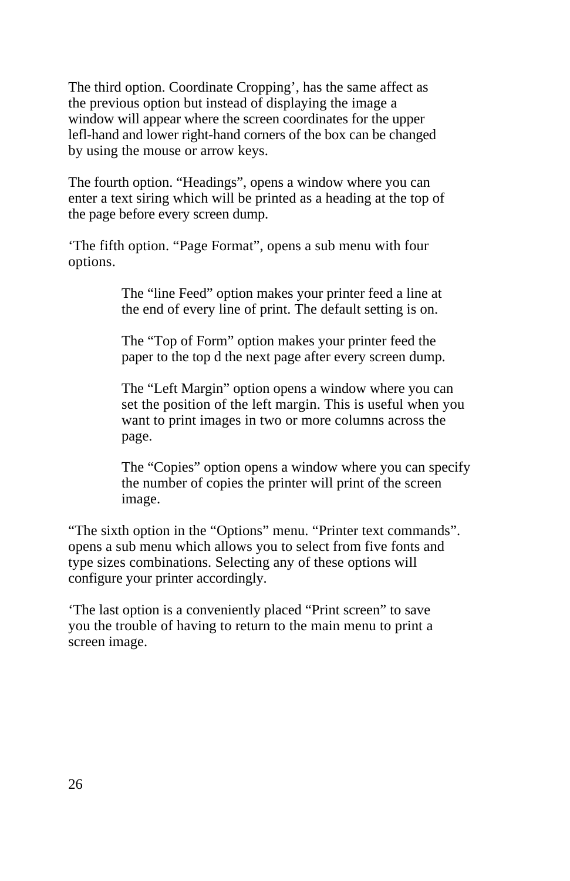The third option. Coordinate Cropping', has the same affect as the previous option but instead of displaying the image a window will appear where the screen coordinates for the upper lefl-hand and lower right-hand corners of the box can be changed by using the mouse or arrow keys.

The fourth option. "Headings", opens a window where you can enter a text siring which will be printed as a heading at the top of the page before every screen dump.

'The fifth option. "Page Format", opens a sub menu with four options.

> The "line Feed" option makes your printer feed a line at the end of every line of print. The default setting is on.
>
> The "Top of Form" option makes your printer feed the paper to the top d the next page after every screen dump.
>
> The "Left Margin" option opens a window where you can set the position of the left margin. This is useful when you want to print images in two or more columns across the page.
>
> The "Copies" option opens a window where you can specify the number of copies the printer will print of the screen image.

"The sixth option in the "Options" menu. "Printer text commands". opens a sub menu which allows you to select from five fonts and type sizes combinations. Selecting any of these options will configure your printer accordingly.

'The last option is a conveniently placed "Print screen" to save you the trouble of having to return to the main menu to print a screen image.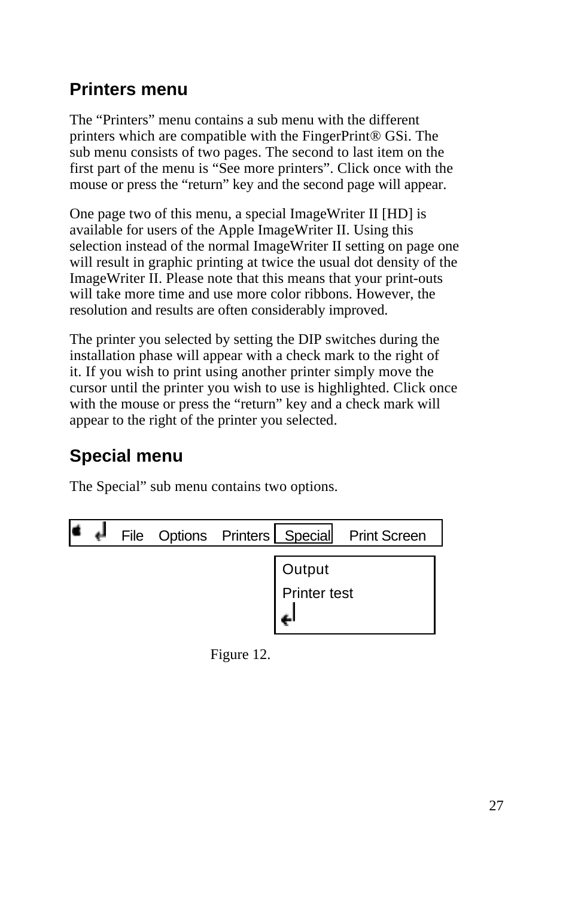## Printers menu

The “Printers” menu contains a sub menu with the different printers which are compatible with the FingerPrint® GSi. The sub menu consists of two pages. The second to last item on the first part of the menu is “See more printers”. Click once with the mouse or press the “return” key and the second page will appear.

One page two of this menu, a special ImageWriter II [HD] is available for users of the Apple ImageWriter II. Using this selection instead of the normal ImageWriter II setting on page one will result in graphic printing at twice the usual dot density of the ImageWriter II. Please note that this means that your print-outs will take more time and use more color ribbons. However, the resolution and results are often considerably improved.

The printer you selected by setting the DIP switches during the installation phase will appear with a check mark to the right of it. If you wish to print using another printer simply move the cursor until the printer you wish to use is highlighted. Click once with the mouse or press the “return” key and a check mark will appear to the right of the printer you selected.

## Special menu

The Special” sub menu contains two options.

File Options Printers Special Print Screen

Output

Printer test

Figure 12.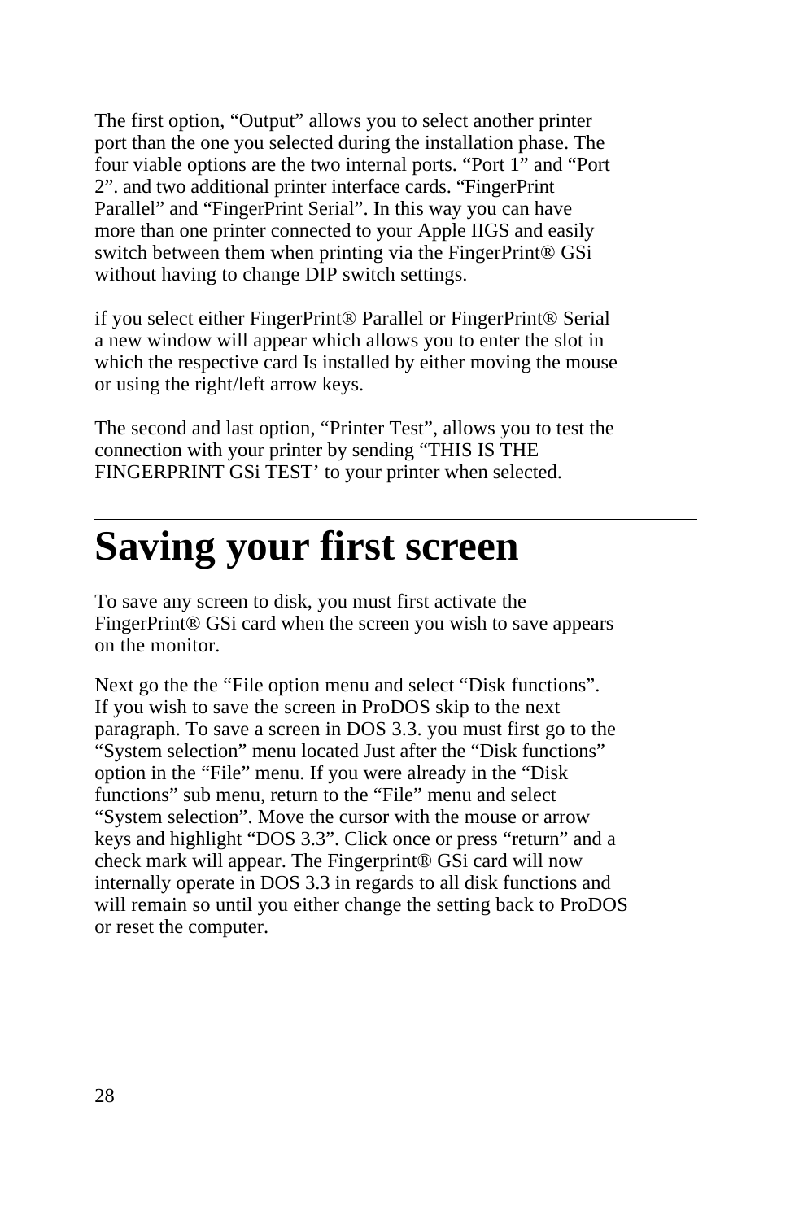The first option, “Output” allows you to select another printer port than the one you selected during the installation phase. The four viable options are the two internal ports. “Port 1” and “Port 2”. and two additional printer interface cards. “FingerPrint Parallel” and “FingerPrint Serial”. In this way you can have more than one printer connected to your Apple IIGS and easily switch between them when printing via the FingerPrint® GSi without having to change DIP switch settings.

if you select either FingerPrint® Parallel or FingerPrint® Serial a new window will appear which allows you to enter the slot in which the respective card Is installed by either moving the mouse or using the right/left arrow keys.

The second and last option, “Printer Test”, allows you to test the connection with your printer by sending “THIS IS THE FINGERPRINT GSi TEST’ to your printer when selected.

---

# Saving your first screen

To save any screen to disk, you must first activate the FingerPrint® GSi card when the screen you wish to save appears on the monitor.

Next go the the “File option menu and select “Disk functions”. If you wish to save the screen in ProDOS skip to the next paragraph. To save a screen in DOS 3.3. you must first go to the “System selection” menu located Just after the “Disk functions” option in the “File” menu. If you were already in the “Disk functions” sub menu, return to the “File” menu and select “System selection”. Move the cursor with the mouse or arrow keys and highlight “DOS 3.3”. Click once or press “return” and a check mark will appear. The Fingerprint® GSi card will now internally operate in DOS 3.3 in regards to all disk functions and will remain so until you either change the setting back to ProDOS or reset the computer.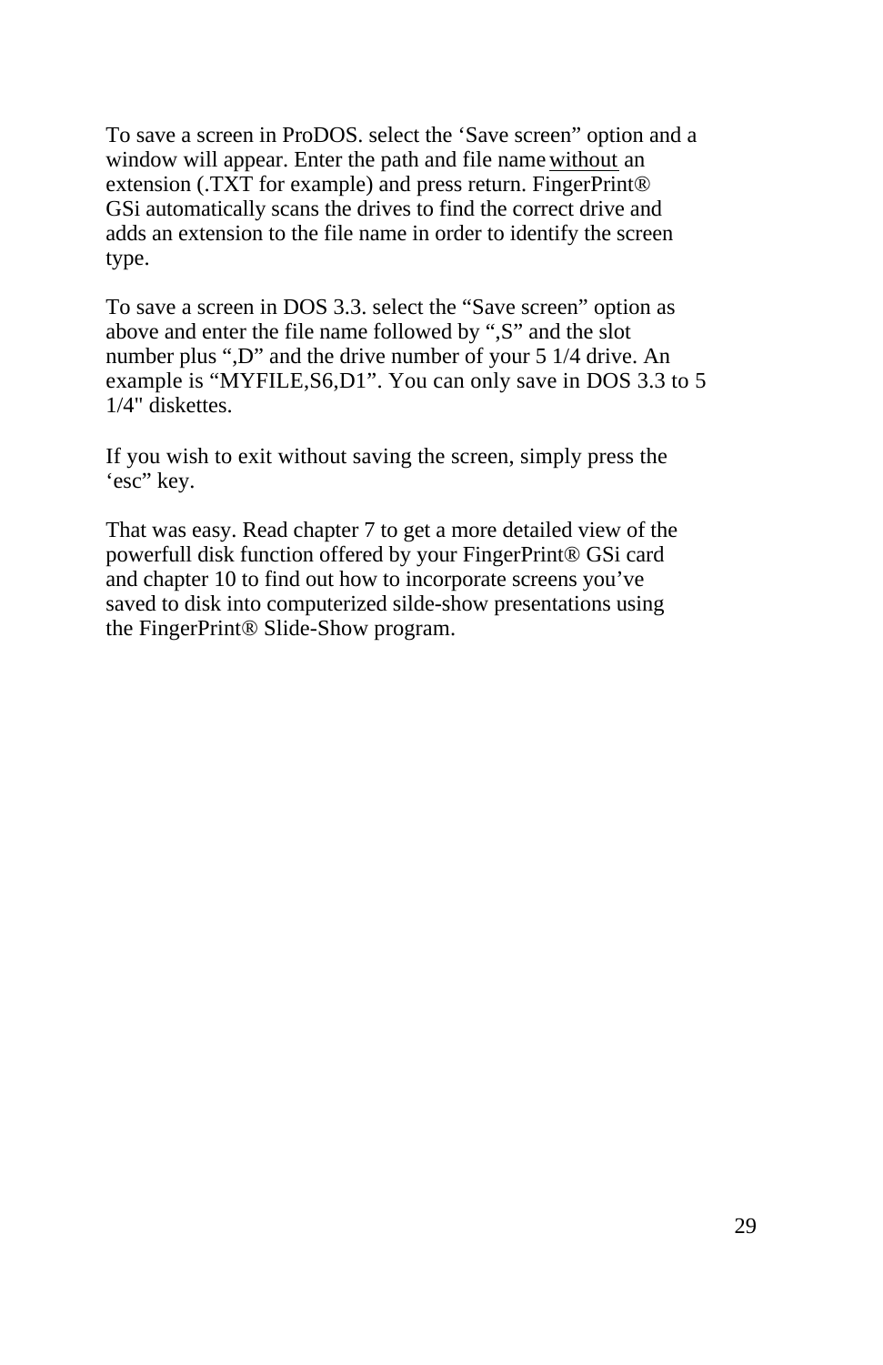To save a screen in ProDOS. select the ‘Save screen” option and a window will appear. Enter the path and file name without an extension (.TXT for example) and press return. FingerPrint® GSi automatically scans the drives to find the correct drive and adds an extension to the file name in order to identify the screen type.

To save a screen in DOS 3.3. select the “Save screen” option as above and enter the file name followed by “,S” and the slot number plus “,D” and the drive number of your 5 1/4 drive. An example is “MYFILE,S6,D1”. You can only save in DOS 3.3 to 5 1/4" diskettes.

If you wish to exit without saving the screen, simply press the ‘esc” key.

That was easy. Read chapter 7 to get a more detailed view of the powerfull disk function offered by your FingerPrint® GSi card and chapter 10 to find out how to incorporate screens you’ve saved to disk into computerized silde-show presentations using the FingerPrint® Slide-Show program.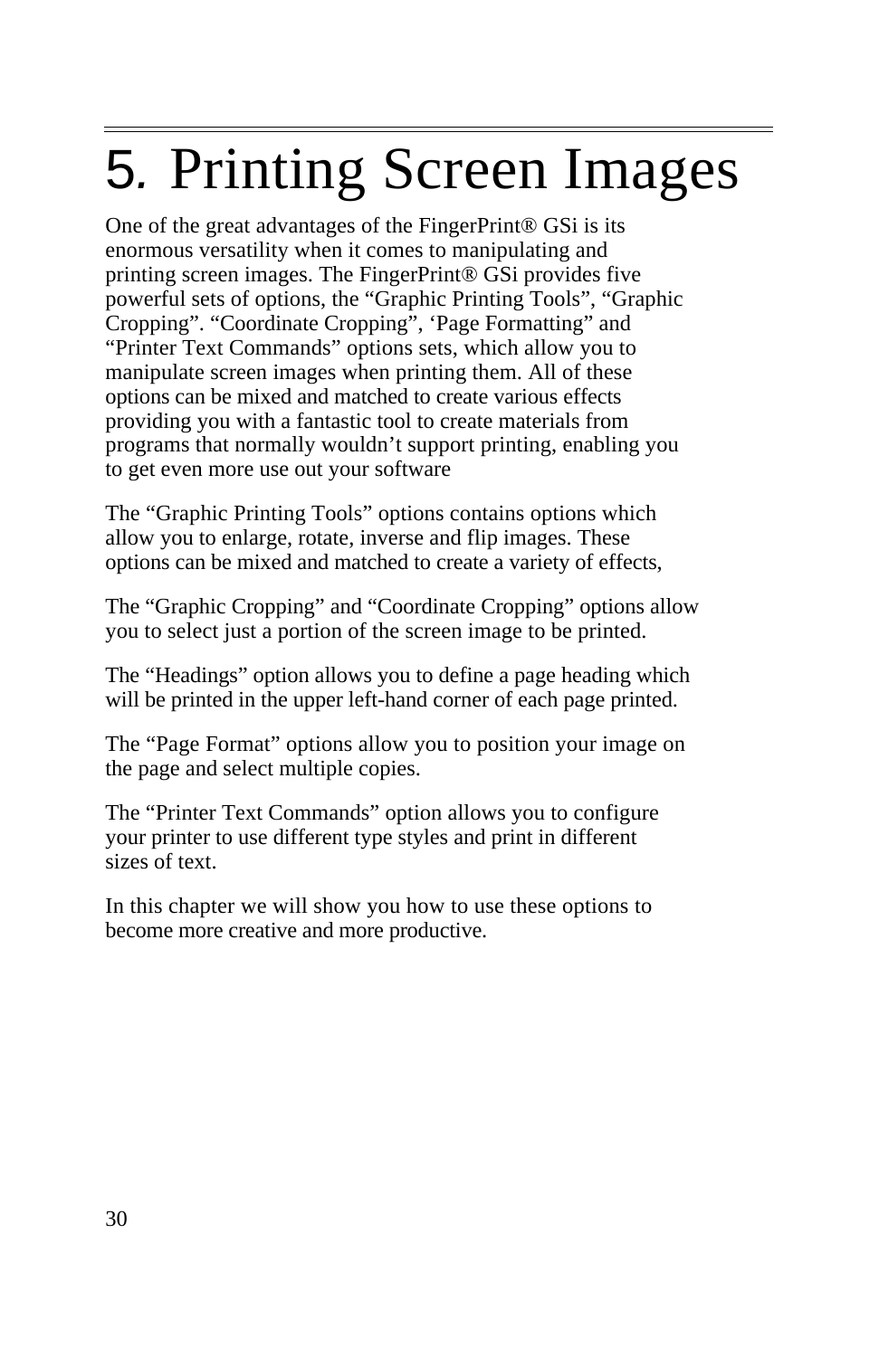# 5. Printing Screen Images

One of the great advantages of the FingerPrint® GSi is its enormous versatility when it comes to manipulating and printing screen images. The FingerPrint® GSi provides five powerful sets of options, the "Graphic Printing Tools", "Graphic Cropping". "Coordinate Cropping", 'Page Formatting" and "Printer Text Commands" options sets, which allow you to manipulate screen images when printing them. All of these options can be mixed and matched to create various effects providing you with a fantastic tool to create materials from programs that normally wouldn't support printing, enabling you to get even more use out your software

The "Graphic Printing Tools" options contains options which allow you to enlarge, rotate, inverse and flip images. These options can be mixed and matched to create a variety of effects,

The "Graphic Cropping" and "Coordinate Cropping" options allow you to select just a portion of the screen image to be printed.

The "Headings" option allows you to define a page heading which will be printed in the upper left-hand corner of each page printed.

The "Page Format" options allow you to position your image on the page and select multiple copies.

The "Printer Text Commands" option allows you to configure your printer to use different type styles and print in different sizes of text.

In this chapter we will show you how to use these options to become more creative and more productive.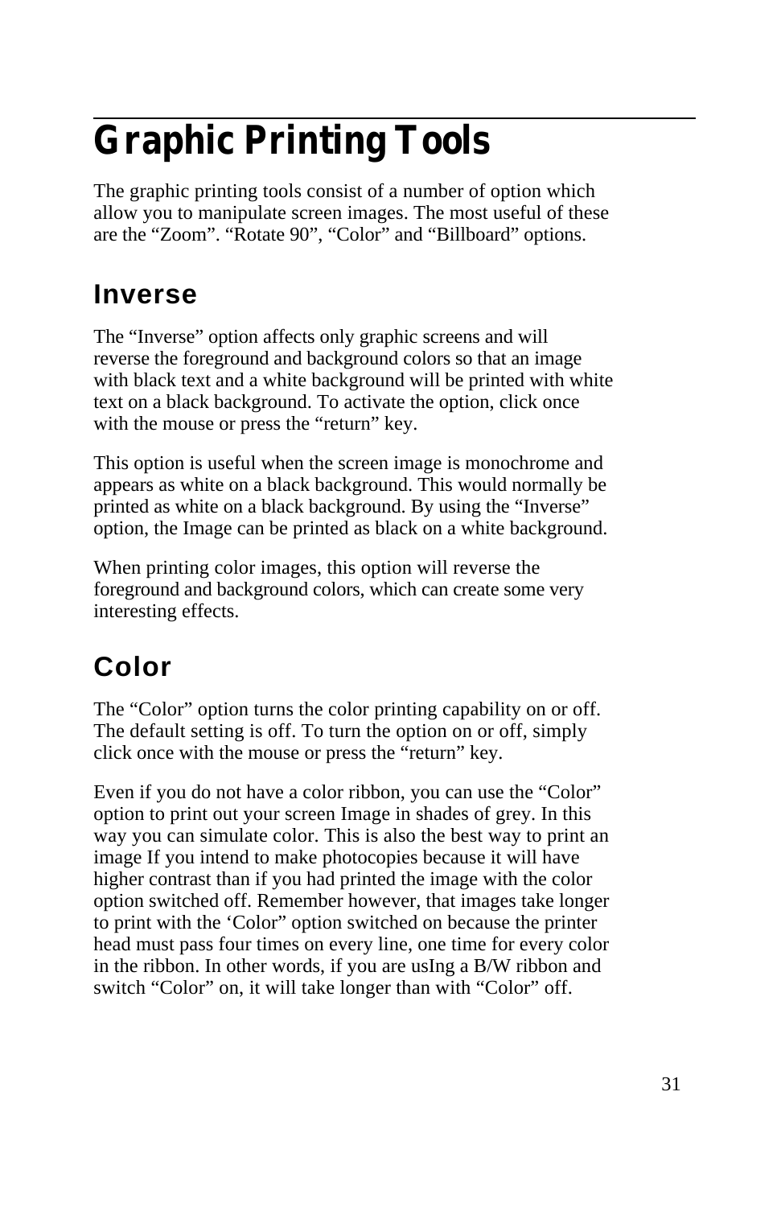# Graphic Printing Tools

The graphic printing tools consist of a number of option which allow you to manipulate screen images. The most useful of these are the “Zoom”. “Rotate 90”, “Color” and “Billboard” options.

## Inverse

The “Inverse” option affects only graphic screens and will reverse the foreground and background colors so that an image with black text and a white background will be printed with white text on a black background. To activate the option, click once with the mouse or press the “return” key.

This option is useful when the screen image is monochrome and appears as white on a black background. This would normally be printed as white on a black background. By using the “Inverse” option, the Image can be printed as black on a white background.

When printing color images, this option will reverse the foreground and background colors, which can create some very interesting effects.

## Color

The “Color” option turns the color printing capability on or off. The default setting is off. To turn the option on or off, simply click once with the mouse or press the “return” key.

Even if you do not have a color ribbon, you can use the “Color” option to print out your screen Image in shades of grey. In this way you can simulate color. This is also the best way to print an image If you intend to make photocopies because it will have higher contrast than if you had printed the image with the color option switched off. Remember however, that images take longer to print with the ‘Color” option switched on because the printer head must pass four times on every line, one time for every color in the ribbon. In other words, if you are usIng a B/W ribbon and switch “Color” on, it will take longer than with “Color” off.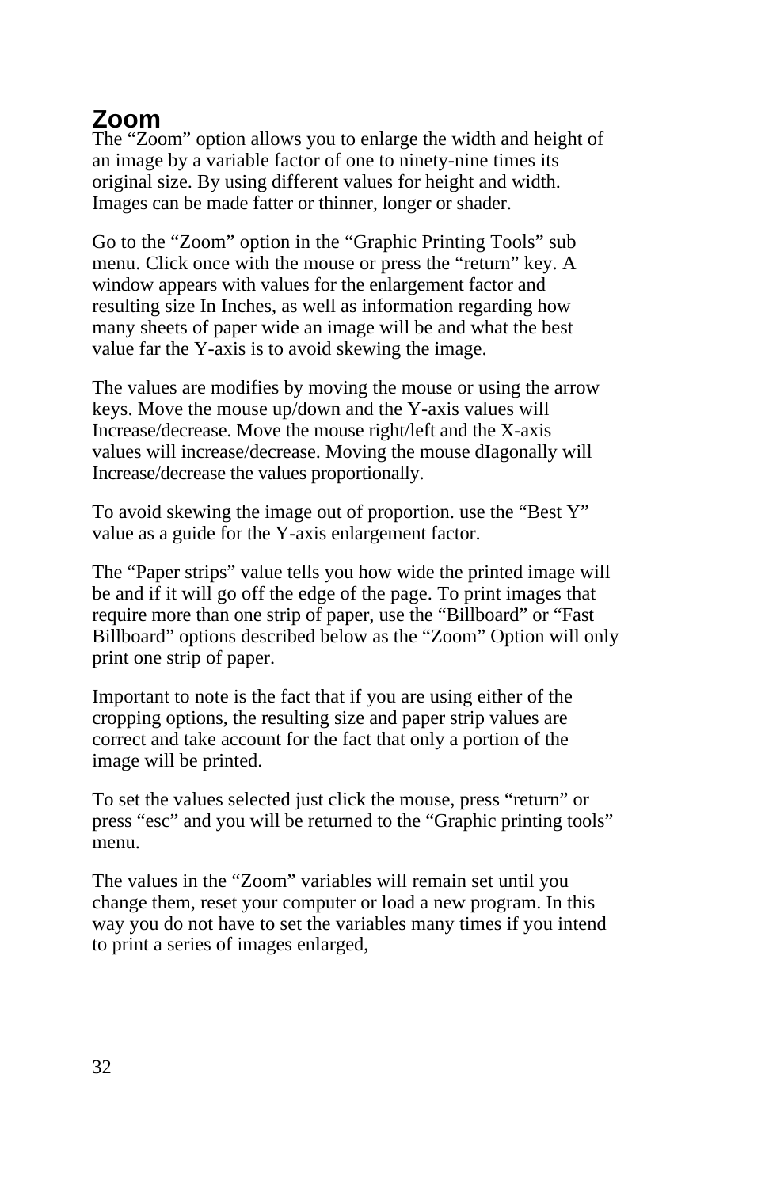## Zoom

The "Zoom" option allows you to enlarge the width and height of an image by a variable factor of one to ninety-nine times its original size. By using different values for height and width. Images can be made fatter or thinner, longer or shader.

Go to the "Zoom" option in the "Graphic Printing Tools" sub menu. Click once with the mouse or press the "return" key. A window appears with values for the enlargement factor and resulting size In Inches, as well as information regarding how many sheets of paper wide an image will be and what the best value far the Y-axis is to avoid skewing the image.

The values are modifies by moving the mouse or using the arrow keys. Move the mouse up/down and the Y-axis values will Increase/decrease. Move the mouse right/left and the X-axis values will increase/decrease. Moving the mouse dIagonally will Increase/decrease the values proportionally.

To avoid skewing the image out of proportion. use the "Best Y" value as a guide for the Y-axis enlargement factor.

The "Paper strips" value tells you how wide the printed image will be and if it will go off the edge of the page. To print images that require more than one strip of paper, use the "Billboard" or "Fast Billboard" options described below as the "Zoom" Option will only print one strip of paper.

Important to note is the fact that if you are using either of the cropping options, the resulting size and paper strip values are correct and take account for the fact that only a portion of the image will be printed.

To set the values selected just click the mouse, press "return" or press "esc" and you will be returned to the "Graphic printing tools" menu.

The values in the "Zoom" variables will remain set until you change them, reset your computer or load a new program. In this way you do not have to set the variables many times if you intend to print a series of images enlarged,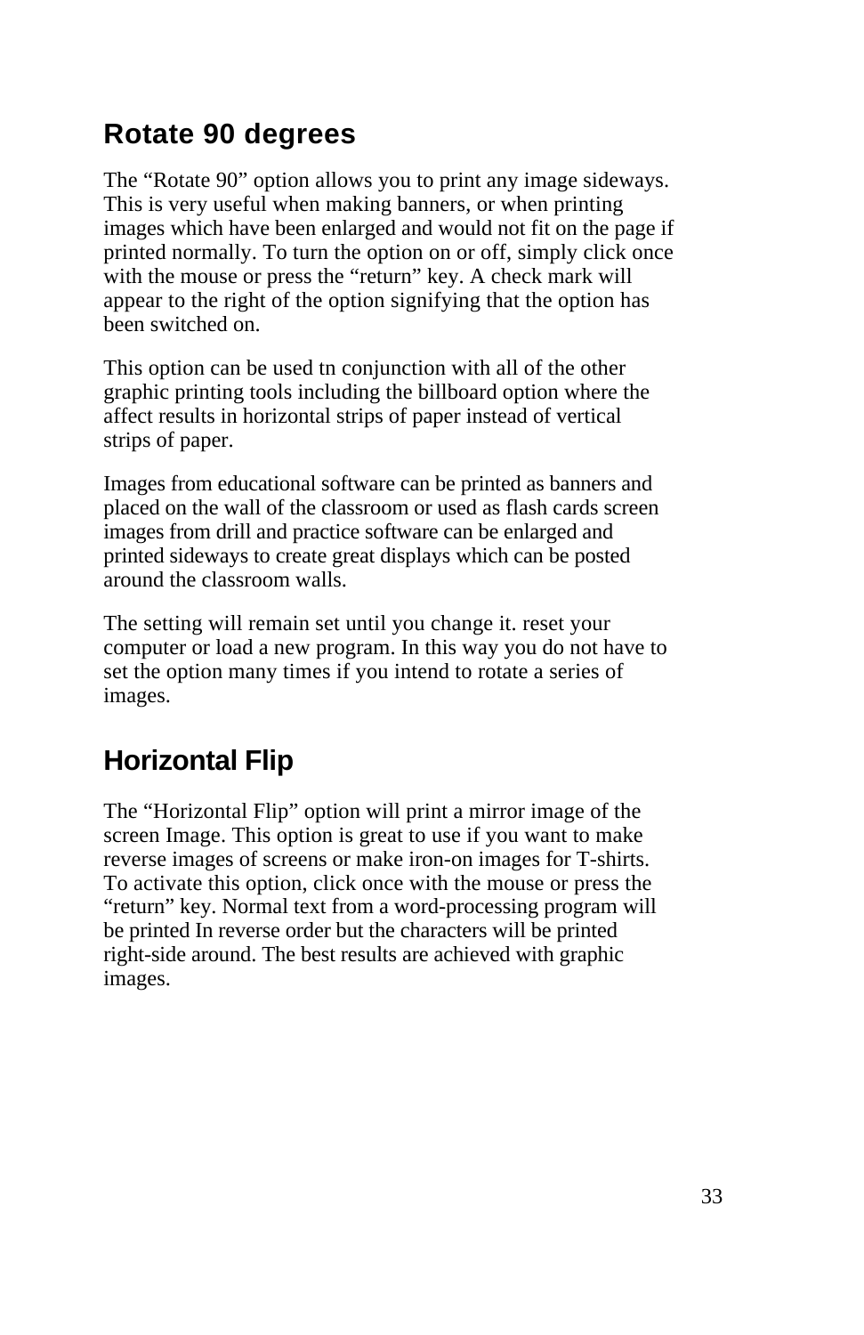## Rotate 90 degrees

The "Rotate 90" option allows you to print any image sideways. This is very useful when making banners, or when printing images which have been enlarged and would not fit on the page if printed normally. To turn the option on or off, simply click once with the mouse or press the "return" key. A check mark will appear to the right of the option signifying that the option has been switched on.

This option can be used tn conjunction with all of the other graphic printing tools including the billboard option where the affect results in horizontal strips of paper instead of vertical strips of paper.

Images from educational software can be printed as banners and placed on the wall of the classroom or used as flash cards screen images from drill and practice software can be enlarged and printed sideways to create great displays which can be posted around the classroom walls.

The setting will remain set until you change it. reset your computer or load a new program. In this way you do not have to set the option many times if you intend to rotate a series of images.

## Horizontal Flip

The "Horizontal Flip" option will print a mirror image of the screen Image. This option is great to use if you want to make reverse images of screens or make iron-on images for T-shirts. To activate this option, click once with the mouse or press the "return" key. Normal text from a word-processing program will be printed In reverse order but the characters will be printed right-side around. The best results are achieved with graphic images.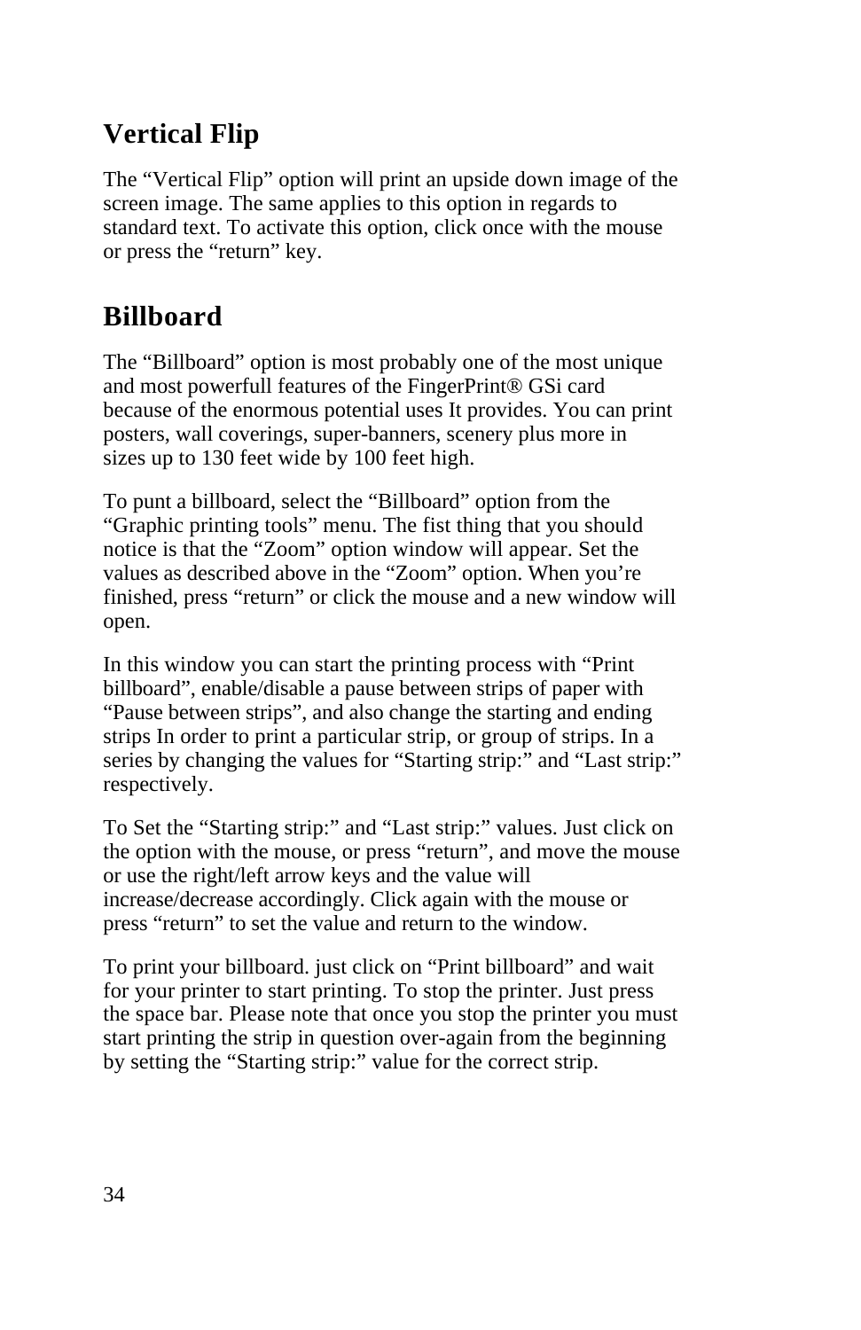## Vertical Flip

The “Vertical Flip” option will print an upside down image of the screen image. The same applies to this option in regards to standard text. To activate this option, click once with the mouse or press the “return” key.

## Billboard

The “Billboard” option is most probably one of the most unique and most powerfull features of the FingerPrint® GSi card because of the enormous potential uses It provides. You can print posters, wall coverings, super-banners, scenery plus more in sizes up to 130 feet wide by 100 feet high.

To punt a billboard, select the “Billboard” option from the “Graphic printing tools” menu. The fist thing that you should notice is that the “Zoom” option window will appear. Set the values as described above in the “Zoom” option. When you’re finished, press “return” or click the mouse and a new window will open.

In this window you can start the printing process with “Print billboard”, enable/disable a pause between strips of paper with “Pause between strips”, and also change the starting and ending strips In order to print a particular strip, or group of strips. In a series by changing the values for “Starting strip:” and “Last strip:” respectively.

To Set the “Starting strip:” and “Last strip:” values. Just click on the option with the mouse, or press “return”, and move the mouse or use the right/left arrow keys and the value will increase/decrease accordingly. Click again with the mouse or press “return” to set the value and return to the window.

To print your billboard. just click on “Print billboard” and wait for your printer to start printing. To stop the printer. Just press the space bar. Please note that once you stop the printer you must start printing the strip in question over-again from the beginning by setting the “Starting strip:” value for the correct strip.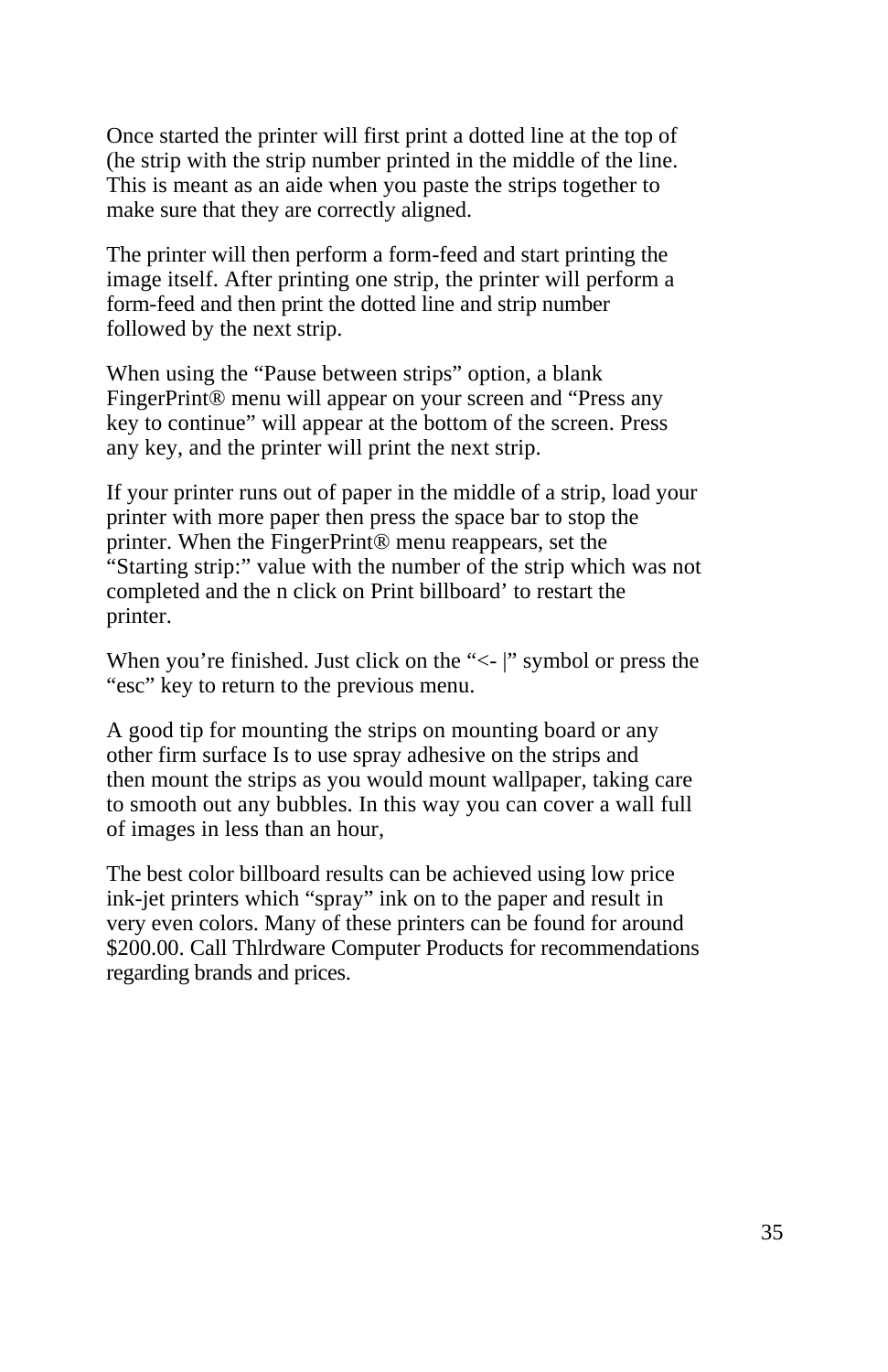Once started the printer will first print a dotted line at the top of (he strip with the strip number printed in the middle of the line. This is meant as an aide when you paste the strips together to make sure that they are correctly aligned.

The printer will then perform a form-feed and start printing the image itself. After printing one strip, the printer will perform a form-feed and then print the dotted line and strip number followed by the next strip.

When using the "Pause between strips" option, a blank FingerPrint® menu will appear on your screen and "Press any key to continue" will appear at the bottom of the screen. Press any key, and the printer will print the next strip.

If your printer runs out of paper in the middle of a strip, load your printer with more paper then press the space bar to stop the printer. When the FingerPrint® menu reappears, set the "Starting strip:" value with the number of the strip which was not completed and the n click on Print billboard' to restart the printer.

When you're finished. Just click on the "<- |" symbol or press the "esc" key to return to the previous menu.

A good tip for mounting the strips on mounting board or any other firm surface Is to use spray adhesive on the strips and then mount the strips as you would mount wallpaper, taking care to smooth out any bubbles. In this way you can cover a wall full of images in less than an hour,

The best color billboard results can be achieved using low price ink-jet printers which "spray" ink on to the paper and result in very even colors. Many of these printers can be found for around $200.00. Call Thlrdware Computer Products for recommendations regarding brands and prices.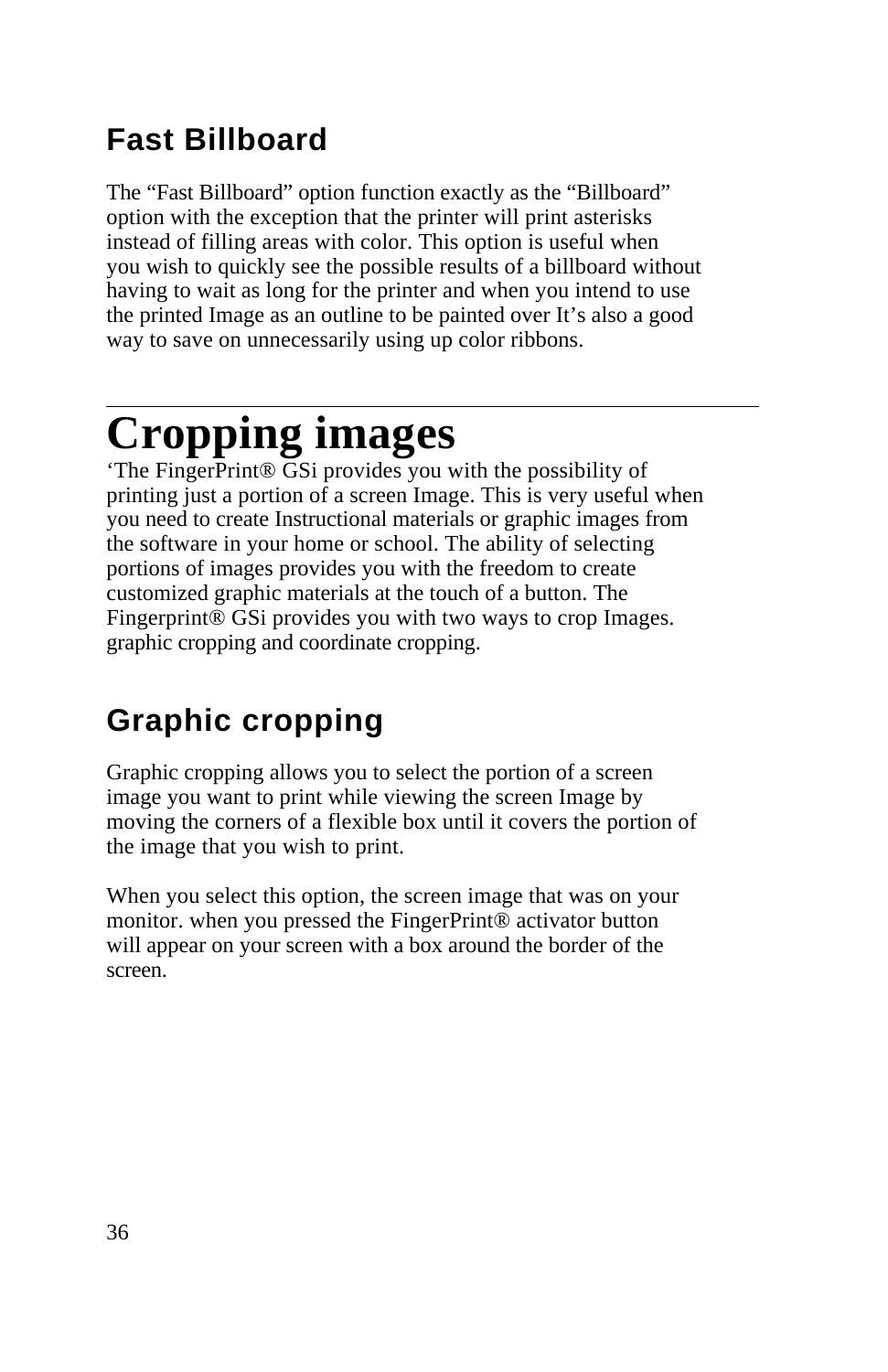## Fast Billboard

The “Fast Billboard” option function exactly as the “Billboard” option with the exception that the printer will print asterisks instead of filling areas with color. This option is useful when you wish to quickly see the possible results of a billboard without having to wait as long for the printer and when you intend to use the printed Image as an outline to be painted over It’s also a good way to save on unnecessarily using up color ribbons.

---

# Cropping images

‘The FingerPrint® GSi provides you with the possibility of printing just a portion of a screen Image. This is very useful when you need to create Instructional materials or graphic images from the software in your home or school. The ability of selecting portions of images provides you with the freedom to create customized graphic materials at the touch of a button. The Fingerprint® GSi provides you with two ways to crop Images. graphic cropping and coordinate cropping.

## Graphic cropping

Graphic cropping allows you to select the portion of a screen image you want to print while viewing the screen Image by moving the corners of a flexible box until it covers the portion of the image that you wish to print.

When you select this option, the screen image that was on your monitor. when you pressed the FingerPrint® activator button will appear on your screen with a box around the border of the screen.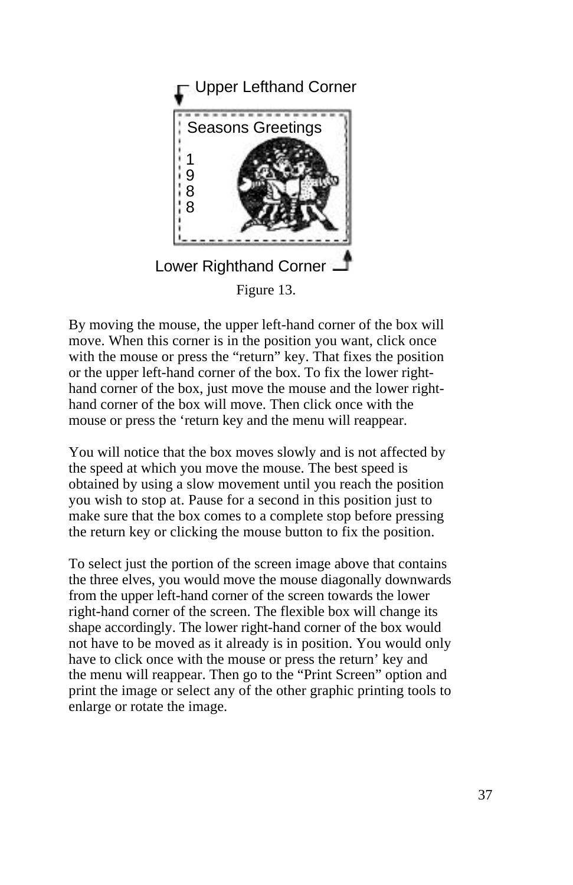Upper Lefthand Corner

Seasons Greetings

1
9
8
8

Lower Righthand Corner

Figure 13.

By moving the mouse, the upper left-hand corner of the box will move. When this corner is in the position you want, click once with the mouse or press the “return” key. That fixes the position or the upper left-hand corner of the box. To fix the lower right-hand corner of the box, just move the mouse and the lower right-hand corner of the box will move. Then click once with the mouse or press the ‘return key and the menu will reappear.

You will notice that the box moves slowly and is not affected by the speed at which you move the mouse. The best speed is obtained by using a slow movement until you reach the position you wish to stop at. Pause for a second in this position just to make sure that the box comes to a complete stop before pressing the return key or clicking the mouse button to fix the position.

To select just the portion of the screen image above that contains the three elves, you would move the mouse diagonally downwards from the upper left-hand corner of the screen towards the lower right-hand corner of the screen. The flexible box will change its shape accordingly. The lower right-hand corner of the box would not have to be moved as it already is in position. You would only have to click once with the mouse or press the return’ key and the menu will reappear. Then go to the “Print Screen” option and print the image or select any of the other graphic printing tools to enlarge or rotate the image.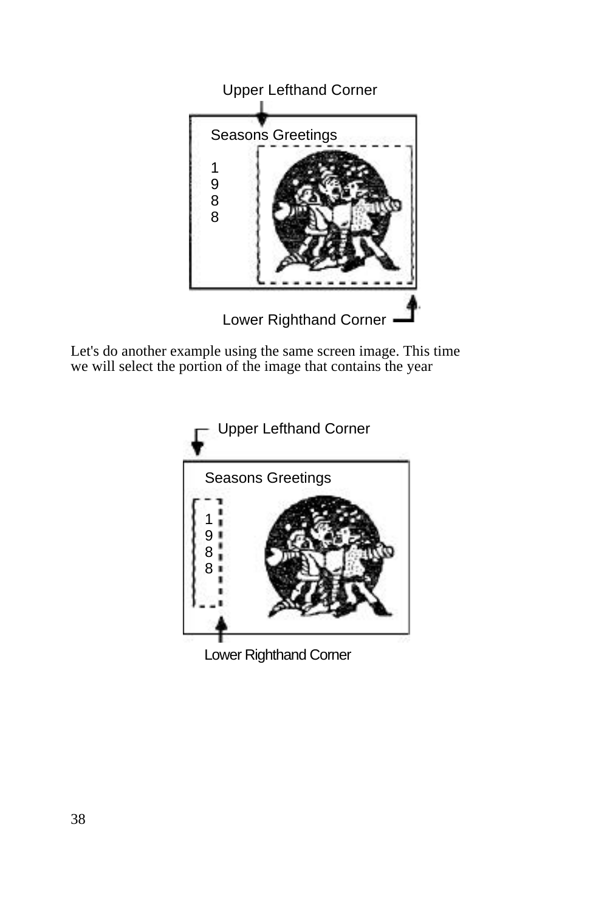Upper Lefthand Corner

Seasons Greetings

1
9
8
8

Lower Righthand Corner

Let's do another example using the same screen image. This time we will select the portion of the image that contains the year

Upper Lefthand Corner

Seasons Greetings

1
9
8
8

Lower Righthand Corner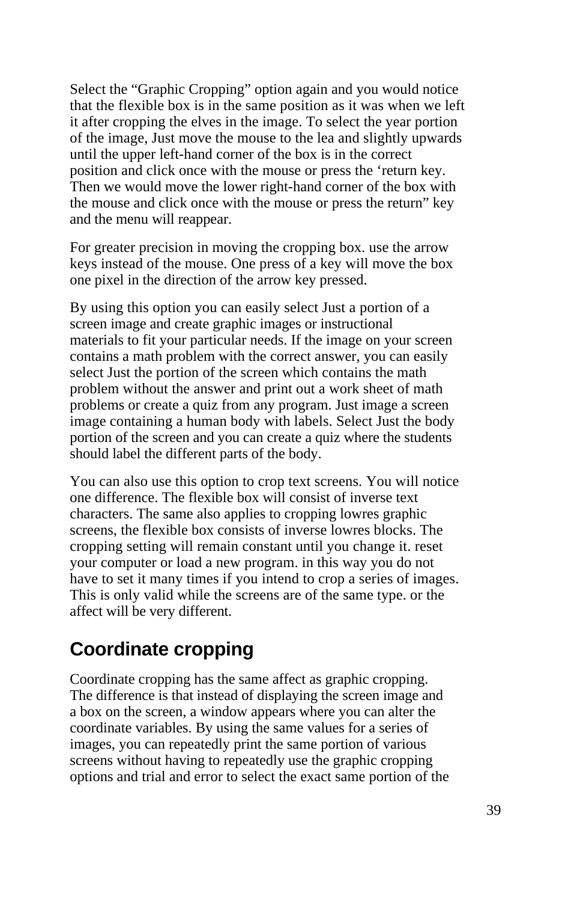Select the “Graphic Cropping” option again and you would notice that the flexible box is in the same position as it was when we left it after cropping the elves in the image. To select the year portion of the image, Just move the mouse to the lea and slightly upwards until the upper left-hand corner of the box is in the correct position and click once with the mouse or press the ‘return key. Then we would move the lower right-hand corner of the box with the mouse and click once with the mouse or press the return” key and the menu will reappear.

For greater precision in moving the cropping box. use the arrow keys instead of the mouse. One press of a key will move the box one pixel in the direction of the arrow key pressed.

By using this option you can easily select Just a portion of a screen image and create graphic images or instructional materials to fit your particular needs. If the image on your screen contains a math problem with the correct answer, you can easily select Just the portion of the screen which contains the math problem without the answer and print out a work sheet of math problems or create a quiz from any program. Just image a screen image containing a human body with labels. Select Just the body portion of the screen and you can create a quiz where the students should label the different parts of the body.

You can also use this option to crop text screens. You will notice one difference. The flexible box will consist of inverse text characters. The same also applies to cropping lowres graphic screens, the flexible box consists of inverse lowres blocks. The cropping setting will remain constant until you change it. reset your computer or load a new program. in this way you do not have to set it many times if you intend to crop a series of images. This is only valid while the screens are of the same type. or the affect will be very different.

## Coordinate cropping

Coordinate cropping has the same affect as graphic cropping. The difference is that instead of displaying the screen image and a box on the screen, a window appears where you can alter the coordinate variables. By using the same values for a series of images, you can repeatedly print the same portion of various screens without having to repeatedly use the graphic cropping options and trial and error to select the exact same portion of the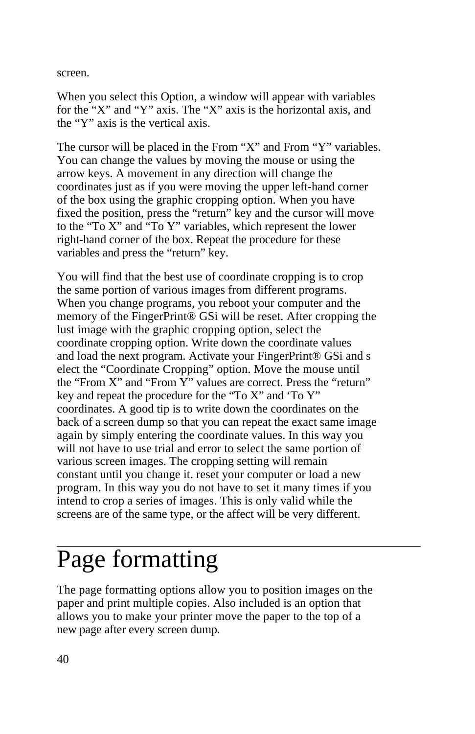screen.

When you select this Option, a window will appear with variables for the “X” and “Y” axis. The “X” axis is the horizontal axis, and the “Y” axis is the vertical axis.

The cursor will be placed in the From “X” and From “Y” variables. You can change the values by moving the mouse or using the arrow keys. A movement in any direction will change the coordinates just as if you were moving the upper left-hand corner of the box using the graphic cropping option. When you have fixed the position, press the “return” key and the cursor will move to the “To X” and “To Y” variables, which represent the lower right-hand corner of the box. Repeat the procedure for these variables and press the “return” key.

You will find that the best use of coordinate cropping is to crop the same portion of various images from different programs. When you change programs, you reboot your computer and the memory of the FingerPrint® GSi will be reset. After cropping the lust image with the graphic cropping option, select the coordinate cropping option. Write down the coordinate values and load the next program. Activate your FingerPrint® GSi and s elect the “Coordinate Cropping” option. Move the mouse until the “From X” and “From Y” values are correct. Press the “return” key and repeat the procedure for the “To X” and ‘To Y” coordinates. A good tip is to write down the coordinates on the back of a screen dump so that you can repeat the exact same image again by simply entering the coordinate values. In this way you will not have to use trial and error to select the same portion of various screen images. The cropping setting will remain constant until you change it. reset your computer or load a new program. In this way you do not have to set it many times if you intend to crop a series of images. This is only valid while the screens are of the same type, or the affect will be very different.

# Page formatting

The page formatting options allow you to position images on the paper and print multiple copies. Also included is an option that allows you to make your printer move the paper to the top of a new page after every screen dump.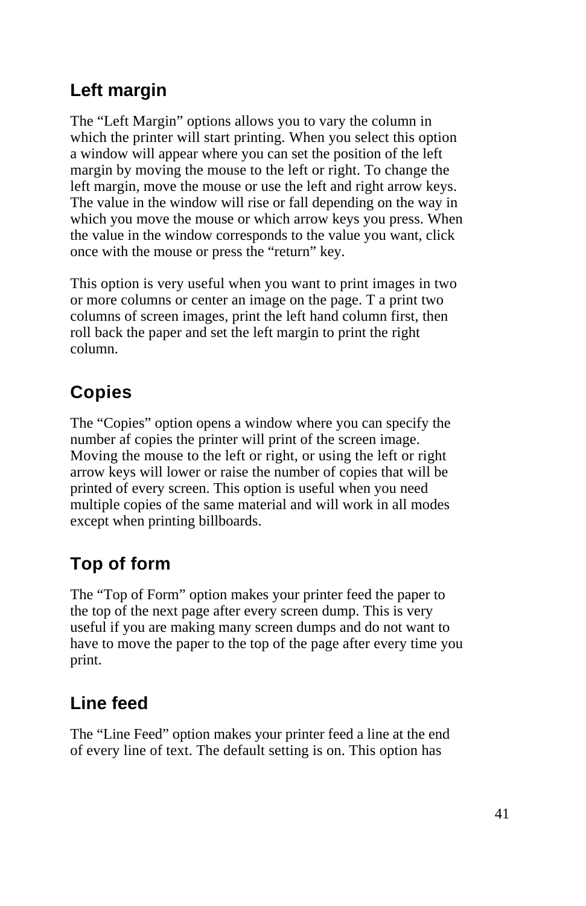## Left margin

The “Left Margin” options allows you to vary the column in which the printer will start printing. When you select this option a window will appear where you can set the position of the left margin by moving the mouse to the left or right. To change the left margin, move the mouse or use the left and right arrow keys. The value in the window will rise or fall depending on the way in which you move the mouse or which arrow keys you press. When the value in the window corresponds to the value you want, click once with the mouse or press the “return” key.

This option is very useful when you want to print images in two or more columns or center an image on the page. T a print two columns of screen images, print the left hand column first, then roll back the paper and set the left margin to print the right column.

## Copies

The “Copies” option opens a window where you can specify the number af copies the printer will print of the screen image. Moving the mouse to the left or right, or using the left or right arrow keys will lower or raise the number of copies that will be printed of every screen. This option is useful when you need multiple copies of the same material and will work in all modes except when printing billboards.

## Top of form

The “Top of Form” option makes your printer feed the paper to the top of the next page after every screen dump. This is very useful if you are making many screen dumps and do not want to have to move the paper to the top of the page after every time you print.

## Line feed

The “Line Feed” option makes your printer feed a line at the end of every line of text. The default setting is on. This option has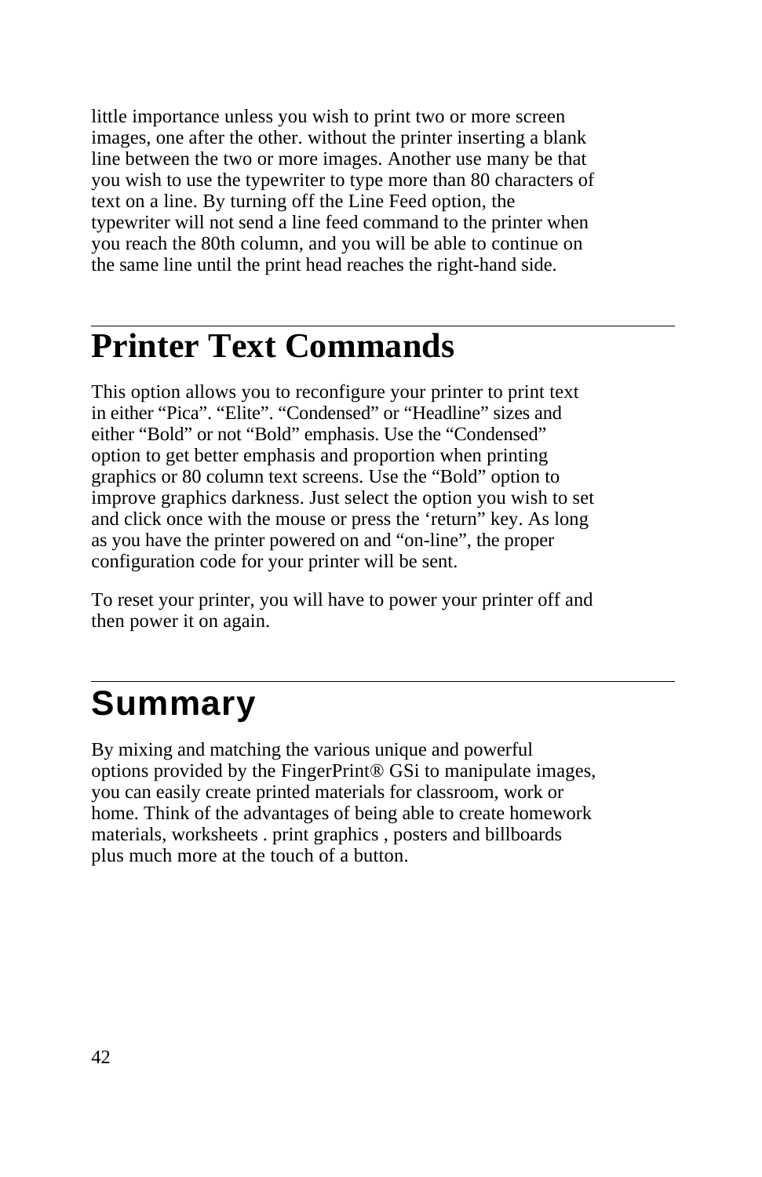little importance unless you wish to print two or more screen images, one after the other. without the printer inserting a blank line between the two or more images. Another use many be that you wish to use the typewriter to type more than 80 characters of text on a line. By turning off the Line Feed option, the typewriter will not send a line feed command to the printer when you reach the 80th column, and you will be able to continue on the same line until the print head reaches the right-hand side.

# Printer Text Commands

This option allows you to reconfigure your printer to print text in either “Pica”. “Elite”. “Condensed” or “Headline” sizes and either “Bold” or not “Bold” emphasis. Use the “Condensed” option to get better emphasis and proportion when printing graphics or 80 column text screens. Use the “Bold” option to improve graphics darkness. Just select the option you wish to set and click once with the mouse or press the ‘return” key. As long as you have the printer powered on and “on-line”, the proper configuration code for your printer will be sent.

To reset your printer, you will have to power your printer off and then power it on again.

# Summary

By mixing and matching the various unique and powerful options provided by the FingerPrint® GSi to manipulate images, you can easily create printed materials for classroom, work or home. Think of the advantages of being able to create homework materials, worksheets . print graphics , posters and billboards plus much more at the touch of a button.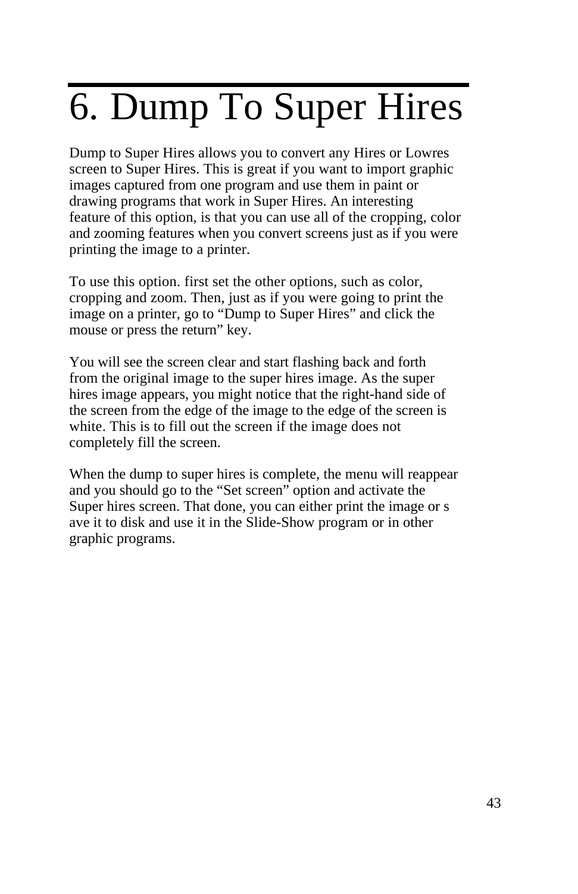# 6. Dump To Super Hires

Dump to Super Hires allows you to convert any Hires or Lowres screen to Super Hires. This is great if you want to import graphic images captured from one program and use them in paint or drawing programs that work in Super Hires. An interesting feature of this option, is that you can use all of the cropping, color and zooming features when you convert screens just as if you were printing the image to a printer.

To use this option. first set the other options, such as color, cropping and zoom. Then, just as if you were going to print the image on a printer, go to “Dump to Super Hires” and click the mouse or press the return” key.

You will see the screen clear and start flashing back and forth from the original image to the super hires image. As the super hires image appears, you might notice that the right-hand side of the screen from the edge of the image to the edge of the screen is white. This is to fill out the screen if the image does not completely fill the screen.

When the dump to super hires is complete, the menu will reappear and you should go to the “Set screen” option and activate the Super hires screen. That done, you can either print the image or s ave it to disk and use it in the Slide-Show program or in other graphic programs.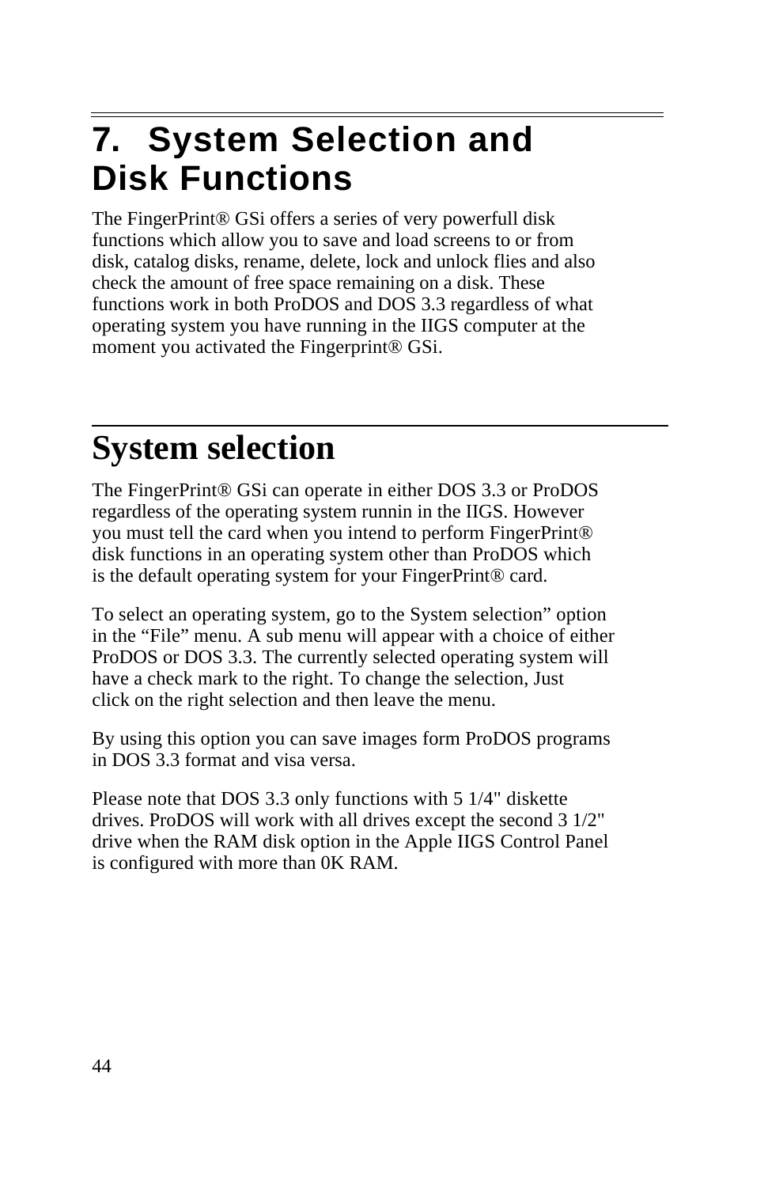# 7. System Selection and Disk Functions

The FingerPrint® GSi offers a series of very powerfull disk functions which allow you to save and load screens to or from disk, catalog disks, rename, delete, lock and unlock flies and also check the amount of free space remaining on a disk. These functions work in both ProDOS and DOS 3.3 regardless of what operating system you have running in the IIGS computer at the moment you activated the Fingerprint® GSi.

## System selection

The FingerPrint® GSi can operate in either DOS 3.3 or ProDOS regardless of the operating system runnin in the IIGS. However you must tell the card when you intend to perform FingerPrint® disk functions in an operating system other than ProDOS which is the default operating system for your FingerPrint® card.

To select an operating system, go to the System selection" option in the "File" menu. A sub menu will appear with a choice of either ProDOS or DOS 3.3. The currently selected operating system will have a check mark to the right. To change the selection, Just click on the right selection and then leave the menu.

By using this option you can save images form ProDOS programs in DOS 3.3 format and visa versa.

Please note that DOS 3.3 only functions with 5 1/4" diskette drives. ProDOS will work with all drives except the second 3 1/2" drive when the RAM disk option in the Apple IIGS Control Panel is configured with more than 0K RAM.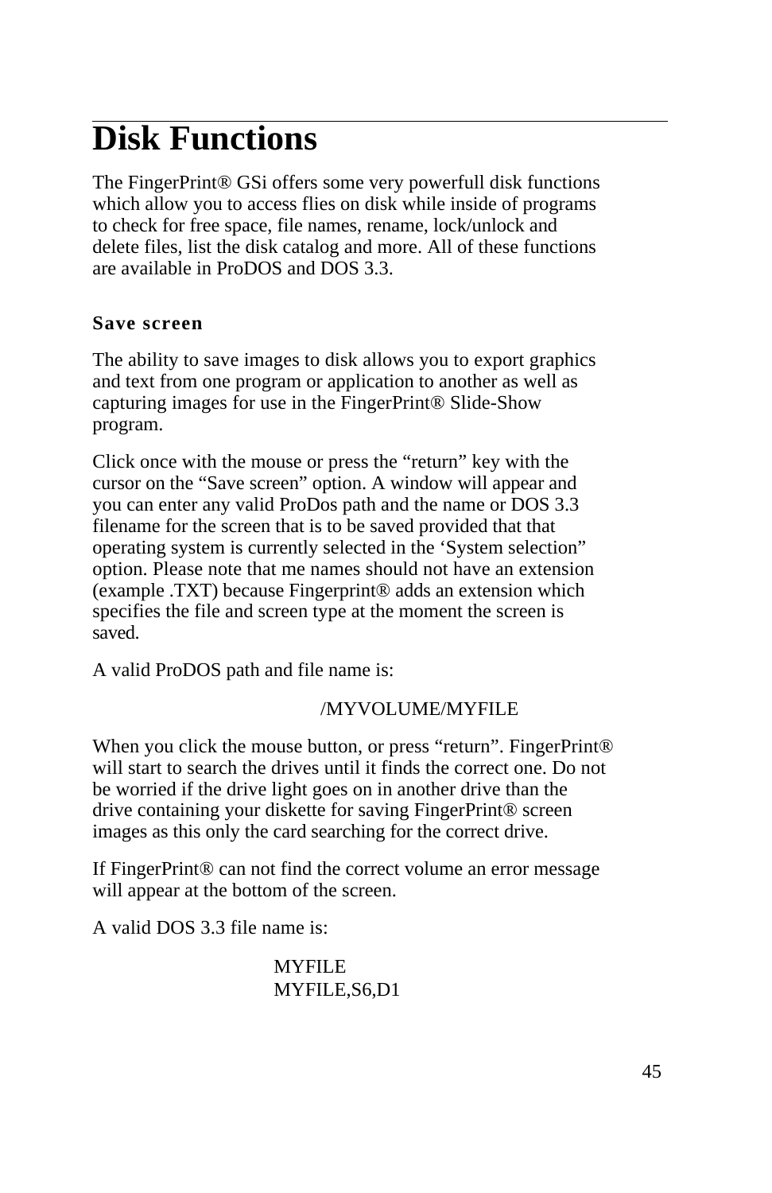# Disk Functions

The FingerPrint® GSi offers some very powerfull disk functions which allow you to access flies on disk while inside of programs to check for free space, file names, rename, lock/unlock and delete files, list the disk catalog and more. All of these functions are available in ProDOS and DOS 3.3.

### Save screen

The ability to save images to disk allows you to export graphics and text from one program or application to another as well as capturing images for use in the FingerPrint® Slide-Show program.

Click once with the mouse or press the "return" key with the cursor on the "Save screen" option. A window will appear and you can enter any valid ProDos path and the name or DOS 3.3 filename for the screen that is to be saved provided that that operating system is currently selected in the 'System selection" option. Please note that me names should not have an extension (example .TXT) because Fingerprint® adds an extension which specifies the file and screen type at the moment the screen is saved.

A valid ProDOS path and file name is:

/MYVOLUME/MYFILE

When you click the mouse button, or press "return". FingerPrint® will start to search the drives until it finds the correct one. Do not be worried if the drive light goes on in another drive than the drive containing your diskette for saving FingerPrint® screen images as this only the card searching for the correct drive.

If FingerPrint® can not find the correct volume an error message will appear at the bottom of the screen.

A valid DOS 3.3 file name is:

MYFILE
MYFILE,S6,D1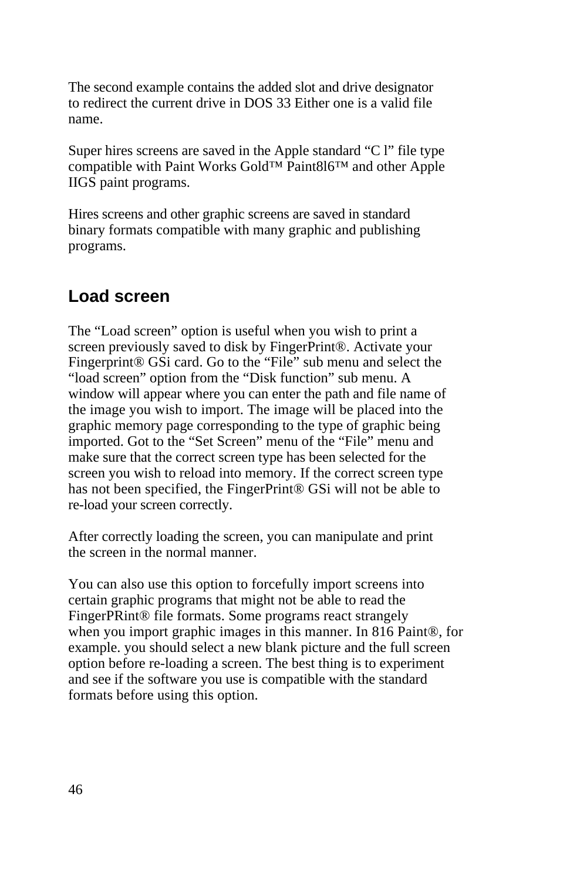The second example contains the added slot and drive designator to redirect the current drive in DOS 33 Either one is a valid file name.

Super hires screens are saved in the Apple standard “C l” file type compatible with Paint Works Gold™ Paint8l6™ and other Apple IIGS paint programs.

Hires screens and other graphic screens are saved in standard binary formats compatible with many graphic and publishing programs.

## Load screen

The “Load screen” option is useful when you wish to print a screen previously saved to disk by FingerPrint®. Activate your Fingerprint® GSi card. Go to the “File” sub menu and select the “load screen” option from the “Disk function” sub menu. A window will appear where you can enter the path and file name of the image you wish to import. The image will be placed into the graphic memory page corresponding to the type of graphic being imported. Got to the “Set Screen” menu of the “File” menu and make sure that the correct screen type has been selected for the screen you wish to reload into memory. If the correct screen type has not been specified, the FingerPrint® GSi will not be able to re-load your screen correctly.

After correctly loading the screen, you can manipulate and print the screen in the normal manner.

You can also use this option to forcefully import screens into certain graphic programs that might not be able to read the FingerPRint® file formats. Some programs react strangely when you import graphic images in this manner. In 816 Paint®, for example. you should select a new blank picture and the full screen option before re-loading a screen. The best thing is to experiment and see if the software you use is compatible with the standard formats before using this option.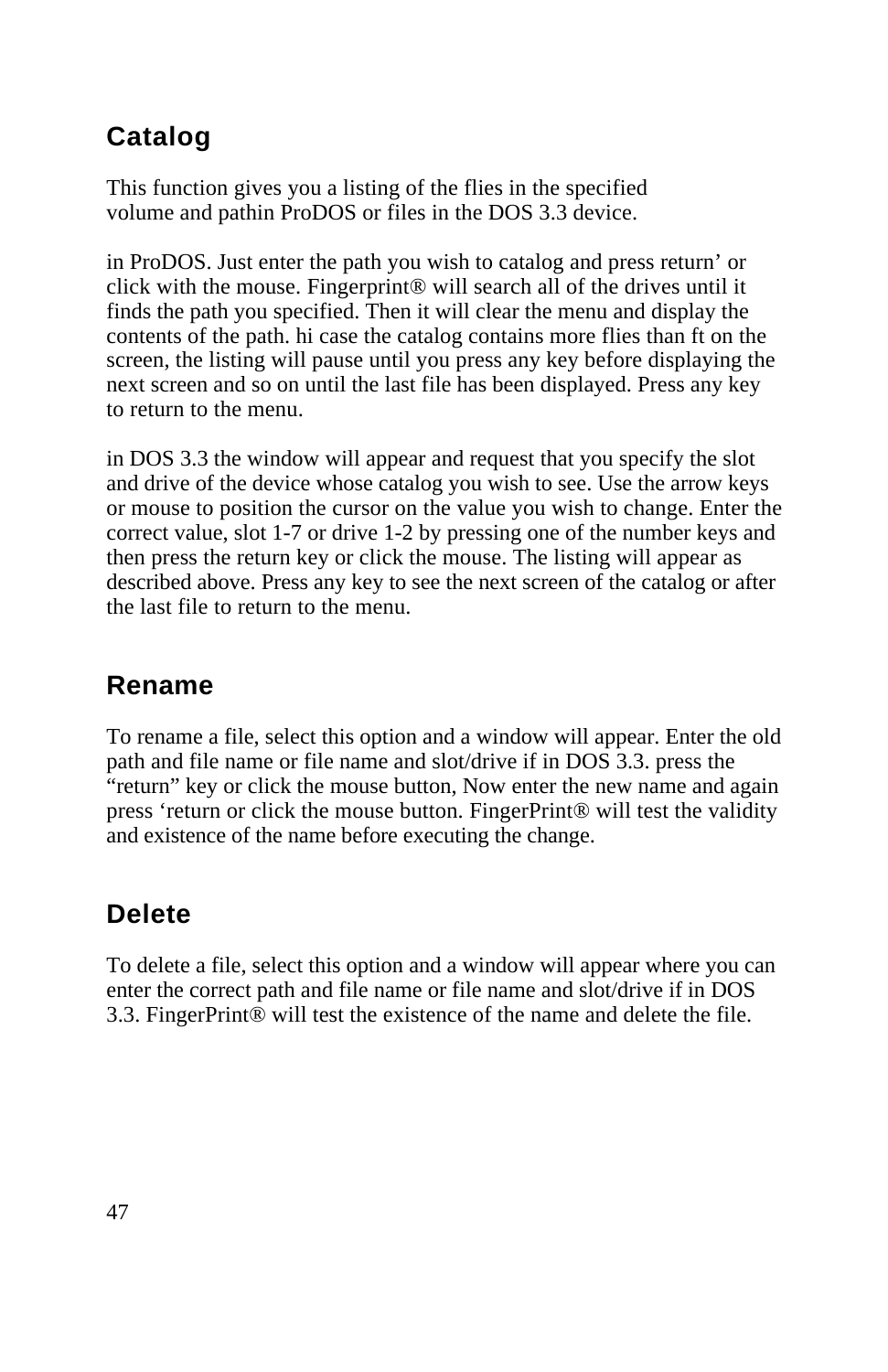## Catalog

This function gives you a listing of the flies in the specified volume and pathin ProDOS or files in the DOS 3.3 device.

in ProDOS. Just enter the path you wish to catalog and press return' or click with the mouse. Fingerprint® will search all of the drives until it finds the path you specified. Then it will clear the menu and display the contents of the path. hi case the catalog contains more flies than ft on the screen, the listing will pause until you press any key before displaying the next screen and so on until the last file has been displayed. Press any key to return to the menu.

in DOS 3.3 the window will appear and request that you specify the slot and drive of the device whose catalog you wish to see. Use the arrow keys or mouse to position the cursor on the value you wish to change. Enter the correct value, slot 1-7 or drive 1-2 by pressing one of the number keys and then press the return key or click the mouse. The listing will appear as described above. Press any key to see the next screen of the catalog or after the last file to return to the menu.

## Rename

To rename a file, select this option and a window will appear. Enter the old path and file name or file name and slot/drive if in DOS 3.3. press the "return" key or click the mouse button, Now enter the new name and again press 'return or click the mouse button. FingerPrint® will test the validity and existence of the name before executing the change.

## Delete

To delete a file, select this option and a window will appear where you can enter the correct path and file name or file name and slot/drive if in DOS 3.3. FingerPrint® will test the existence of the name and delete the file.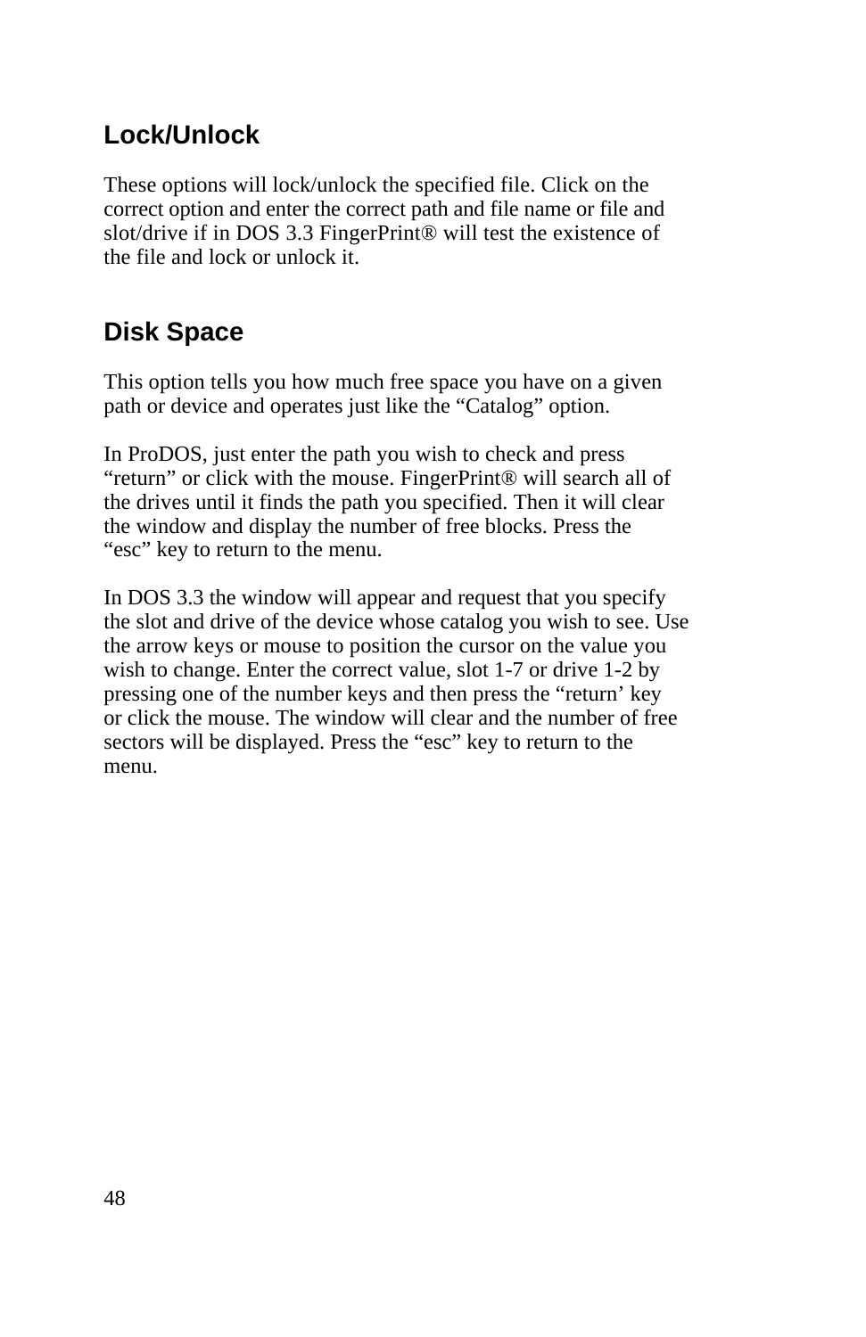## Lock/Unlock

These options will lock/unlock the specified file. Click on the correct option and enter the correct path and file name or file and slot/drive if in DOS 3.3 FingerPrint® will test the existence of the file and lock or unlock it.

## Disk Space

This option tells you how much free space you have on a given path or device and operates just like the “Catalog” option.

In ProDOS, just enter the path you wish to check and press “return” or click with the mouse. FingerPrint® will search all of the drives until it finds the path you specified. Then it will clear the window and display the number of free blocks. Press the “esc” key to return to the menu.

In DOS 3.3 the window will appear and request that you specify the slot and drive of the device whose catalog you wish to see. Use the arrow keys or mouse to position the cursor on the value you wish to change. Enter the correct value, slot 1-7 or drive 1-2 by pressing one of the number keys and then press the “return’ key or click the mouse. The window will clear and the number of free sectors will be displayed. Press the “esc” key to return to the menu.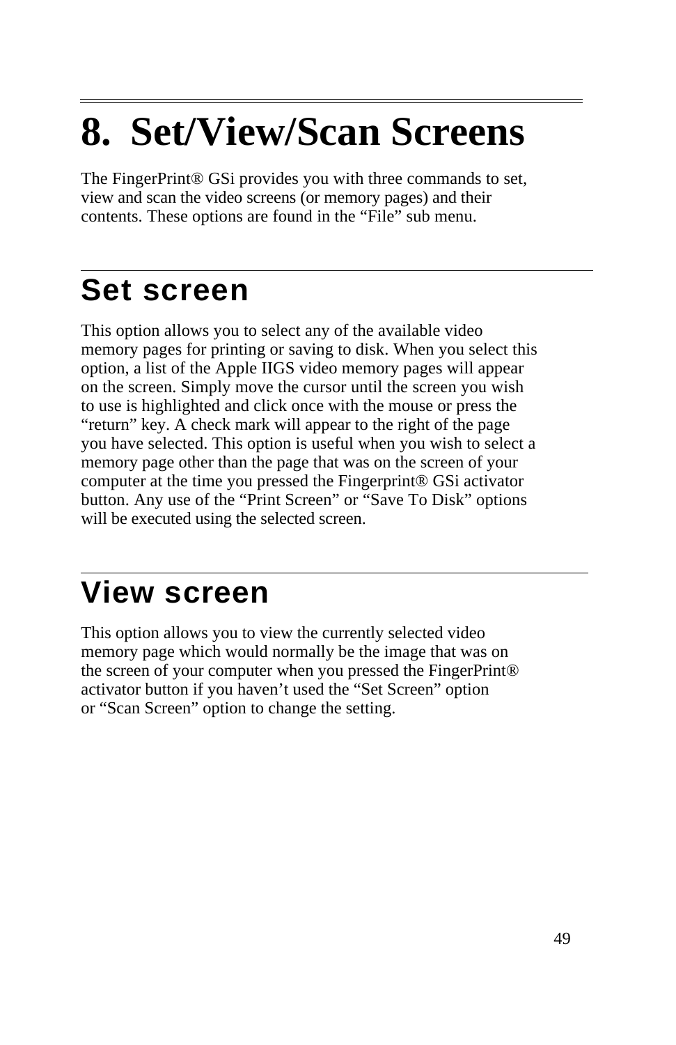# 8. Set/View/Scan Screens

The FingerPrint® GSi provides you with three commands to set, view and scan the video screens (or memory pages) and their contents. These options are found in the "File" sub menu.

## Set screen

This option allows you to select any of the available video memory pages for printing or saving to disk. When you select this option, a list of the Apple IIGS video memory pages will appear on the screen. Simply move the cursor until the screen you wish to use is highlighted and click once with the mouse or press the "return" key. A check mark will appear to the right of the page you have selected. This option is useful when you wish to select a memory page other than the page that was on the screen of your computer at the time you pressed the Fingerprint® GSi activator button. Any use of the "Print Screen" or "Save To Disk" options will be executed using the selected screen.

## View screen

This option allows you to view the currently selected video memory page which would normally be the image that was on the screen of your computer when you pressed the FingerPrint® activator button if you haven't used the "Set Screen" option or "Scan Screen" option to change the setting.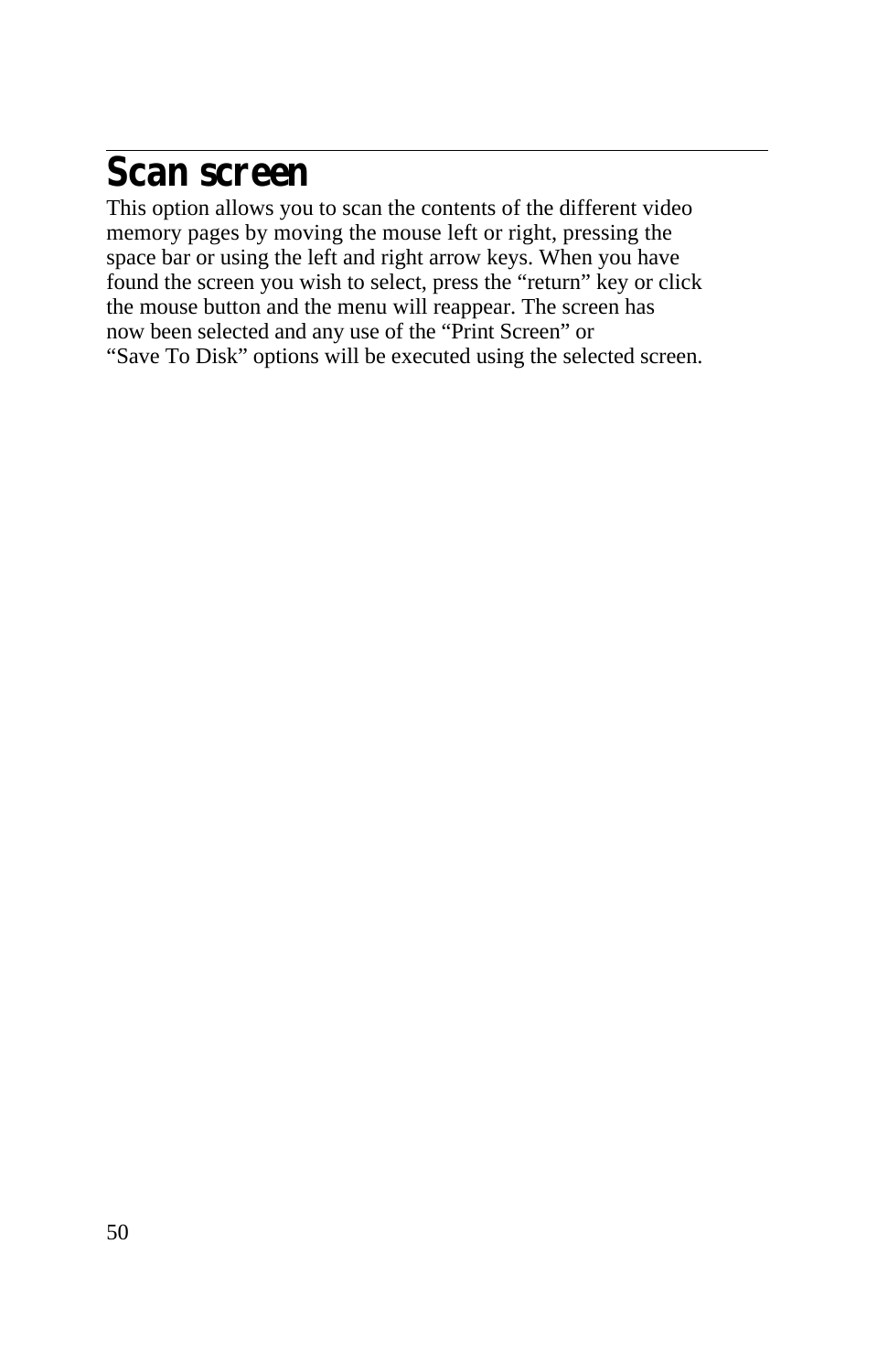# Scan screen

This option allows you to scan the contents of the different video memory pages by moving the mouse left or right, pressing the space bar or using the left and right arrow keys. When you have found the screen you wish to select, press the “return” key or click the mouse button and the menu will reappear. The screen has now been selected and any use of the “Print Screen” or “Save To Disk” options will be executed using the selected screen.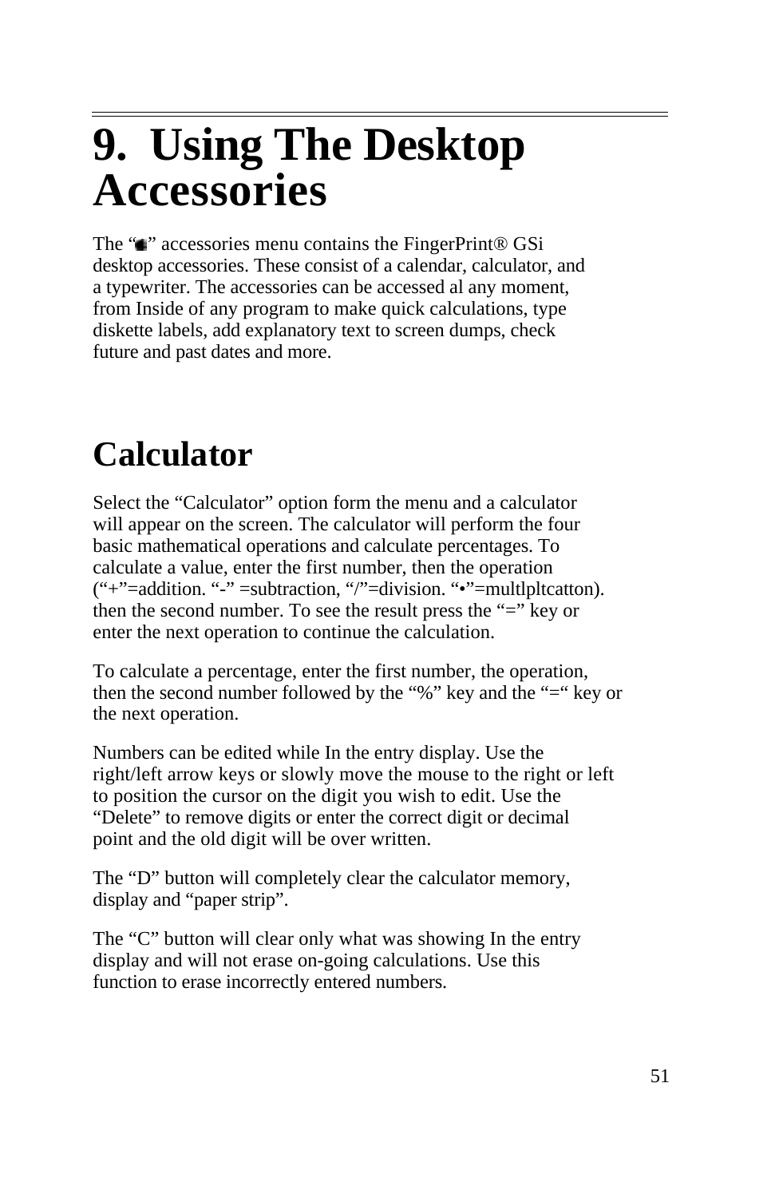# 9. Using The Desktop Accessories

The "■" accessories menu contains the FingerPrint® GSi desktop accessories. These consist of a calendar, calculator, and a typewriter. The accessories can be accessed al any moment, from Inside of any program to make quick calculations, type diskette labels, add explanatory text to screen dumps, check future and past dates and more.

## Calculator

Select the "Calculator" option form the menu and a calculator will appear on the screen. The calculator will perform the four basic mathematical operations and calculate percentages. To calculate a value, enter the first number, then the operation ("+"=addition. "-" =subtraction, "/"=division. "•"=multlpltcatton). then the second number. To see the result press the "=" key or enter the next operation to continue the calculation.

To calculate a percentage, enter the first number, the operation, then the second number followed by the "%" key and the "=" key or the next operation.

Numbers can be edited while In the entry display. Use the right/left arrow keys or slowly move the mouse to the right or left to position the cursor on the digit you wish to edit. Use the "Delete" to remove digits or enter the correct digit or decimal point and the old digit will be over written.

The "D" button will completely clear the calculator memory, display and "paper strip".

The "C" button will clear only what was showing In the entry display and will not erase on-going calculations. Use this function to erase incorrectly entered numbers.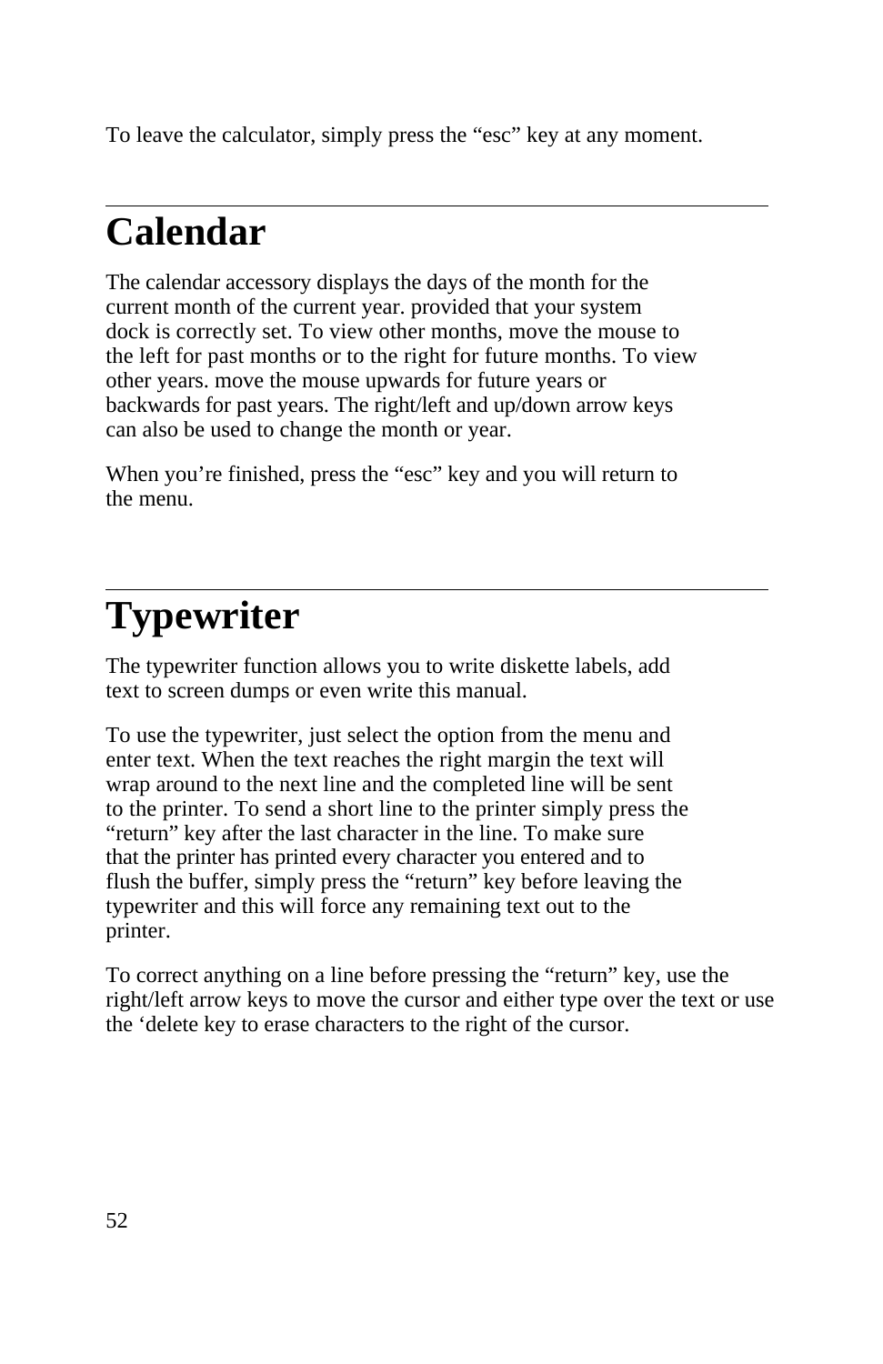To leave the calculator, simply press the “esc” key at any moment.

# Calendar

The calendar accessory displays the days of the month for the current month of the current year. provided that your system dock is correctly set. To view other months, move the mouse to the left for past months or to the right for future months. To view other years. move the mouse upwards for future years or backwards for past years. The right/left and up/down arrow keys can also be used to change the month or year.

When you’re finished, press the “esc” key and you will return to the menu.

# Typewriter

The typewriter function allows you to write diskette labels, add text to screen dumps or even write this manual.

To use the typewriter, just select the option from the menu and enter text. When the text reaches the right margin the text will wrap around to the next line and the completed line will be sent to the printer. To send a short line to the printer simply press the “return” key after the last character in the line. To make sure that the printer has printed every character you entered and to flush the buffer, simply press the “return” key before leaving the typewriter and this will force any remaining text out to the printer.

To correct anything on a line before pressing the “return” key, use the right/left arrow keys to move the cursor and either type over the text or use the ‘delete key to erase characters to the right of the cursor.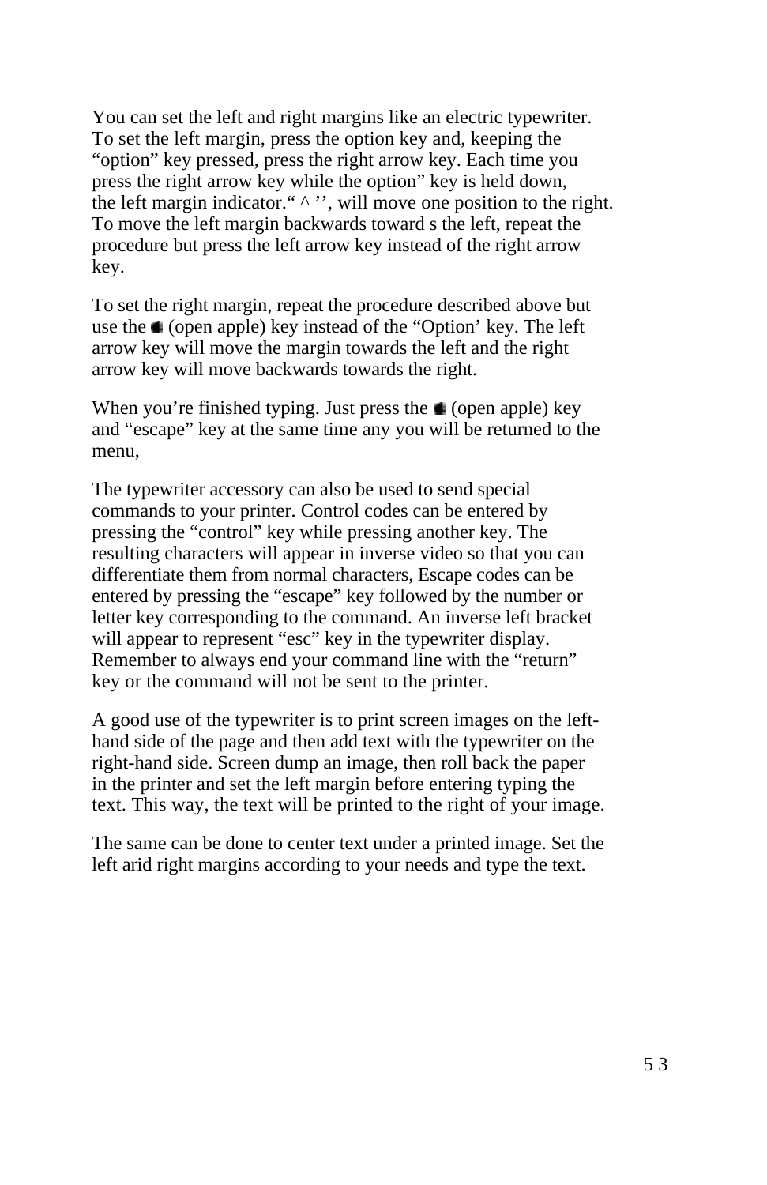You can set the left and right margins like an electric typewriter. To set the left margin, press the option key and, keeping the “option” key pressed, press the right arrow key. Each time you press the right arrow key while the option” key is held down, the left margin indicator.“ ^ ’’, will move one position to the right. To move the left margin backwards toward s the left, repeat the procedure but press the left arrow key instead of the right arrow key.

To set the right margin, repeat the procedure described above but use the  (open apple) key instead of the “Option’ key. The left arrow key will move the margin towards the left and the right arrow key will move backwards towards the right.

When you’re finished typing. Just press the  (open apple) key and “escape” key at the same time any you will be returned to the menu,

The typewriter accessory can also be used to send special commands to your printer. Control codes can be entered by pressing the “control” key while pressing another key. The resulting characters will appear in inverse video so that you can differentiate them from normal characters, Escape codes can be entered by pressing the “escape” key followed by the number or letter key corresponding to the command. An inverse left bracket will appear to represent “esc” key in the typewriter display. Remember to always end your command line with the “return” key or the command will not be sent to the printer.

A good use of the typewriter is to print screen images on the left-hand side of the page and then add text with the typewriter on the right-hand side. Screen dump an image, then roll back the paper in the printer and set the left margin before entering typing the text. This way, the text will be printed to the right of your image.

The same can be done to center text under a printed image. Set the left arid right margins according to your needs and type the text.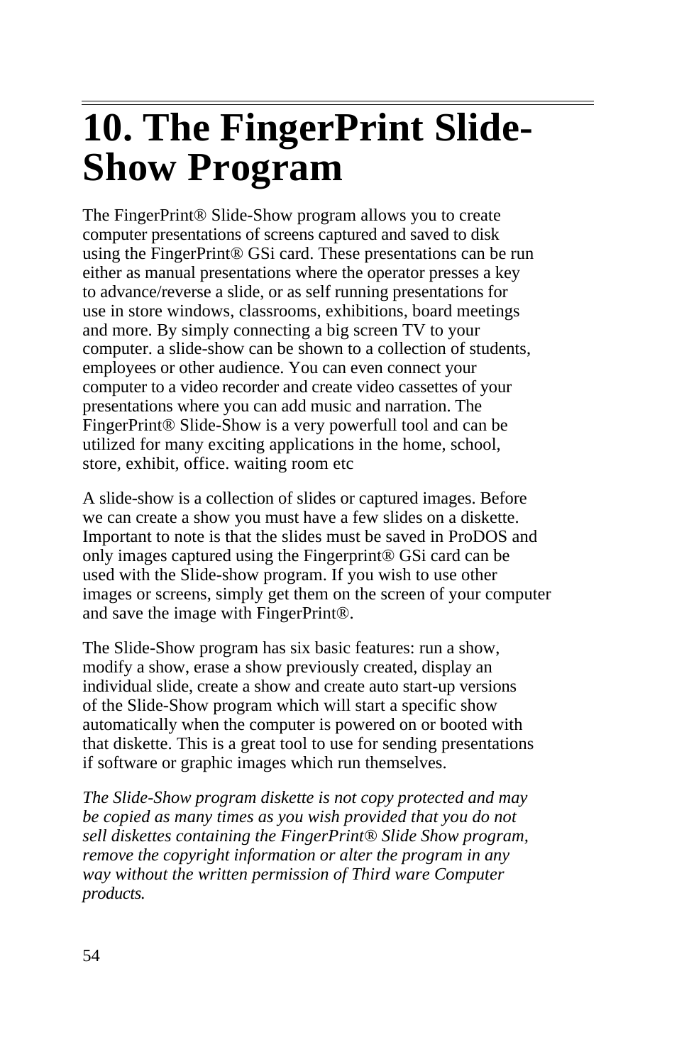# 10. The FingerPrint Slide-Show Program

The FingerPrint® Slide-Show program allows you to create computer presentations of screens captured and saved to disk using the FingerPrint® GSi card. These presentations can be run either as manual presentations where the operator presses a key to advance/reverse a slide, or as self running presentations for use in store windows, classrooms, exhibitions, board meetings and more. By simply connecting a big screen TV to your computer. a slide-show can be shown to a collection of students, employees or other audience. You can even connect your computer to a video recorder and create video cassettes of your presentations where you can add music and narration. The FingerPrint® Slide-Show is a very powerfull tool and can be utilized for many exciting applications in the home, school, store, exhibit, office. waiting room etc

A slide-show is a collection of slides or captured images. Before we can create a show you must have a few slides on a diskette. Important to note is that the slides must be saved in ProDOS and only images captured using the Fingerprint® GSi card can be used with the Slide-show program. If you wish to use other images or screens, simply get them on the screen of your computer and save the image with FingerPrint®.

The Slide-Show program has six basic features: run a show, modify a show, erase a show previously created, display an individual slide, create a show and create auto start-up versions of the Slide-Show program which will start a specific show automatically when the computer is powered on or booted with that diskette. This is a great tool to use for sending presentations if software or graphic images which run themselves.

*The Slide-Show program diskette is not copy protected and may be copied as many times as you wish provided that you do not sell diskettes containing the FingerPrint® Slide Show program, remove the copyright information or alter the program in any way without the written permission of Third ware Computer products.*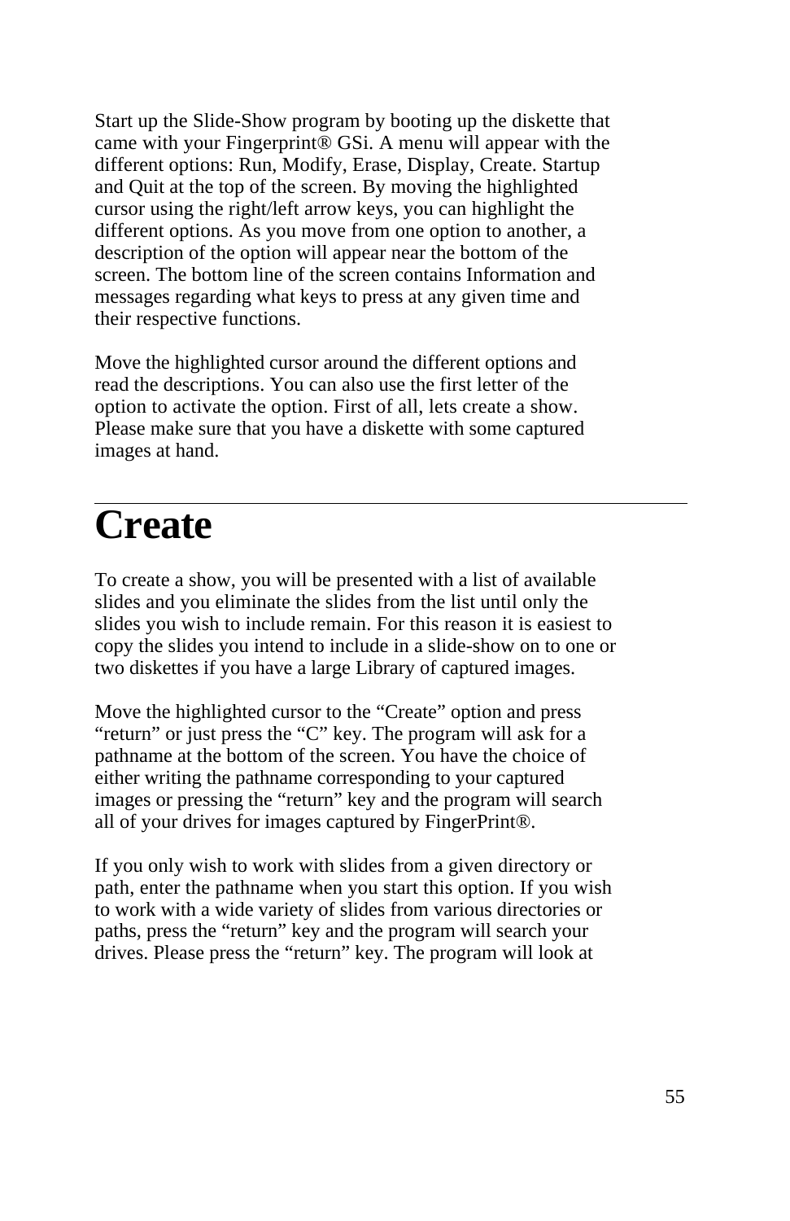Start up the Slide-Show program by booting up the diskette that came with your Fingerprint® GSi. A menu will appear with the different options: Run, Modify, Erase, Display, Create. Startup and Quit at the top of the screen. By moving the highlighted cursor using the right/left arrow keys, you can highlight the different options. As you move from one option to another, a description of the option will appear near the bottom of the screen. The bottom line of the screen contains Information and messages regarding what keys to press at any given time and their respective functions.

Move the highlighted cursor around the different options and read the descriptions. You can also use the first letter of the option to activate the option. First of all, lets create a show. Please make sure that you have a diskette with some captured images at hand.

# Create

To create a show, you will be presented with a list of available slides and you eliminate the slides from the list until only the slides you wish to include remain. For this reason it is easiest to copy the slides you intend to include in a slide-show on to one or two diskettes if you have a large Library of captured images.

Move the highlighted cursor to the “Create” option and press “return” or just press the “C” key. The program will ask for a pathname at the bottom of the screen. You have the choice of either writing the pathname corresponding to your captured images or pressing the “return” key and the program will search all of your drives for images captured by FingerPrint®.

If you only wish to work with slides from a given directory or path, enter the pathname when you start this option. If you wish to work with a wide variety of slides from various directories or paths, press the “return” key and the program will search your drives. Please press the “return” key. The program will look at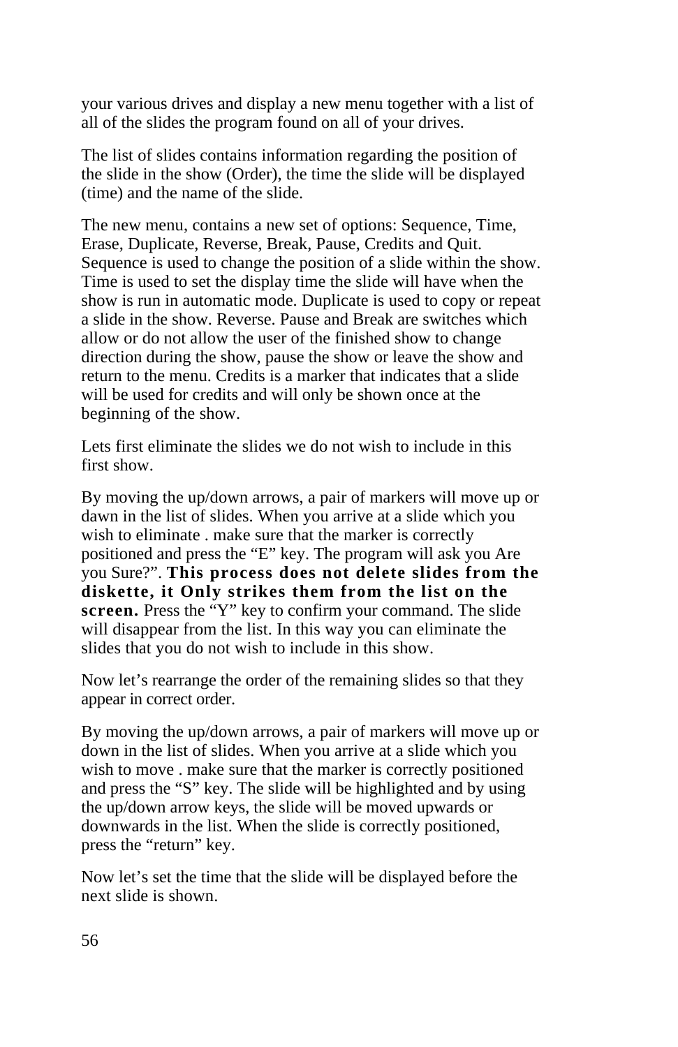your various drives and display a new menu together with a list of all of the slides the program found on all of your drives.

The list of slides contains information regarding the position of the slide in the show (Order), the time the slide will be displayed (time) and the name of the slide.

The new menu, contains a new set of options: Sequence, Time, Erase, Duplicate, Reverse, Break, Pause, Credits and Quit. Sequence is used to change the position of a slide within the show. Time is used to set the display time the slide will have when the show is run in automatic mode. Duplicate is used to copy or repeat a slide in the show. Reverse. Pause and Break are switches which allow or do not allow the user of the finished show to change direction during the show, pause the show or leave the show and return to the menu. Credits is a marker that indicates that a slide will be used for credits and will only be shown once at the beginning of the show.

Lets first eliminate the slides we do not wish to include in this first show.

By moving the up/down arrows, a pair of markers will move up or dawn in the list of slides. When you arrive at a slide which you wish to eliminate . make sure that the marker is correctly positioned and press the “E” key. The program will ask you Are you Sure?”. **This process does not delete slides from the diskette, it Only strikes them from the list on the screen.** Press the “Y” key to confirm your command. The slide will disappear from the list. In this way you can eliminate the slides that you do not wish to include in this show.

Now let’s rearrange the order of the remaining slides so that they appear in correct order.

By moving the up/down arrows, a pair of markers will move up or down in the list of slides. When you arrive at a slide which you wish to move . make sure that the marker is correctly positioned and press the “S” key. The slide will be highlighted and by using the up/down arrow keys, the slide will be moved upwards or downwards in the list. When the slide is correctly positioned, press the “return” key.

Now let’s set the time that the slide will be displayed before the next slide is shown.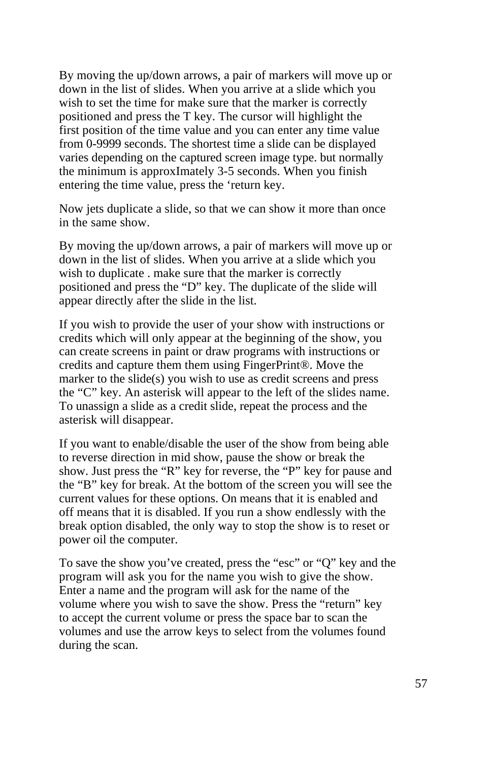By moving the up/down arrows, a pair of markers will move up or down in the list of slides. When you arrive at a slide which you wish to set the time for make sure that the marker is correctly positioned and press the T key. The cursor will highlight the first position of the time value and you can enter any time value from 0-9999 seconds. The shortest time a slide can be displayed varies depending on the captured screen image type. but normally the minimum is approxImately 3-5 seconds. When you finish entering the time value, press the ‘return key.

Now jets duplicate a slide, so that we can show it more than once in the same show.

By moving the up/down arrows, a pair of markers will move up or down in the list of slides. When you arrive at a slide which you wish to duplicate . make sure that the marker is correctly positioned and press the “D” key. The duplicate of the slide will appear directly after the slide in the list.

If you wish to provide the user of your show with instructions or credits which will only appear at the beginning of the show, you can create screens in paint or draw programs with instructions or credits and capture them them using FingerPrint®. Move the marker to the slide(s) you wish to use as credit screens and press the “C” key. An asterisk will appear to the left of the slides name. To unassign a slide as a credit slide, repeat the process and the asterisk will disappear.

If you want to enable/disable the user of the show from being able to reverse direction in mid show, pause the show or break the show. Just press the “R” key for reverse, the “P” key for pause and the “B” key for break. At the bottom of the screen you will see the current values for these options. On means that it is enabled and off means that it is disabled. If you run a show endlessly with the break option disabled, the only way to stop the show is to reset or power oil the computer.

To save the show you’ve created, press the “esc” or “Q” key and the program will ask you for the name you wish to give the show. Enter a name and the program will ask for the name of the volume where you wish to save the show. Press the “return” key to accept the current volume or press the space bar to scan the volumes and use the arrow keys to select from the volumes found during the scan.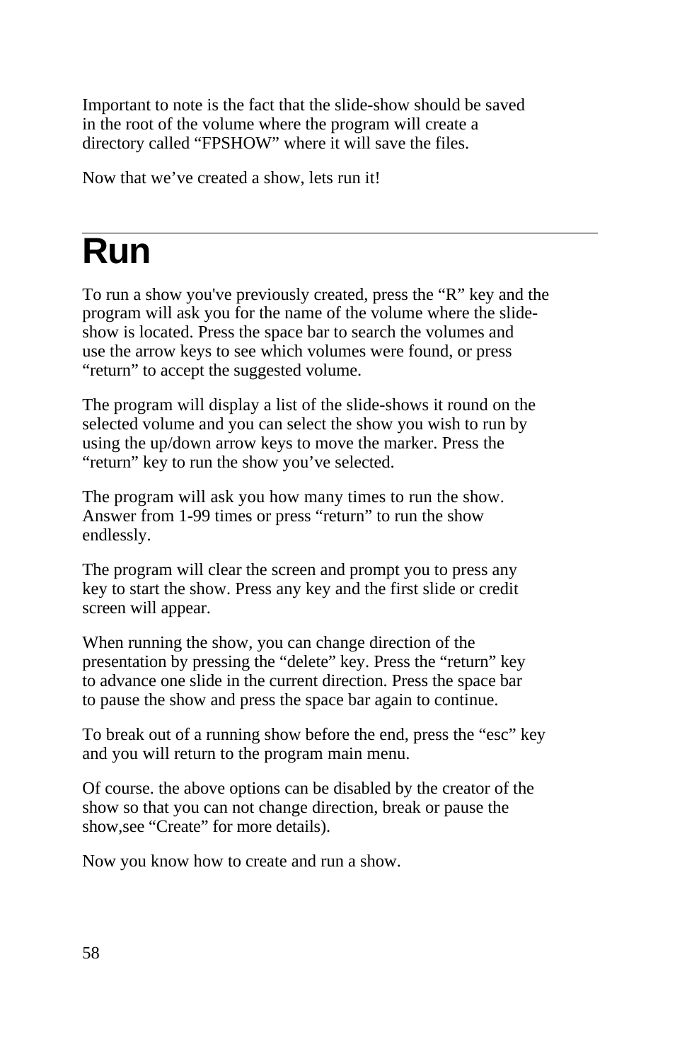Important to note is the fact that the slide-show should be saved in the root of the volume where the program will create a directory called “FPSHOW” where it will save the files.

Now that we’ve created a show, lets run it!

# Run

To run a show you've previously created, press the “R” key and the program will ask you for the name of the volume where the slide-show is located. Press the space bar to search the volumes and use the arrow keys to see which volumes were found, or press “return” to accept the suggested volume.

The program will display a list of the slide-shows it round on the selected volume and you can select the show you wish to run by using the up/down arrow keys to move the marker. Press the “return” key to run the show you’ve selected.

The program will ask you how many times to run the show. Answer from 1-99 times or press “return” to run the show endlessly.

The program will clear the screen and prompt you to press any key to start the show. Press any key and the first slide or credit screen will appear.

When running the show, you can change direction of the presentation by pressing the “delete” key. Press the “return” key to advance one slide in the current direction. Press the space bar to pause the show and press the space bar again to continue.

To break out of a running show before the end, press the “esc” key and you will return to the program main menu.

Of course. the above options can be disabled by the creator of the show so that you can not change direction, break or pause the show,see “Create” for more details).

Now you know how to create and run a show.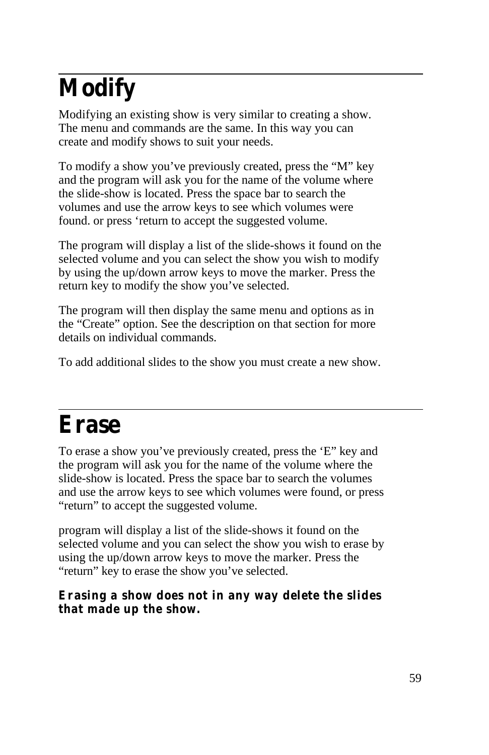# Modify

Modifying an existing show is very similar to creating a show. The menu and commands are the same. In this way you can create and modify shows to suit your needs.

To modify a show you've previously created, press the "M" key and the program will ask you for the name of the volume where the slide-show is located. Press the space bar to search the volumes and use the arrow keys to see which volumes were found. or press 'return to accept the suggested volume.

The program will display a list of the slide-shows it found on the selected volume and you can select the show you wish to modify by using the up/down arrow keys to move the marker. Press the return key to modify the show you've selected.

The program will then display the same menu and options as in the "Create" option. See the description on that section for more details on individual commands.

To add additional slides to the show you must create a new show.

# Erase

To erase a show you've previously created, press the 'E" key and the program will ask you for the name of the volume where the slide-show is located. Press the space bar to search the volumes and use the arrow keys to see which volumes were found, or press "return" to accept the suggested volume.

program will display a list of the slide-shows it found on the selected volume and you can select the show you wish to erase by using the up/down arrow keys to move the marker. Press the "return" key to erase the show you've selected.

***Erasing a show does not in any way delete the slides that made up the show.***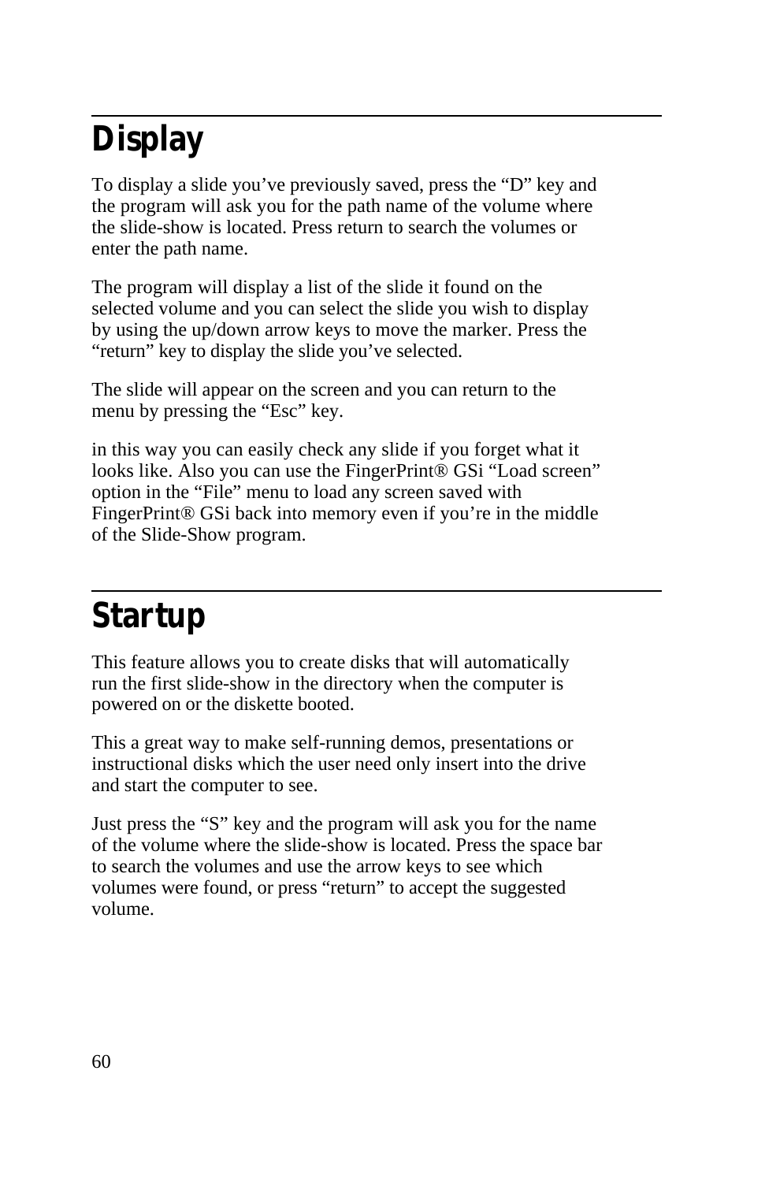# Display

To display a slide you've previously saved, press the "D" key and the program will ask you for the path name of the volume where the slide-show is located. Press return to search the volumes or enter the path name.

The program will display a list of the slide it found on the selected volume and you can select the slide you wish to display by using the up/down arrow keys to move the marker. Press the "return" key to display the slide you've selected.

The slide will appear on the screen and you can return to the menu by pressing the "Esc" key.

in this way you can easily check any slide if you forget what it looks like. Also you can use the FingerPrint® GSi "Load screen" option in the "File" menu to load any screen saved with FingerPrint® GSi back into memory even if you're in the middle of the Slide-Show program.

# Startup

This feature allows you to create disks that will automatically run the first slide-show in the directory when the computer is powered on or the diskette booted.

This a great way to make self-running demos, presentations or instructional disks which the user need only insert into the drive and start the computer to see.

Just press the "S" key and the program will ask you for the name of the volume where the slide-show is located. Press the space bar to search the volumes and use the arrow keys to see which volumes were found, or press "return" to accept the suggested volume.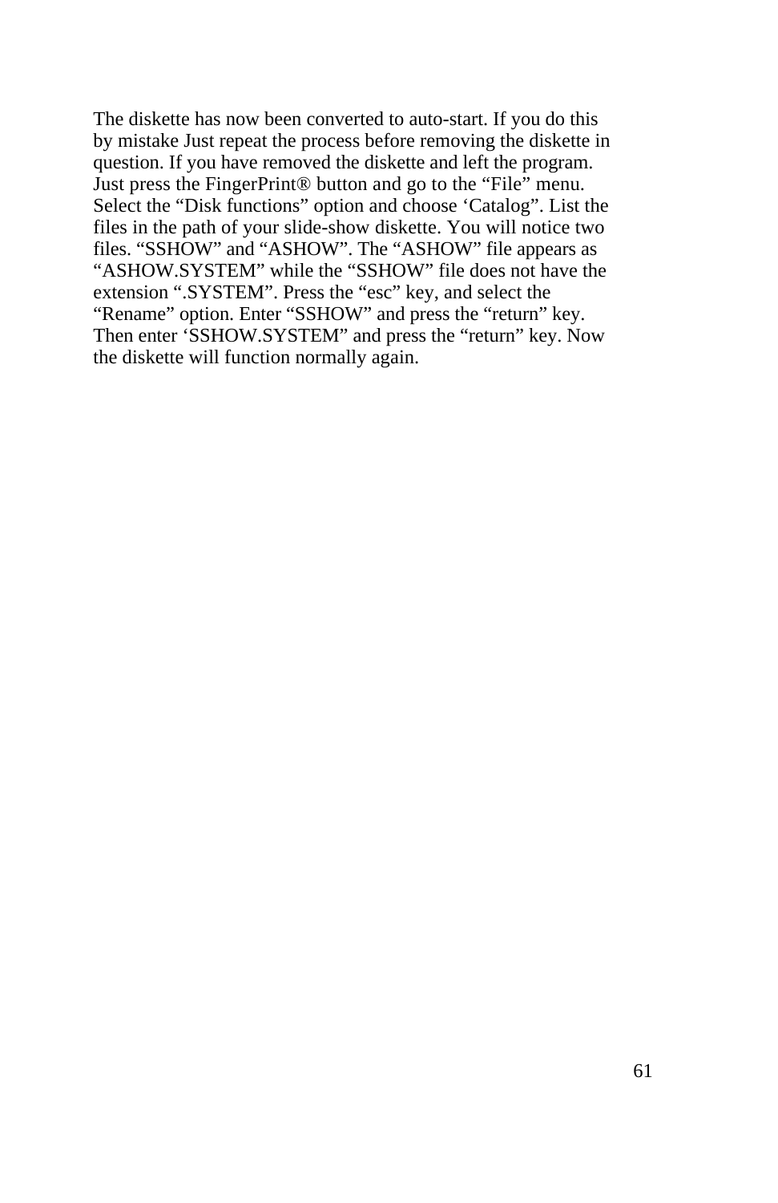The diskette has now been converted to auto-start. If you do this by mistake Just repeat the process before removing the diskette in question. If you have removed the diskette and left the program. Just press the FingerPrint® button and go to the “File” menu. Select the “Disk functions” option and choose ‘Catalog”. List the files in the path of your slide-show diskette. You will notice two files. “SSHOW” and “ASHOW”. The “ASHOW” file appears as “ASHOW.SYSTEM” while the “SSHOW” file does not have the extension “.SYSTEM”. Press the “esc” key, and select the “Rename” option. Enter “SSHOW” and press the “return” key. Then enter ‘SSHOW.SYSTEM” and press the “return” key. Now the diskette will function normally again.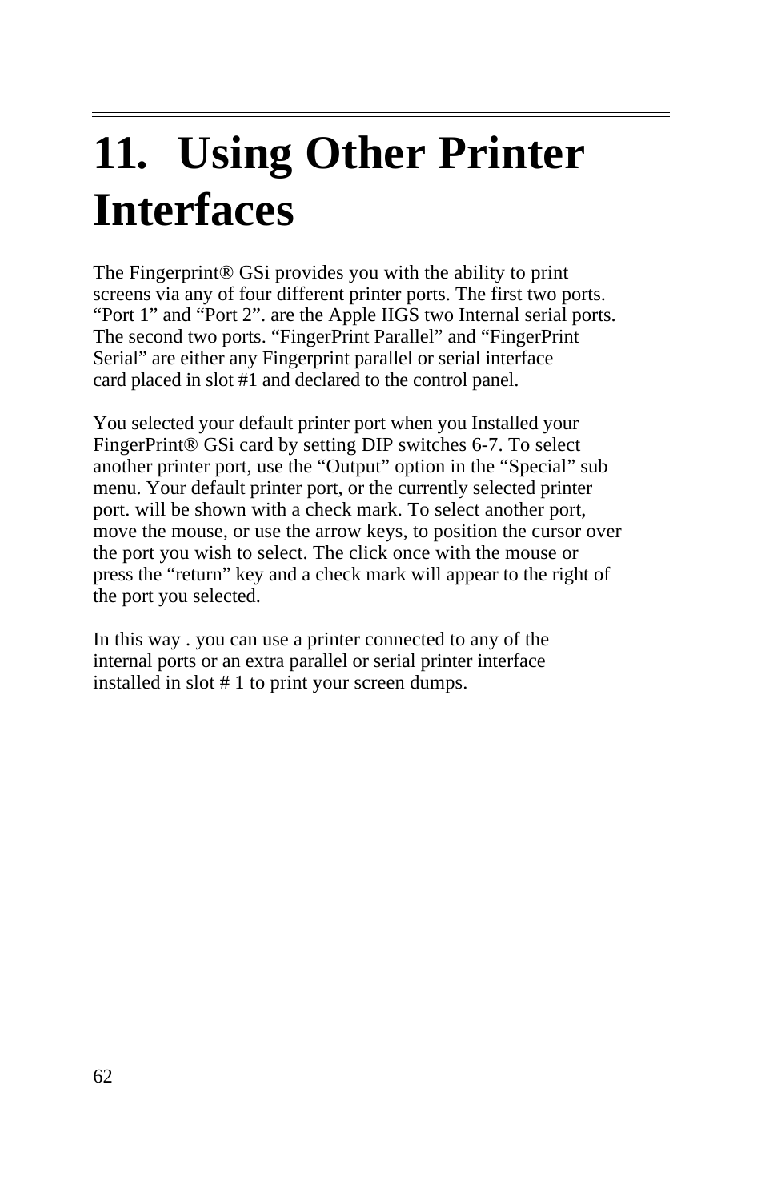# 11. Using Other Printer Interfaces

The Fingerprint® GSi provides you with the ability to print screens via any of four different printer ports. The first two ports. “Port 1” and “Port 2”. are the Apple IIGS two Internal serial ports. The second two ports. “FingerPrint Parallel” and “FingerPrint Serial” are either any Fingerprint parallel or serial interface card placed in slot #1 and declared to the control panel.

You selected your default printer port when you Installed your FingerPrint® GSi card by setting DIP switches 6-7. To select another printer port, use the “Output” option in the “Special” sub menu. Your default printer port, or the currently selected printer port. will be shown with a check mark. To select another port, move the mouse, or use the arrow keys, to position the cursor over the port you wish to select. The click once with the mouse or press the “return” key and a check mark will appear to the right of the port you selected.

In this way . you can use a printer connected to any of the internal ports or an extra parallel or serial printer interface installed in slot # 1 to print your screen dumps.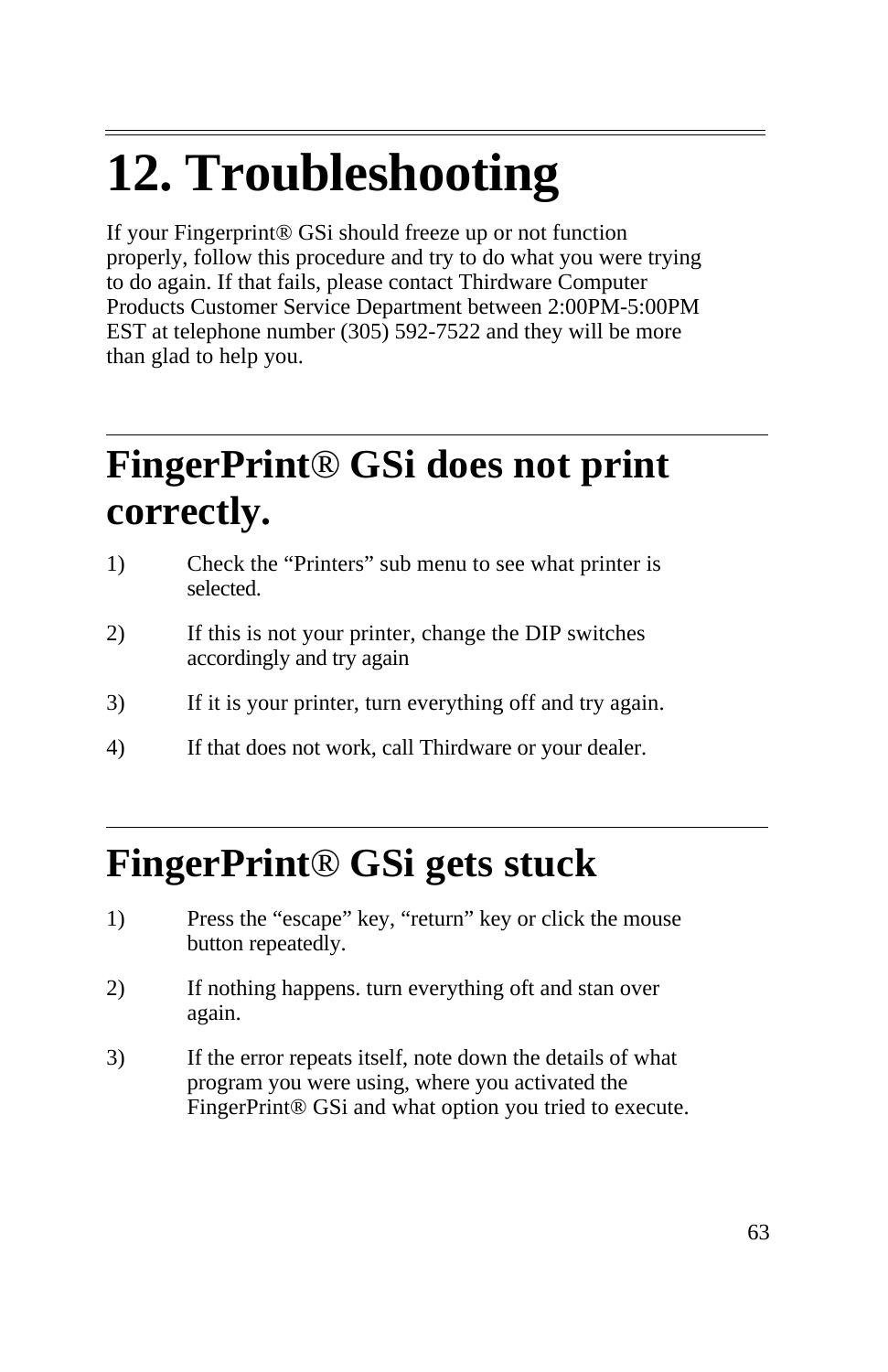# 12. Troubleshooting

If your Fingerprint® GSi should freeze up or not function properly, follow this procedure and try to do what you were trying to do again. If that fails, please contact Thirdware Computer Products Customer Service Department between 2:00PM-5:00PM EST at telephone number (305) 592-7522 and they will be more than glad to help you.

## FingerPrint® GSi does not print correctly.

1) Check the “Printers” sub menu to see what printer is selected.

2) If this is not your printer, change the DIP switches accordingly and try again

3) If it is your printer, turn everything off and try again.

4) If that does not work, call Thirdware or your dealer.

## FingerPrint® GSi gets stuck

1) Press the “escape” key, “return” key or click the mouse button repeatedly.

2) If nothing happens. turn everything oft and stan over again.

3) If the error repeats itself, note down the details of what program you were using, where you activated the FingerPrint® GSi and what option you tried to execute.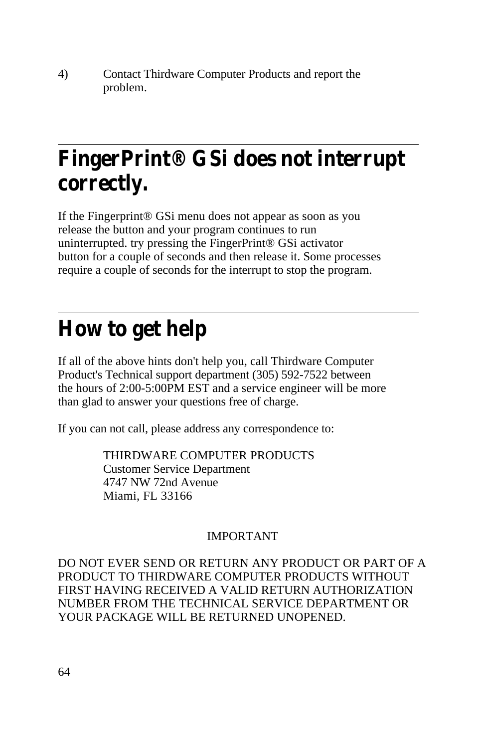4) Contact Thirdware Computer Products and report the problem.

## FingerPrint® GSi does not interrupt correctly.

If the Fingerprint® GSi menu does not appear as soon as you release the button and your program continues to run uninterrupted. try pressing the FingerPrint® GSi activator button for a couple of seconds and then release it. Some processes require a couple of seconds for the interrupt to stop the program.

## How to get help

If all of the above hints don't help you, call Thirdware Computer Product's Technical support department (305) 592-7522 between the hours of 2:00-5:00PM EST and a service engineer will be more than glad to answer your questions free of charge.

If you can not call, please address any correspondence to:

THIRDWARE COMPUTER PRODUCTS
Customer Service Department
4747 NW 72nd Avenue
Miami, FL 33166

IMPORTANT

DO NOT EVER SEND OR RETURN ANY PRODUCT OR PART OF A PRODUCT TO THIRDWARE COMPUTER PRODUCTS WITHOUT FIRST HAVING RECEIVED A VALID RETURN AUTHORIZATION NUMBER FROM THE TECHNICAL SERVICE DEPARTMENT OR YOUR PACKAGE WILL BE RETURNED UNOPENED.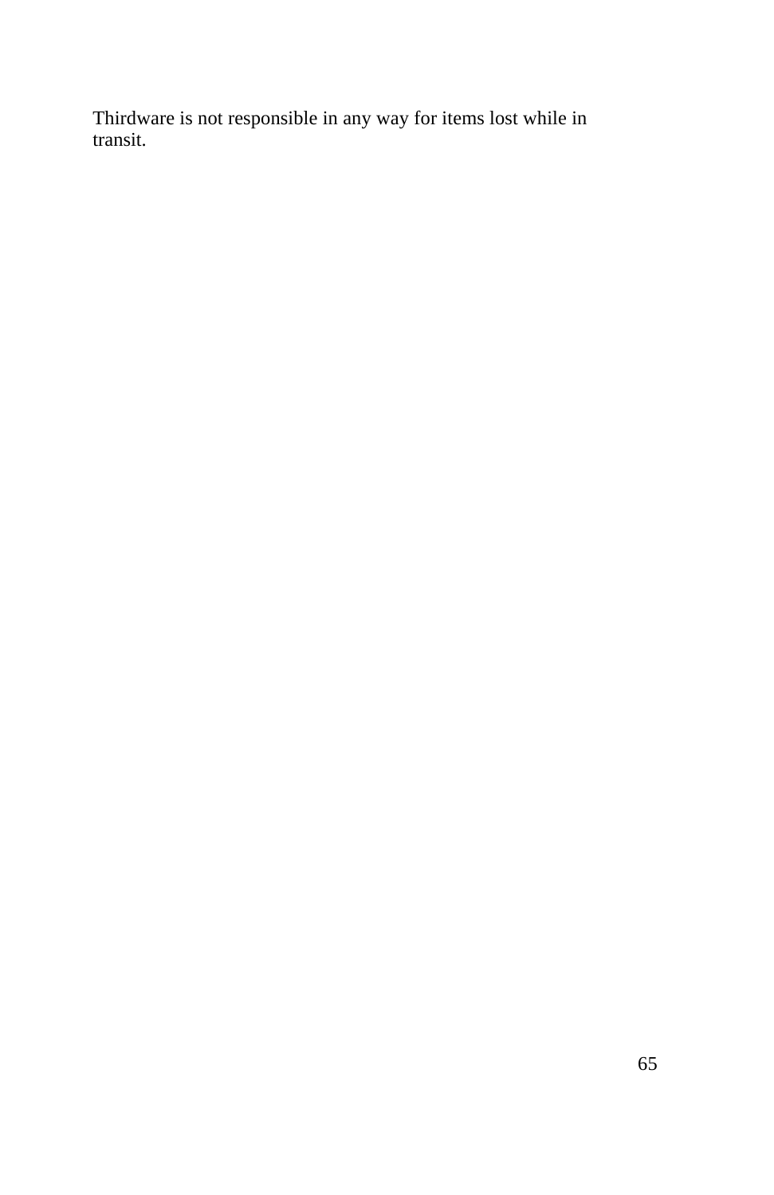Thirdware is not responsible in any way for items lost while in transit.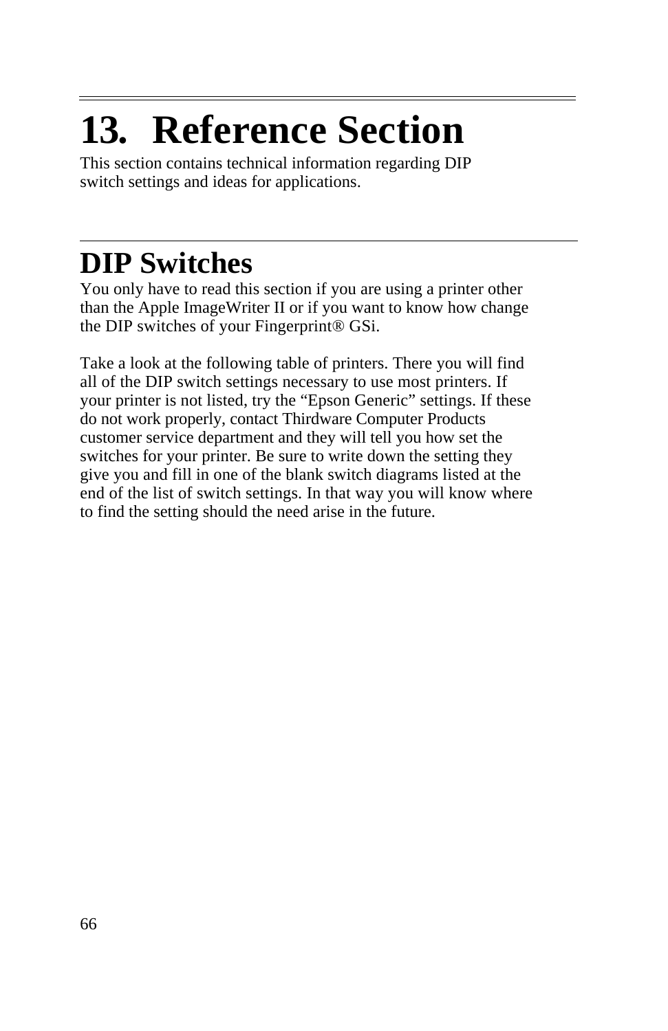# 13. Reference Section

This section contains technical information regarding DIP switch settings and ideas for applications.

## DIP Switches

You only have to read this section if you are using a printer other than the Apple ImageWriter II or if you want to know how change the DIP switches of your Fingerprint® GSi.

Take a look at the following table of printers. There you will find all of the DIP switch settings necessary to use most printers. If your printer is not listed, try the “Epson Generic” settings. If these do not work properly, contact Thirdware Computer Products customer service department and they will tell you how set the switches for your printer. Be sure to write down the setting they give you and fill in one of the blank switch diagrams listed at the end of the list of switch settings. In that way you will know where to find the setting should the need arise in the future.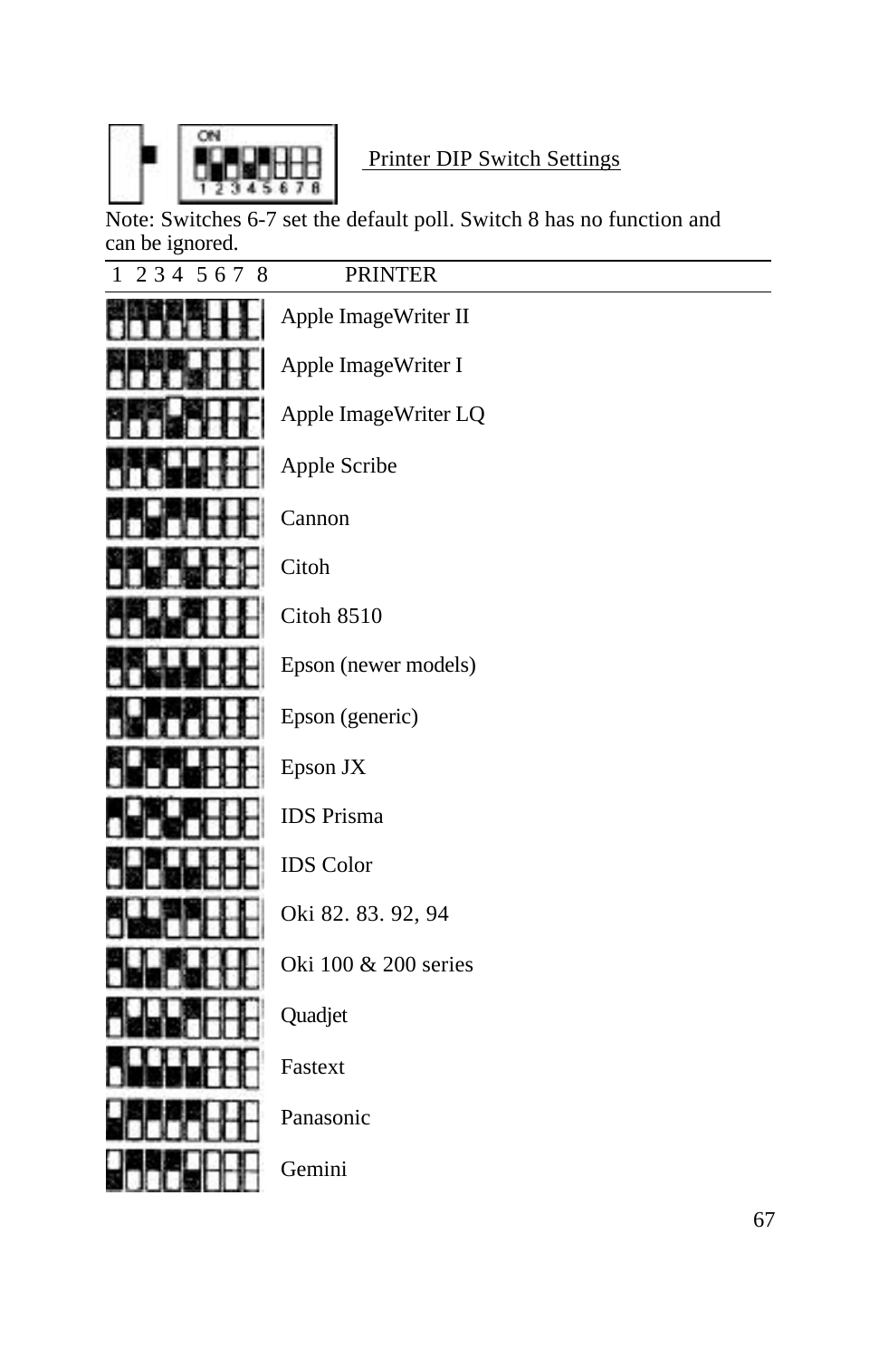Printer DIP Switch Settings

Note: Switches 6-7 set the default poll. Switch 8 has no function and can be ignored.

| 1 2 3 4 5 6 7 8 | PRINTER |
|---|---|
| | Apple ImageWriter II |
| | Apple ImageWriter I |
| | Apple ImageWriter LQ |
| | Apple Scribe |
| | Cannon |
| | Citoh |
| | Citoh 8510 |
| | Epson (newer models) |
| | Epson (generic) |
| | Epson JX |
| | IDS Prisma |
| | IDS Color |
| | Oki 82. 83. 92, 94 |
| | Oki 100 & 200 series |
| | Quadjet |
| | Fastext |
| | Panasonic |
| | Gemini |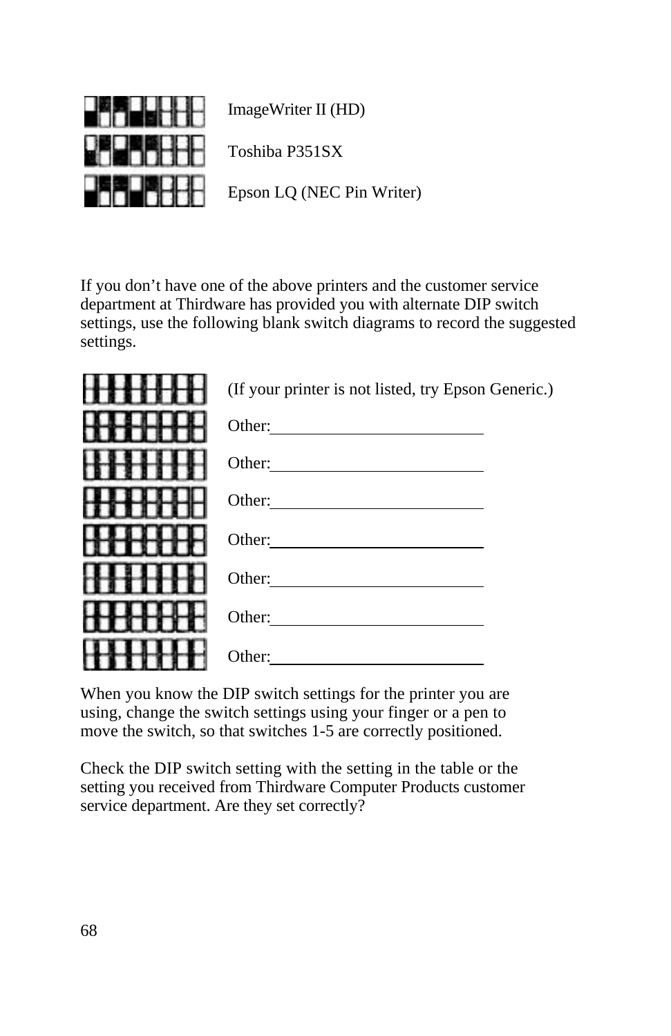ImageWriter II (HD)

Toshiba P351SX

Epson LQ (NEC Pin Writer)

If you don't have one of the above printers and the customer service department at Thirdware has provided you with alternate DIP switch settings, use the following blank switch diagrams to record the suggested settings.

(If your printer is not listed, try Epson Generic.)

Other:\_\_\_\_\_\_\_\_\_\_\_\_\_\_\_\_\_\_\_\_\_\_\_\_\_

Other:\_\_\_\_\_\_\_\_\_\_\_\_\_\_\_\_\_\_\_\_\_\_\_\_\_

Other:\_\_\_\_\_\_\_\_\_\_\_\_\_\_\_\_\_\_\_\_\_\_\_\_\_

Other:\_\_\_\_\_\_\_\_\_\_\_\_\_\_\_\_\_\_\_\_\_\_\_\_\_

Other:\_\_\_\_\_\_\_\_\_\_\_\_\_\_\_\_\_\_\_\_\_\_\_\_\_

Other:\_\_\_\_\_\_\_\_\_\_\_\_\_\_\_\_\_\_\_\_\_\_\_\_\_

Other:\_\_\_\_\_\_\_\_\_\_\_\_\_\_\_\_\_\_\_\_\_\_\_\_\_

When you know the DIP switch settings for the printer you are using, change the switch settings using your finger or a pen to move the switch, so that switches 1-5 are correctly positioned.

Check the DIP switch setting with the setting in the table or the setting you received from Thirdware Computer Products customer service department. Are they set correctly?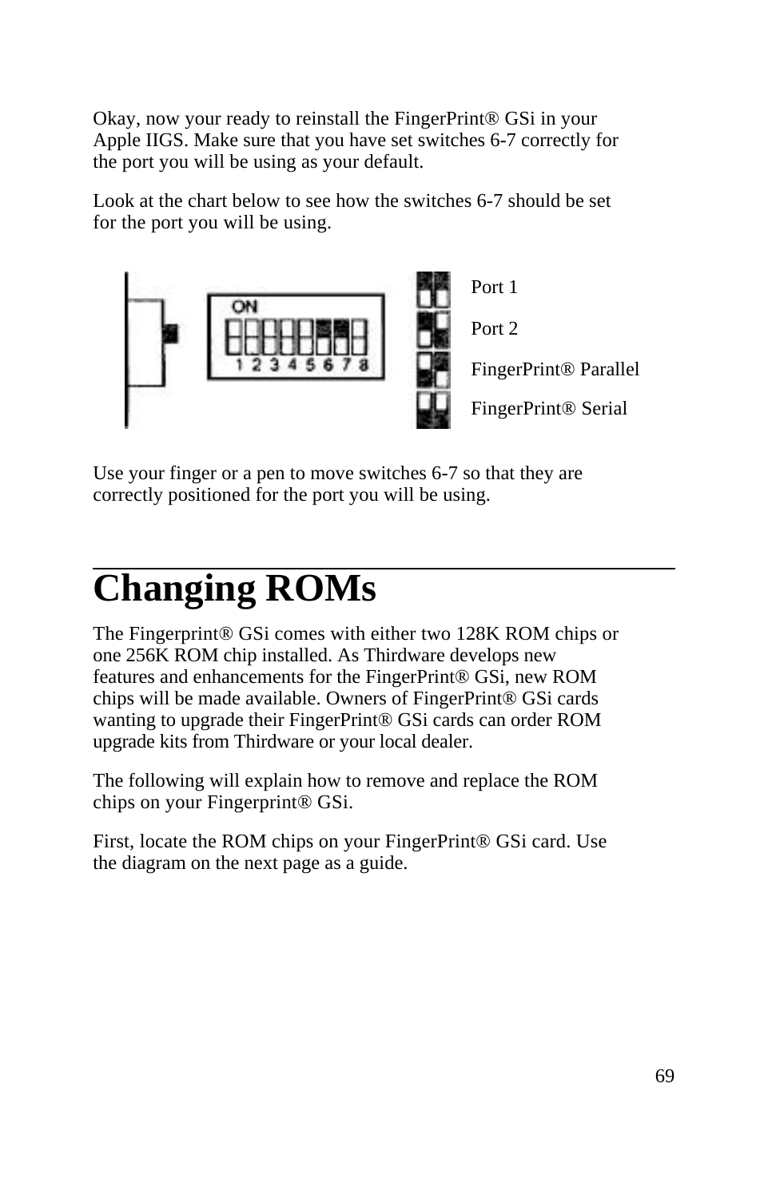Okay, now your ready to reinstall the FingerPrint® GSi in your Apple IIGS. Make sure that you have set switches 6-7 correctly for the port you will be using as your default.

Look at the chart below to see how the switches 6-7 should be set for the port you will be using.

Port 1

Port 2

FingerPrint® Parallel

FingerPrint® Serial

Use your finger or a pen to move switches 6-7 so that they are correctly positioned for the port you will be using.

# Changing ROMs

The Fingerprint® GSi comes with either two 128K ROM chips or one 256K ROM chip installed. As Thirdware develops new features and enhancements for the FingerPrint® GSi, new ROM chips will be made available. Owners of FingerPrint® GSi cards wanting to upgrade their FingerPrint® GSi cards can order ROM upgrade kits from Thirdware or your local dealer.

The following will explain how to remove and replace the ROM chips on your Fingerprint® GSi.

First, locate the ROM chips on your FingerPrint® GSi card. Use the diagram on the next page as a guide.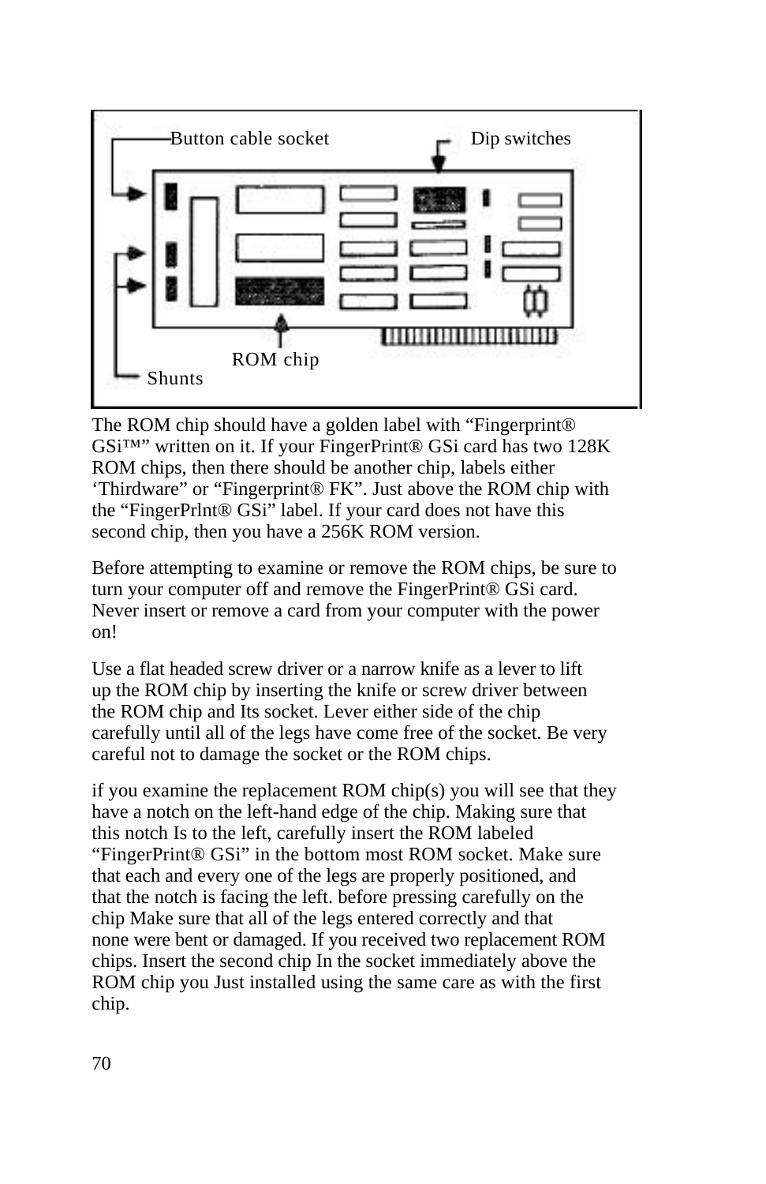Button cable socket

Dip switches

ROM chip

Shunts

The ROM chip should have a golden label with “Fingerprint® GSi™” written on it. If your FingerPrint® GSi card has two 128K ROM chips, then there should be another chip, labels either ‘Thirdware” or “Fingerprint® FK”. Just above the ROM chip with the “FingerPrlnt® GSi” label. If your card does not have this second chip, then you have a 256K ROM version.

Before attempting to examine or remove the ROM chips, be sure to turn your computer off and remove the FingerPrint® GSi card. Never insert or remove a card from your computer with the power on!

Use a flat headed screw driver or a narrow knife as a lever to lift up the ROM chip by inserting the knife or screw driver between the ROM chip and Its socket. Lever either side of the chip carefully until all of the legs have come free of the socket. Be very careful not to damage the socket or the ROM chips.

if you examine the replacement ROM chip(s) you will see that they have a notch on the left-hand edge of the chip. Making sure that this notch Is to the left, carefully insert the ROM labeled “FingerPrint® GSi” in the bottom most ROM socket. Make sure that each and every one of the legs are properly positioned, and that the notch is facing the left. before pressing carefully on the chip Make sure that all of the legs entered correctly and that none were bent or damaged. If you received two replacement ROM chips. Insert the second chip In the socket immediately above the ROM chip you Just installed using the same care as with the first chip.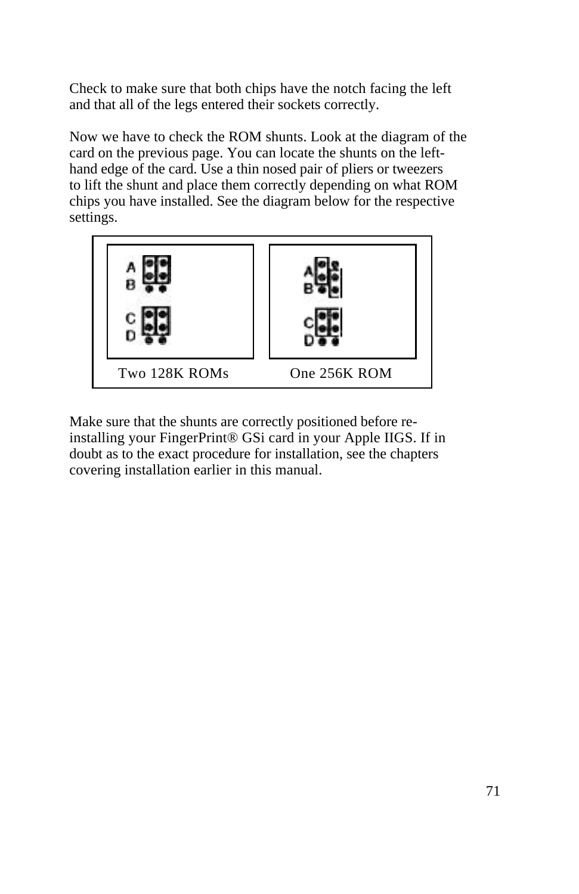Check to make sure that both chips have the notch facing the left and that all of the legs entered their sockets correctly.

Now we have to check the ROM shunts. Look at the diagram of the card on the previous page. You can locate the shunts on the left-hand edge of the card. Use a thin nosed pair of pliers or tweezers to lift the shunt and place them correctly depending on what ROM chips you have installed. See the diagram below for the respective settings.

Two 128K ROMs          One 256K ROM

Make sure that the shunts are correctly positioned before re-installing your FingerPrint® GSi card in your Apple IIGS. If in doubt as to the exact procedure for installation, see the chapters covering installation earlier in this manual.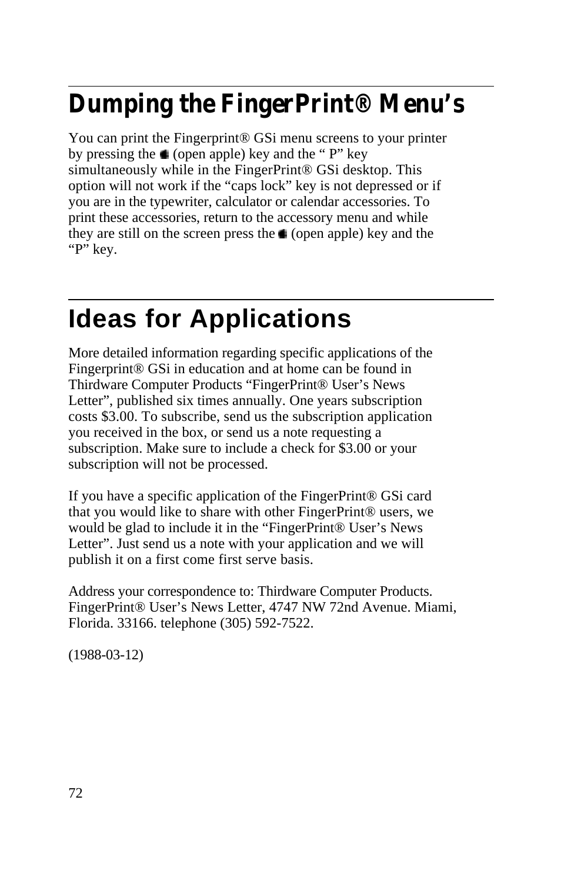## Dumping the FingerPrint® Menu's

You can print the Fingerprint® GSi menu screens to your printer by pressing the  (open apple) key and the " P" key simultaneously while in the FingerPrint® GSi desktop. This option will not work if the "caps lock" key is not depressed or if you are in the typewriter, calculator or calendar accessories. To print these accessories, return to the accessory menu and while they are still on the screen press the  (open apple) key and the "P" key.

## Ideas for Applications

More detailed information regarding specific applications of the Fingerprint® GSi in education and at home can be found in Thirdware Computer Products "FingerPrint® User's News Letter", published six times annually. One years subscription costs $3.00. To subscribe, send us the subscription application you received in the box, or send us a note requesting a subscription. Make sure to include a check for $3.00 or your subscription will not be processed.

If you have a specific application of the FingerPrint® GSi card that you would like to share with other FingerPrint® users, we would be glad to include it in the "FingerPrint® User's News Letter". Just send us a note with your application and we will publish it on a first come first serve basis.

Address your correspondence to: Thirdware Computer Products. FingerPrint® User's News Letter, 4747 NW 72nd Avenue. Miami, Florida. 33166. telephone (305) 592-7522.

(1988-03-12)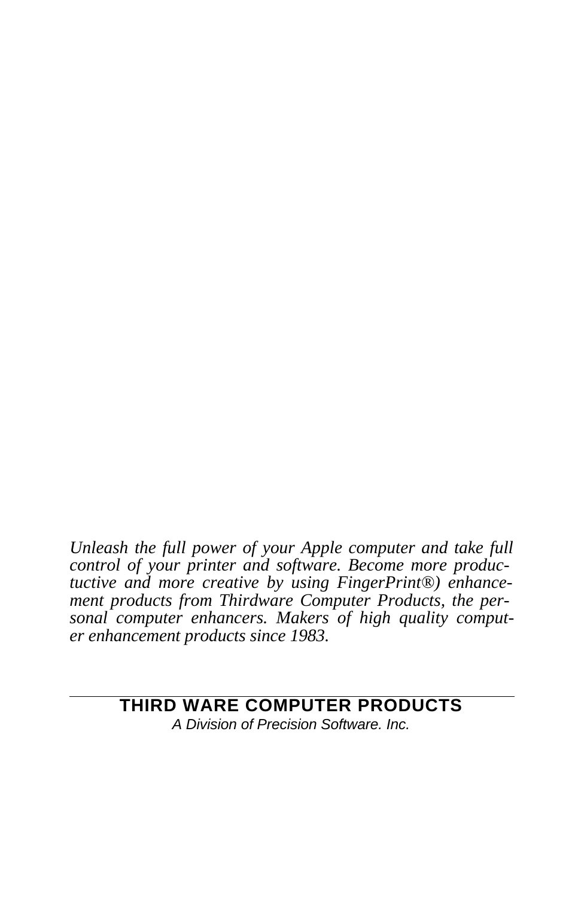*Unleash the full power of your Apple computer and take full control of your printer and software. Become more productuctive and more creative by using FingerPrint®) enhancement products from Thirdware Computer Products, the personal computer enhancers. Makers of high quality computer enhancement products since 1983.*

---

**THIRD WARE COMPUTER PRODUCTS**

*A Division of Precision Software. Inc.*